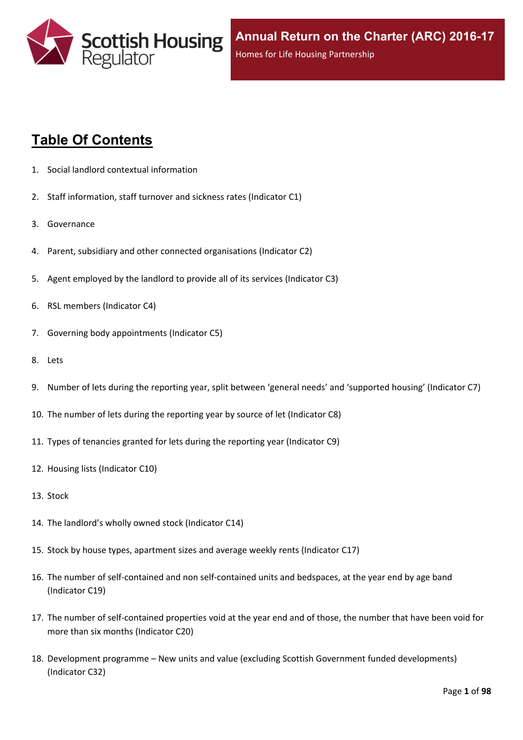Scottish Housing Regulator

# Annual Return on the Charter (ARC) 2016-17

Homes for Life Housing Partnership

## Table Of Contents

1. Social landlord contextual information
2. Staff information, staff turnover and sickness rates (Indicator C1)
3. Governance
4. Parent, subsidiary and other connected organisations (Indicator C2)
5. Agent employed by the landlord to provide all of its services (Indicator C3)
6. RSL members (Indicator C4)
7. Governing body appointments (Indicator C5)
8. Lets
9. Number of lets during the reporting year, split between 'general needs' and 'supported housing' (Indicator C7)
10. The number of lets during the reporting year by source of let (Indicator C8)
11. Types of tenancies granted for lets during the reporting year (Indicator C9)
12. Housing lists (Indicator C10)
13. Stock
14. The landlord's wholly owned stock (Indicator C14)
15. Stock by house types, apartment sizes and average weekly rents (Indicator C17)
16. The number of self-contained and non self-contained units and bedspaces, at the year end by age band (Indicator C19)
17. The number of self-contained properties void at the year end and of those, the number that have been void for more than six months (Indicator C20)
18. Development programme – New units and value (excluding Scottish Government funded developments) (Indicator C32)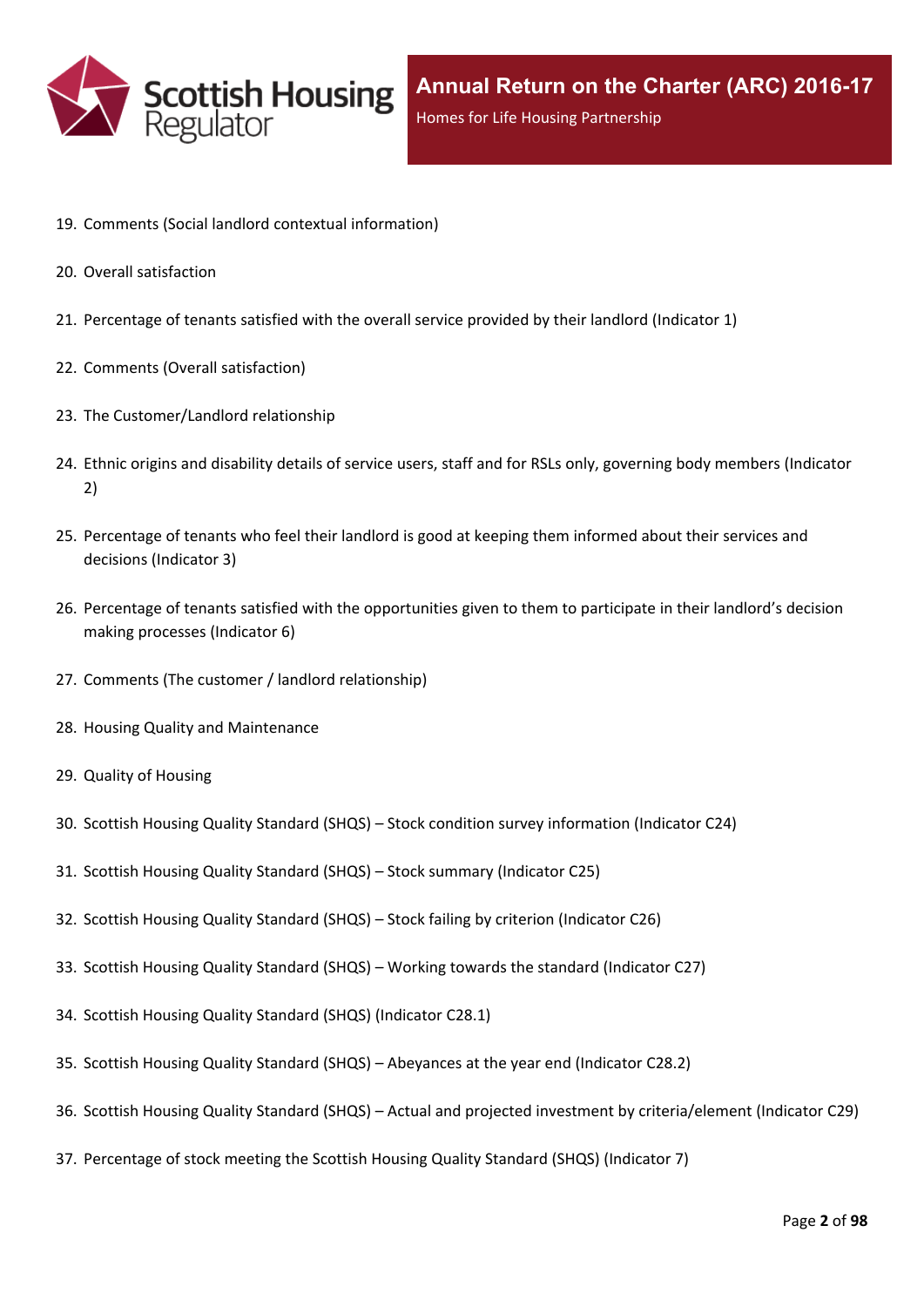19. Comments (Social landlord contextual information)
20. Overall satisfaction
21. Percentage of tenants satisfied with the overall service provided by their landlord (Indicator 1)
22. Comments (Overall satisfaction)
23. The Customer/Landlord relationship
24. Ethnic origins and disability details of service users, staff and for RSLs only, governing body members (Indicator 2)
25. Percentage of tenants who feel their landlord is good at keeping them informed about their services and decisions (Indicator 3)
26. Percentage of tenants satisfied with the opportunities given to them to participate in their landlord's decision making processes (Indicator 6)
27. Comments (The customer / landlord relationship)
28. Housing Quality and Maintenance
29. Quality of Housing
30. Scottish Housing Quality Standard (SHQS) – Stock condition survey information (Indicator C24)
31. Scottish Housing Quality Standard (SHQS) – Stock summary (Indicator C25)
32. Scottish Housing Quality Standard (SHQS) – Stock failing by criterion (Indicator C26)
33. Scottish Housing Quality Standard (SHQS) – Working towards the standard (Indicator C27)
34. Scottish Housing Quality Standard (SHQS) (Indicator C28.1)
35. Scottish Housing Quality Standard (SHQS) – Abeyances at the year end (Indicator C28.2)
36. Scottish Housing Quality Standard (SHQS) – Actual and projected investment by criteria/element (Indicator C29)
37. Percentage of stock meeting the Scottish Housing Quality Standard (SHQS) (Indicator 7)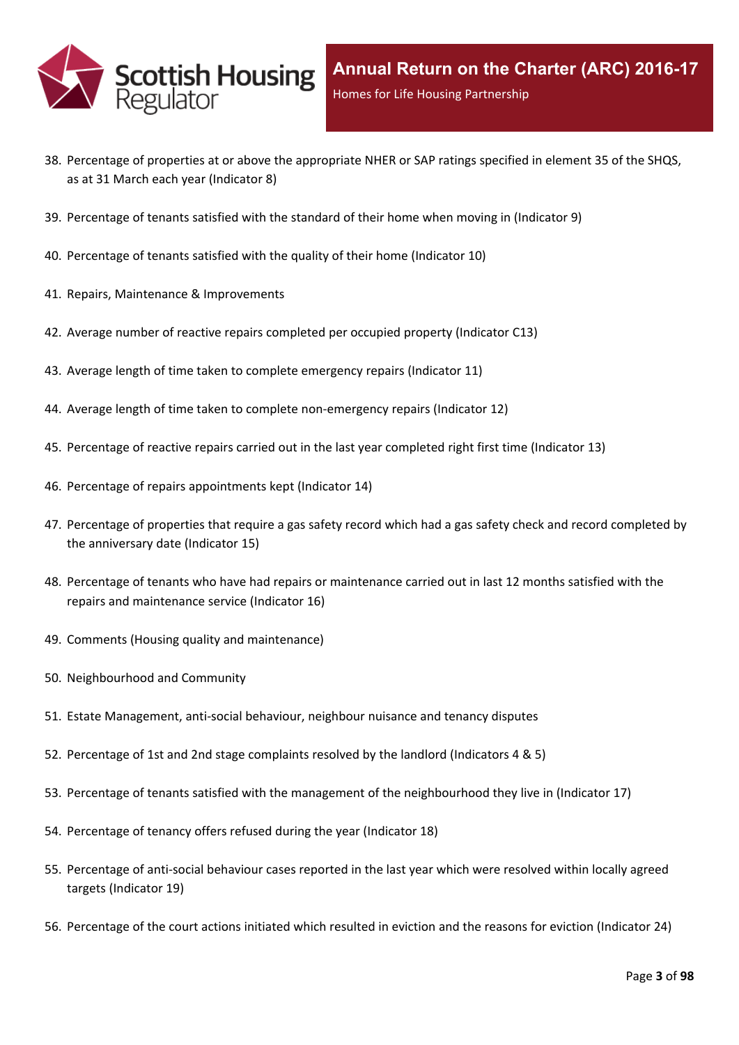38. Percentage of properties at or above the appropriate NHER or SAP ratings specified in element 35 of the SHQS, as at 31 March each year (Indicator 8)
39. Percentage of tenants satisfied with the standard of their home when moving in (Indicator 9)
40. Percentage of tenants satisfied with the quality of their home (Indicator 10)
41. Repairs, Maintenance & Improvements
42. Average number of reactive repairs completed per occupied property (Indicator C13)
43. Average length of time taken to complete emergency repairs (Indicator 11)
44. Average length of time taken to complete non-emergency repairs (Indicator 12)
45. Percentage of reactive repairs carried out in the last year completed right first time (Indicator 13)
46. Percentage of repairs appointments kept (Indicator 14)
47. Percentage of properties that require a gas safety record which had a gas safety check and record completed by the anniversary date (Indicator 15)
48. Percentage of tenants who have had repairs or maintenance carried out in last 12 months satisfied with the repairs and maintenance service (Indicator 16)
49. Comments (Housing quality and maintenance)
50. Neighbourhood and Community
51. Estate Management, anti-social behaviour, neighbour nuisance and tenancy disputes
52. Percentage of 1st and 2nd stage complaints resolved by the landlord (Indicators 4 & 5)
53. Percentage of tenants satisfied with the management of the neighbourhood they live in (Indicator 17)
54. Percentage of tenancy offers refused during the year (Indicator 18)
55. Percentage of anti-social behaviour cases reported in the last year which were resolved within locally agreed targets (Indicator 19)
56. Percentage of the court actions initiated which resulted in eviction and the reasons for eviction (Indicator 24)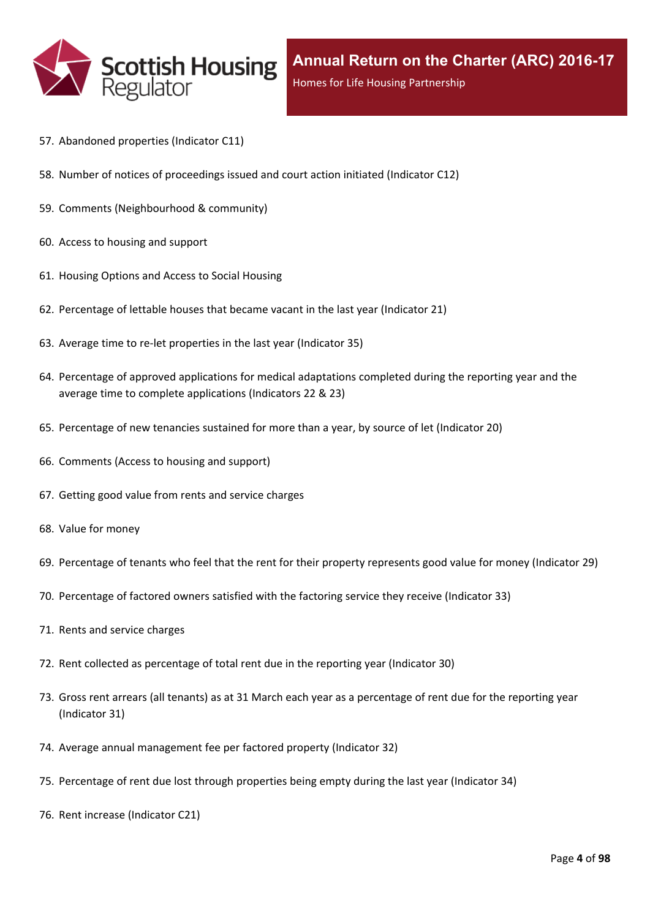57. Abandoned properties (Indicator C11)
58. Number of notices of proceedings issued and court action initiated (Indicator C12)
59. Comments (Neighbourhood & community)
60. Access to housing and support
61. Housing Options and Access to Social Housing
62. Percentage of lettable houses that became vacant in the last year (Indicator 21)
63. Average time to re-let properties in the last year (Indicator 35)
64. Percentage of approved applications for medical adaptations completed during the reporting year and the average time to complete applications (Indicators 22 & 23)
65. Percentage of new tenancies sustained for more than a year, by source of let (Indicator 20)
66. Comments (Access to housing and support)
67. Getting good value from rents and service charges
68. Value for money
69. Percentage of tenants who feel that the rent for their property represents good value for money (Indicator 29)
70. Percentage of factored owners satisfied with the factoring service they receive (Indicator 33)
71. Rents and service charges
72. Rent collected as percentage of total rent due in the reporting year (Indicator 30)
73. Gross rent arrears (all tenants) as at 31 March each year as a percentage of rent due for the reporting year (Indicator 31)
74. Average annual management fee per factored property (Indicator 32)
75. Percentage of rent due lost through properties being empty during the last year (Indicator 34)
76. Rent increase (Indicator C21)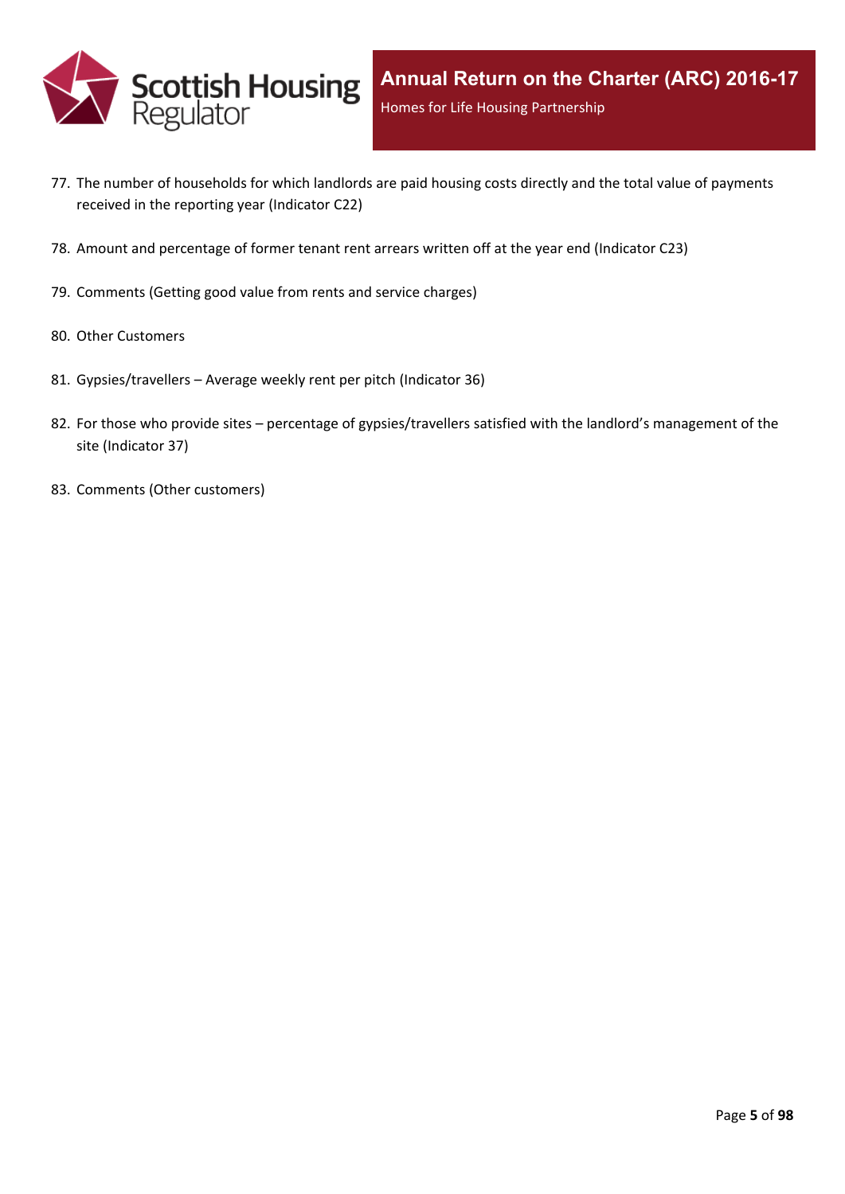77. The number of households for which landlords are paid housing costs directly and the total value of payments received in the reporting year (Indicator C22)
78. Amount and percentage of former tenant rent arrears written off at the year end (Indicator C23)
79. Comments (Getting good value from rents and service charges)
80. Other Customers
81. Gypsies/travellers – Average weekly rent per pitch (Indicator 36)
82. For those who provide sites – percentage of gypsies/travellers satisfied with the landlord’s management of the site (Indicator 37)
83. Comments (Other customers)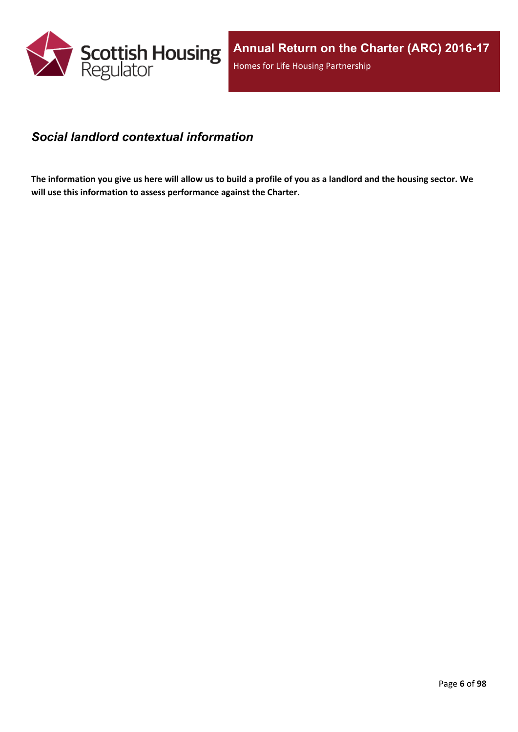## *Social landlord contextual information*

**The information you give us here will allow us to build a profile of you as a landlord and the housing sector. We will use this information to assess performance against the Charter.**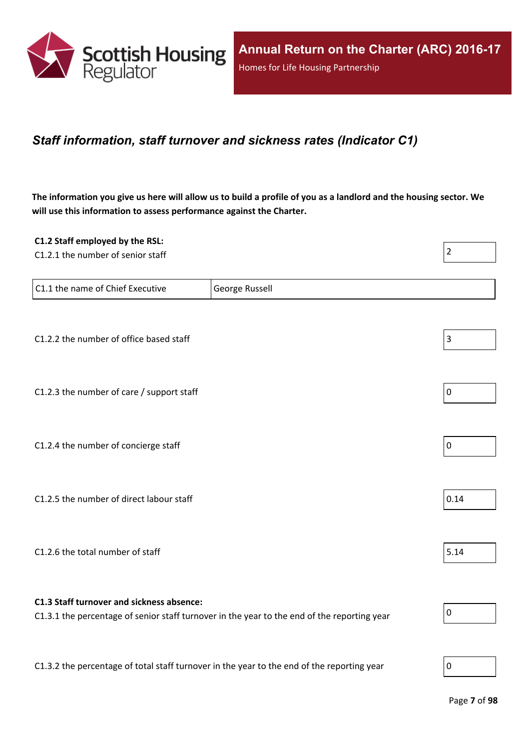## *Staff information, staff turnover and sickness rates (Indicator C1)*

**The information you give us here will allow us to build a profile of you as a landlord and the housing sector. We will use this information to assess performance against the Charter.**

**C1.2 Staff employed by the RSL:**

C1.2.1 the number of senior staff: 2

| C1.1 the name of Chief Executive | George Russell |
|---|---|

C1.2.2 the number of office based staff: 3

C1.2.3 the number of care / support staff: 0

C1.2.4 the number of concierge staff: 0

C1.2.5 the number of direct labour staff: 0.14

C1.2.6 the total number of staff: 5.14

**C1.3 Staff turnover and sickness absence:**

C1.3.1 the percentage of senior staff turnover in the year to the end of the reporting year: 0

C1.3.2 the percentage of total staff turnover in the year to the end of the reporting year: 0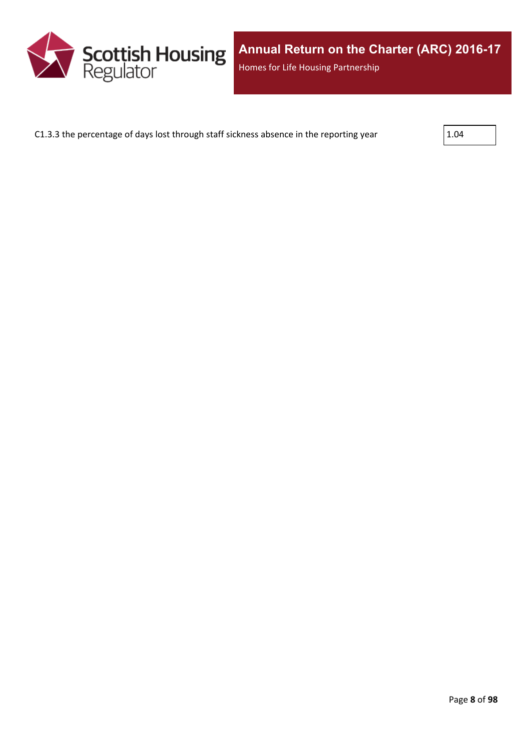C1.3.3 the percentage of days lost through staff sickness absence in the reporting year

| 1.04 |
|---|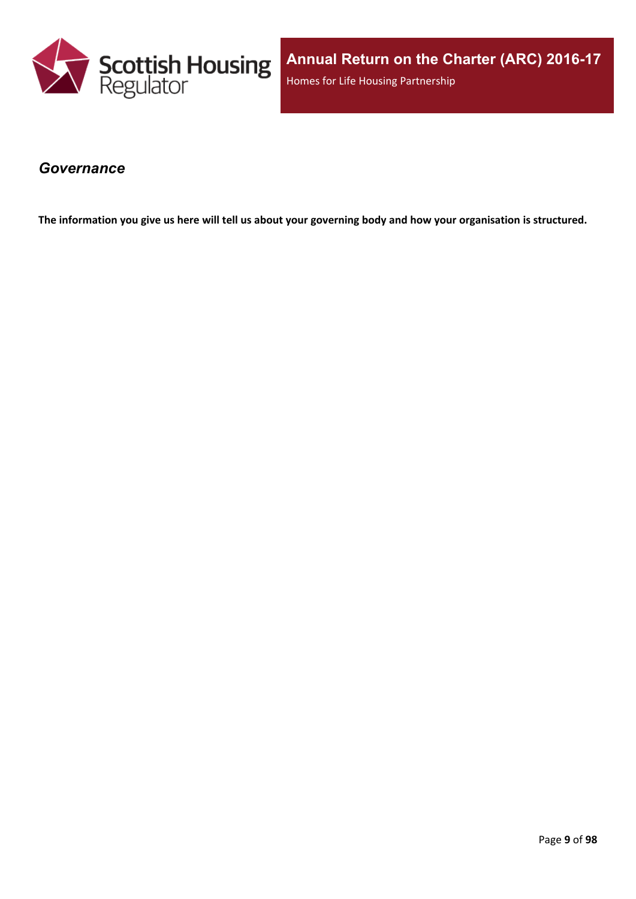## *Governance*

**The information you give us here will tell us about your governing body and how your organisation is structured.**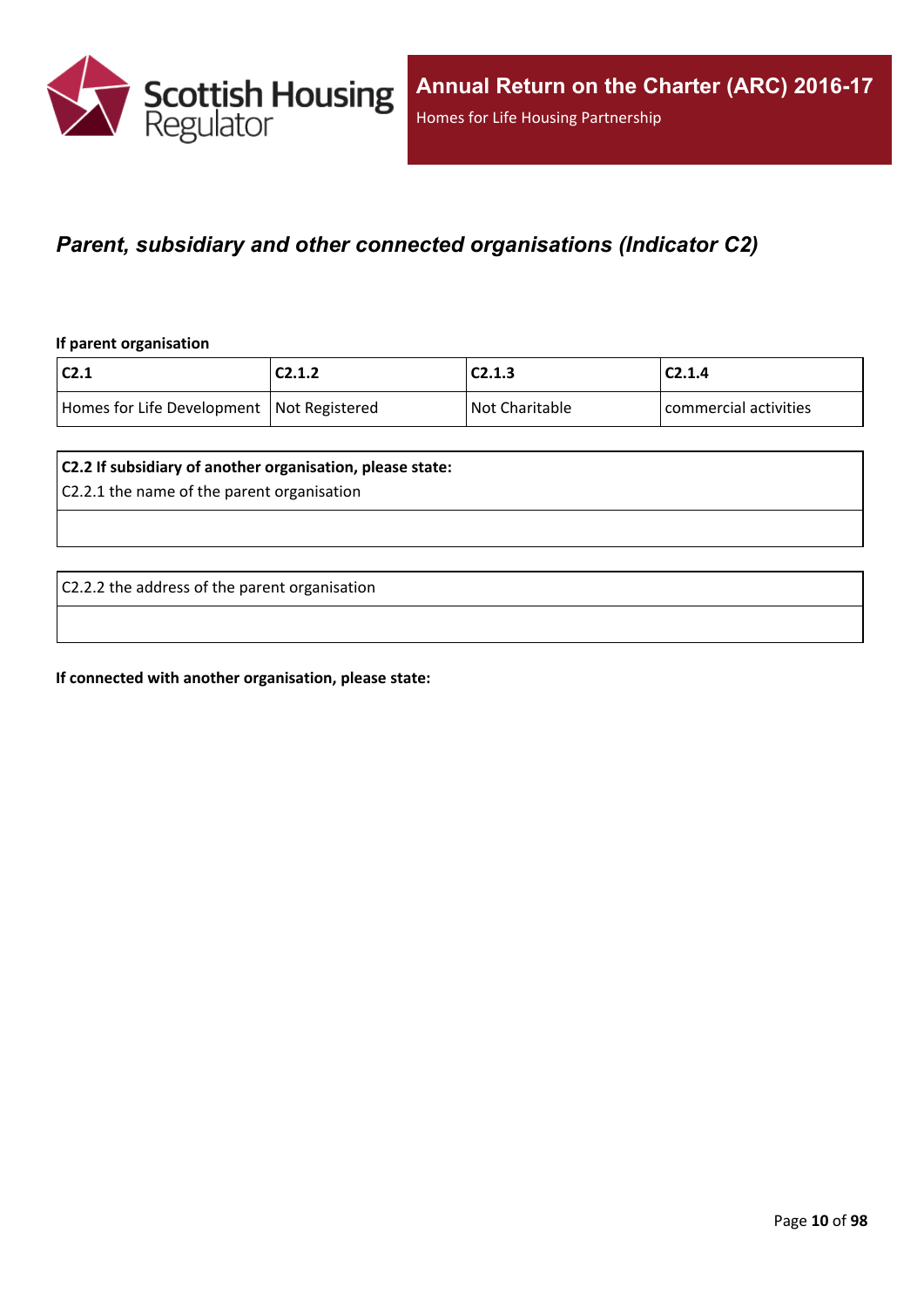## *Parent, subsidiary and other connected organisations (Indicator C2)*

**If parent organisation**

| C2.1 | C2.1.2 | C2.1.3 | C2.1.4 |
|---|---|---|---|
| Homes for Life Development | Not Registered | Not Charitable | commercial activities |

| **C2.2 If subsidiary of another organisation, please state:**<br>C2.2.1 the name of the parent organisation |
|---|
| |

| C2.2.2 the address of the parent organisation |
|---|
| |

**If connected with another organisation, please state:**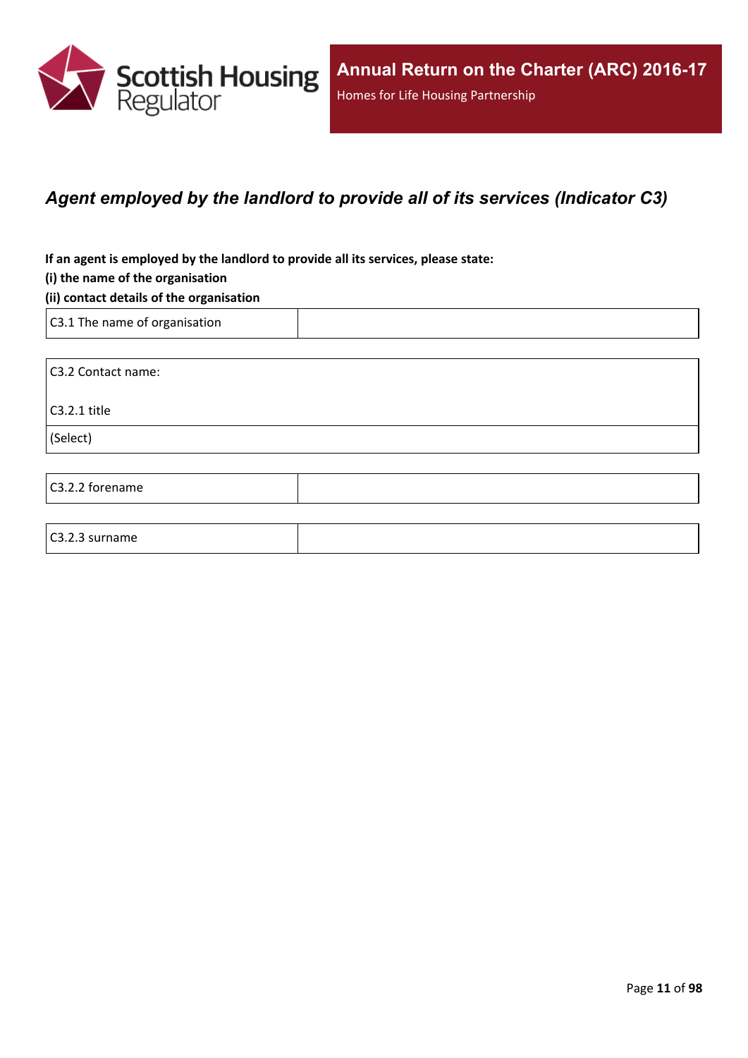## *Agent employed by the landlord to provide all of its services (Indicator C3)*

**If an agent is employed by the landlord to provide all its services, please state:**
**(i) the name of the organisation**
**(ii) contact details of the organisation**

| C3.1 The name of organisation | |
|---|---|

| C3.2 Contact name:<br><br>C3.2.1 title |
|---|
| (Select) |

| C3.2.2 forename | |
|---|---|

| C3.2.3 surname | |
|---|---|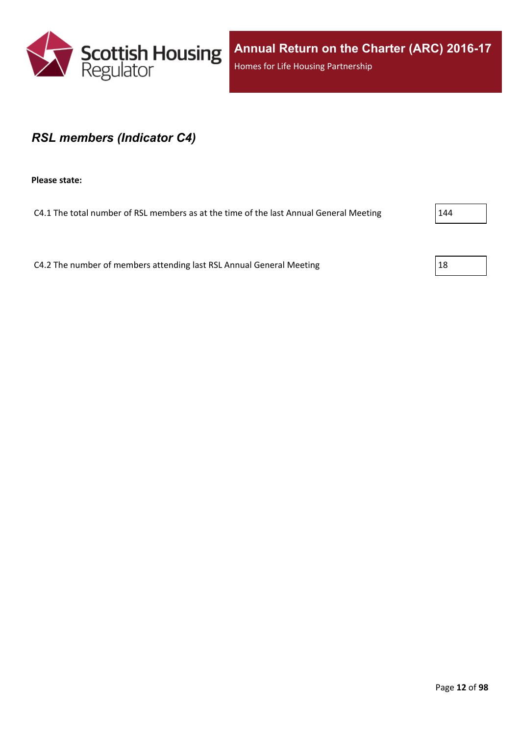## *RSL members (Indicator C4)*

**Please state:**

| | |
|---|---|
| C4.1 The total number of RSL members as at the time of the last Annual General Meeting | 144 |
| C4.2 The number of members attending last RSL Annual General Meeting | 18 |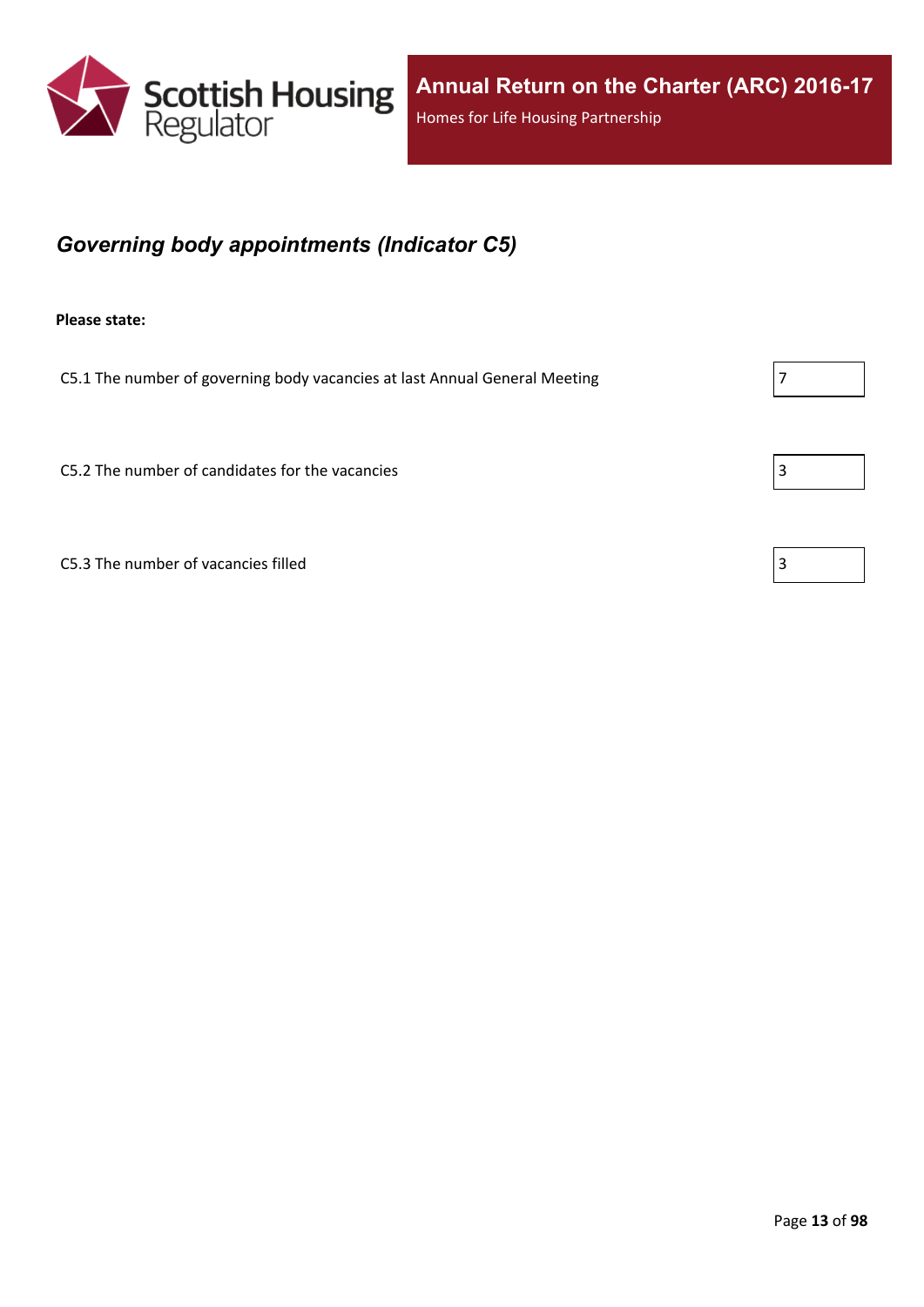## *Governing body appointments (Indicator C5)*

**Please state:**

| | |
|---|---|
| C5.1 The number of governing body vacancies at last Annual General Meeting | 7 |
| C5.2 The number of candidates for the vacancies | 3 |
| C5.3 The number of vacancies filled | 3 |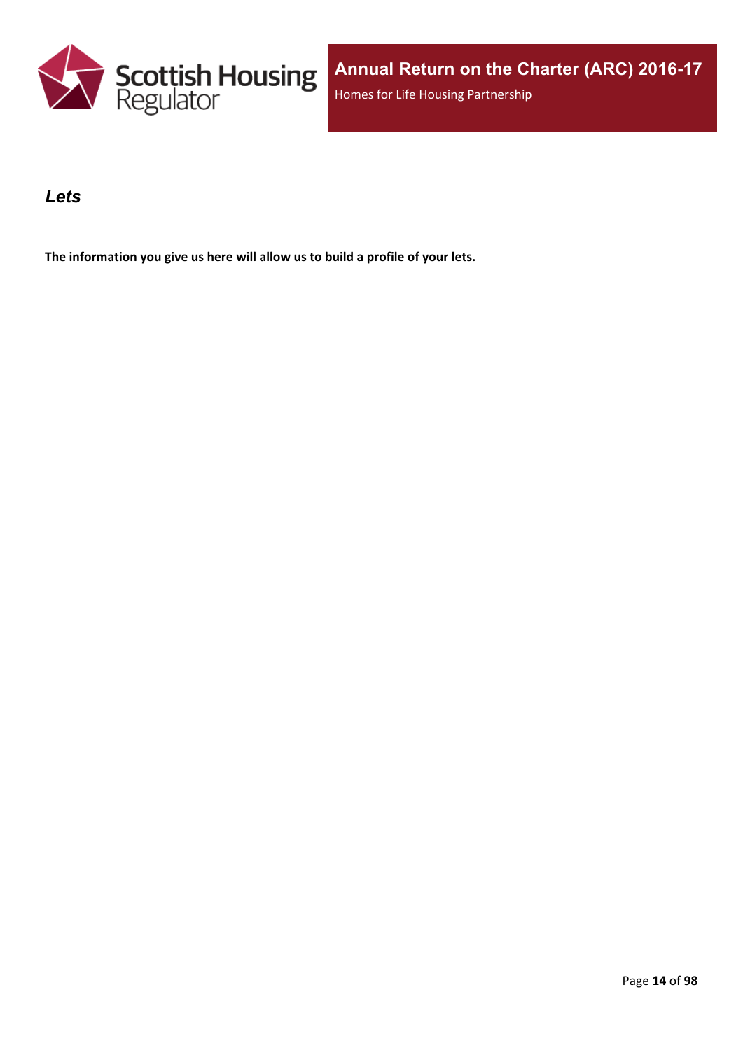## *Lets*

**The information you give us here will allow us to build a profile of your lets.**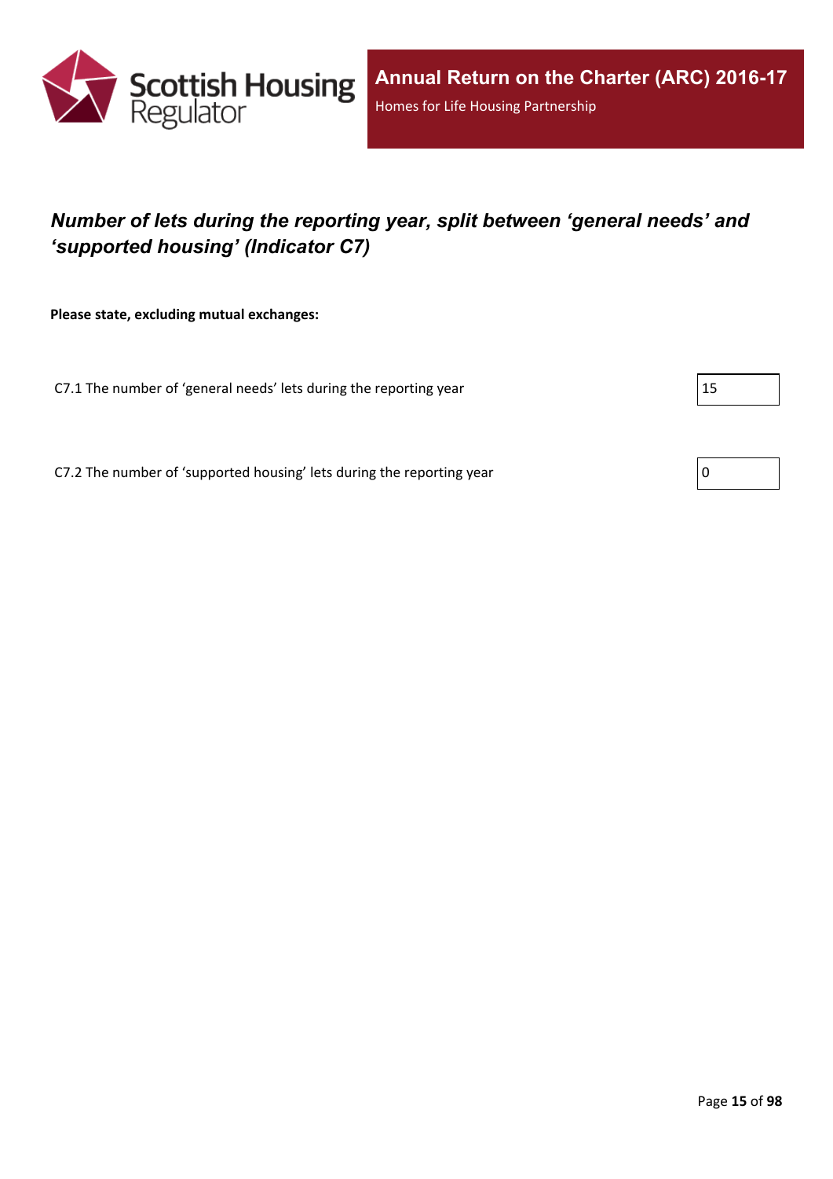## *Number of lets during the reporting year, split between ‘general needs’ and ‘supported housing’ (Indicator C7)*

**Please state, excluding mutual exchanges:**

| | |
|---|---|
| C7.1 The number of ‘general needs’ lets during the reporting year | 15 |
| C7.2 The number of ‘supported housing’ lets during the reporting year | 0 |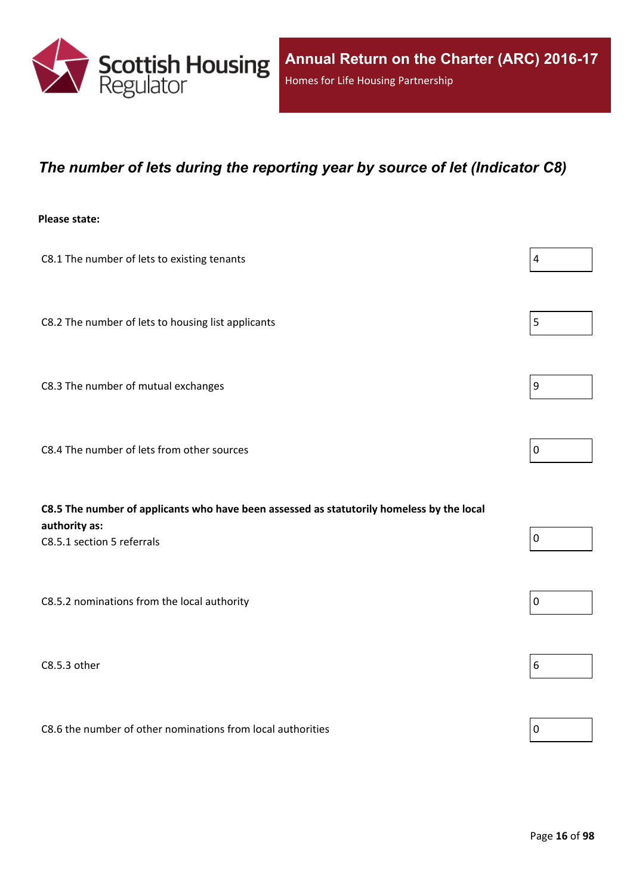## *The number of lets during the reporting year by source of let (Indicator C8)*

**Please state:**

| Item | Value |
|---|---|
| C8.1 The number of lets to existing tenants | 4 |
| C8.2 The number of lets to housing list applicants | 5 |
| C8.3 The number of mutual exchanges | 9 |
| C8.4 The number of lets from other sources | 0 |
| **C8.5 The number of applicants who have been assessed as statutorily homeless by the local authority as:** C8.5.1 section 5 referrals | 0 |
| C8.5.2 nominations from the local authority | 0 |
| C8.5.3 other | 6 |
| C8.6 the number of other nominations from local authorities | 0 |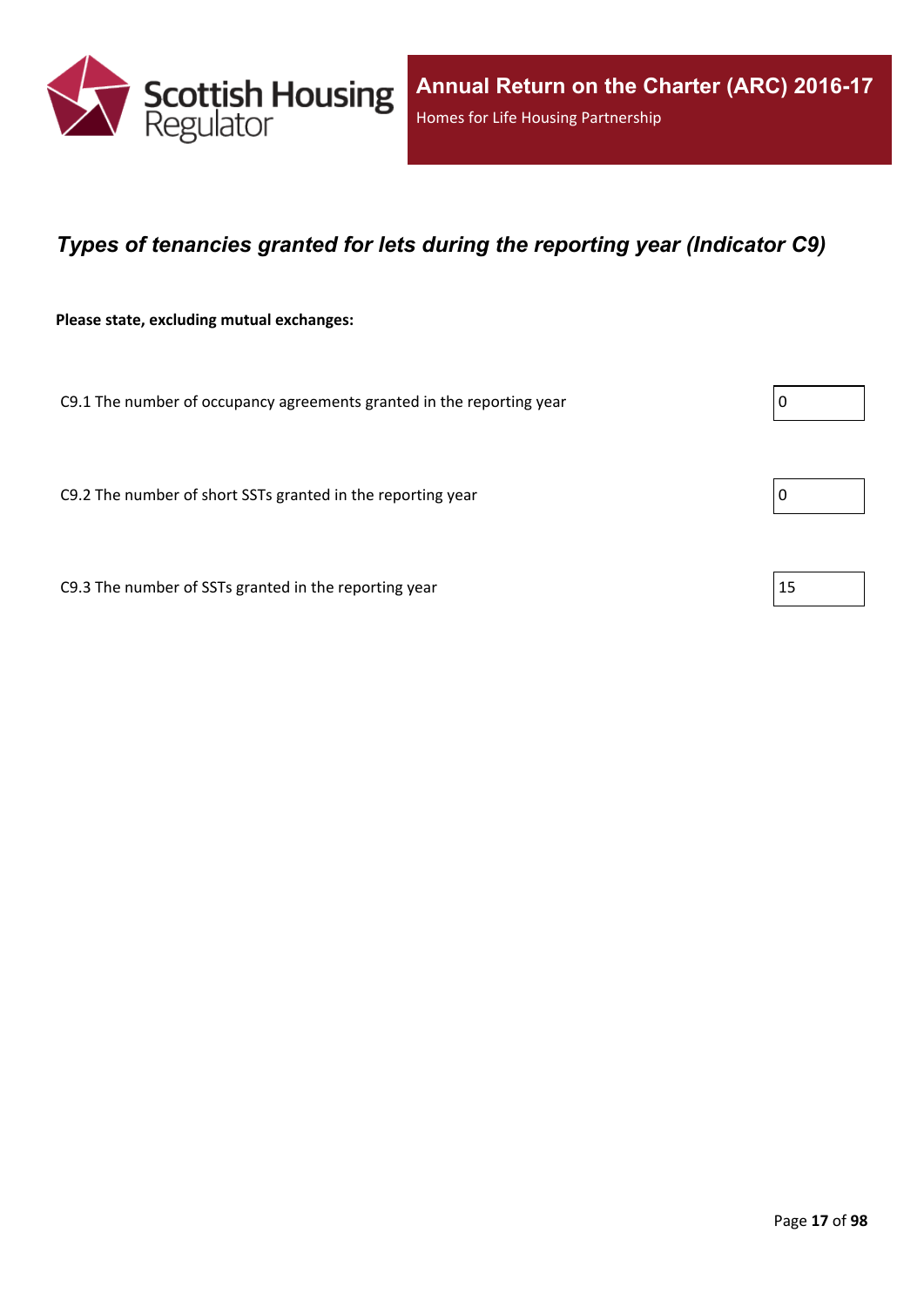## *Types of tenancies granted for lets during the reporting year (Indicator C9)*

**Please state, excluding mutual exchanges:**

| | |
|---|---|
| C9.1 The number of occupancy agreements granted in the reporting year | 0 |
| C9.2 The number of short SSTs granted in the reporting year | 0 |
| C9.3 The number of SSTs granted in the reporting year | 15 |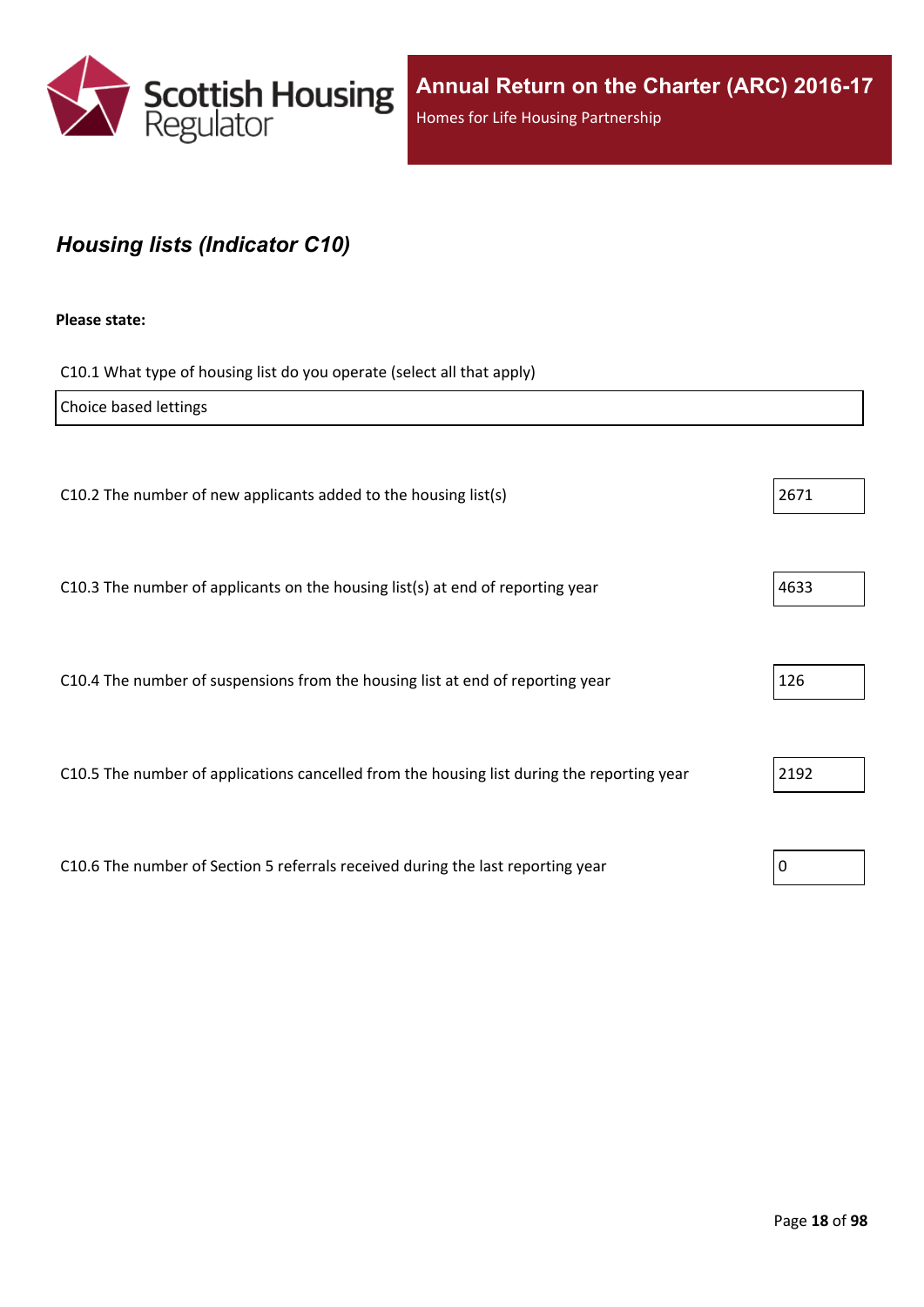## *Housing lists (Indicator C10)*

**Please state:**

C10.1 What type of housing list do you operate (select all that apply)

Choice based lettings

| Question | Value |
|---|---|
| C10.2 The number of new applicants added to the housing list(s) | 2671 |
| C10.3 The number of applicants on the housing list(s) at end of reporting year | 4633 |
| C10.4 The number of suspensions from the housing list at end of reporting year | 126 |
| C10.5 The number of applications cancelled from the housing list during the reporting year | 2192 |
| C10.6 The number of Section 5 referrals received during the last reporting year | 0 |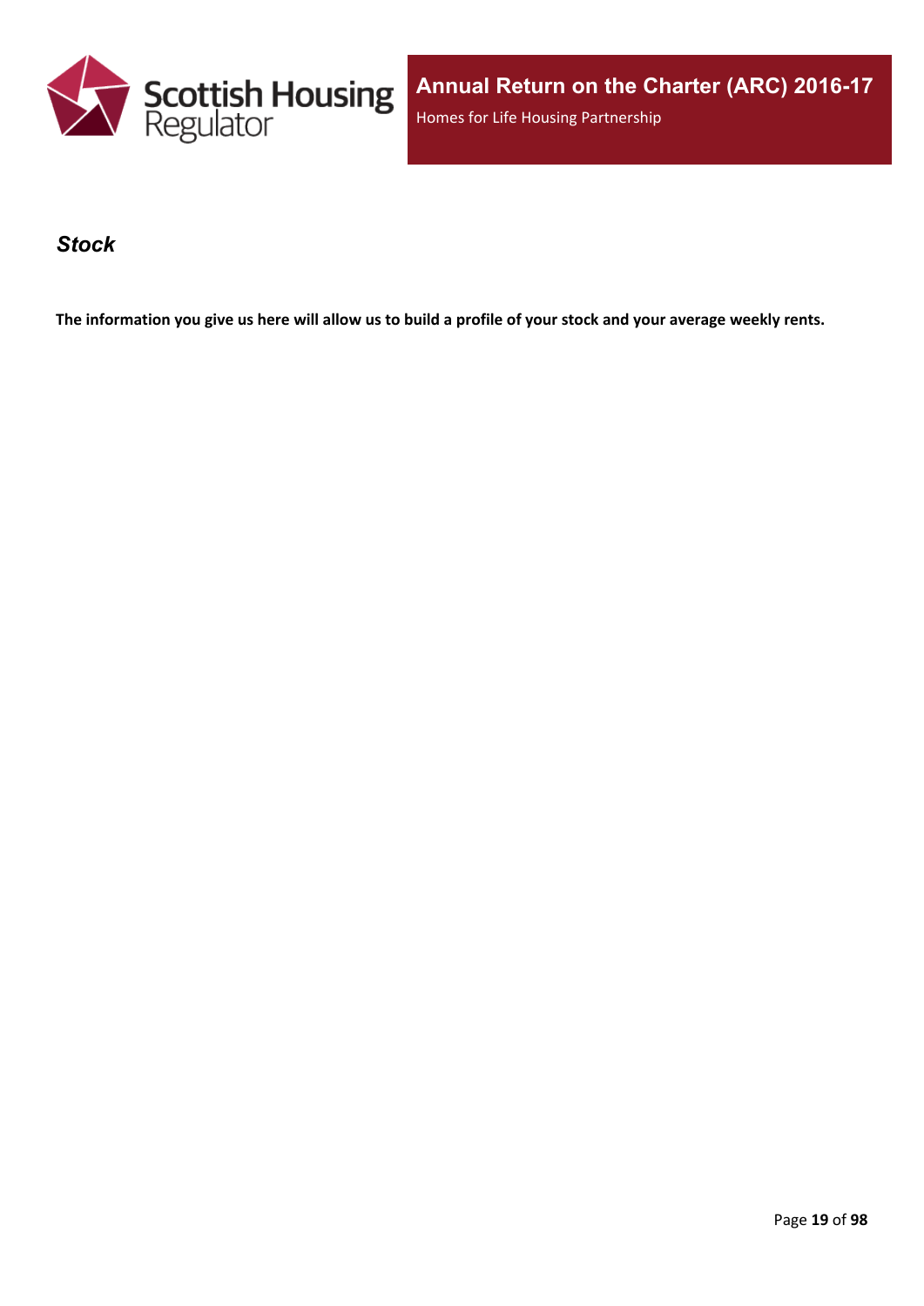## *Stock*

**The information you give us here will allow us to build a profile of your stock and your average weekly rents.**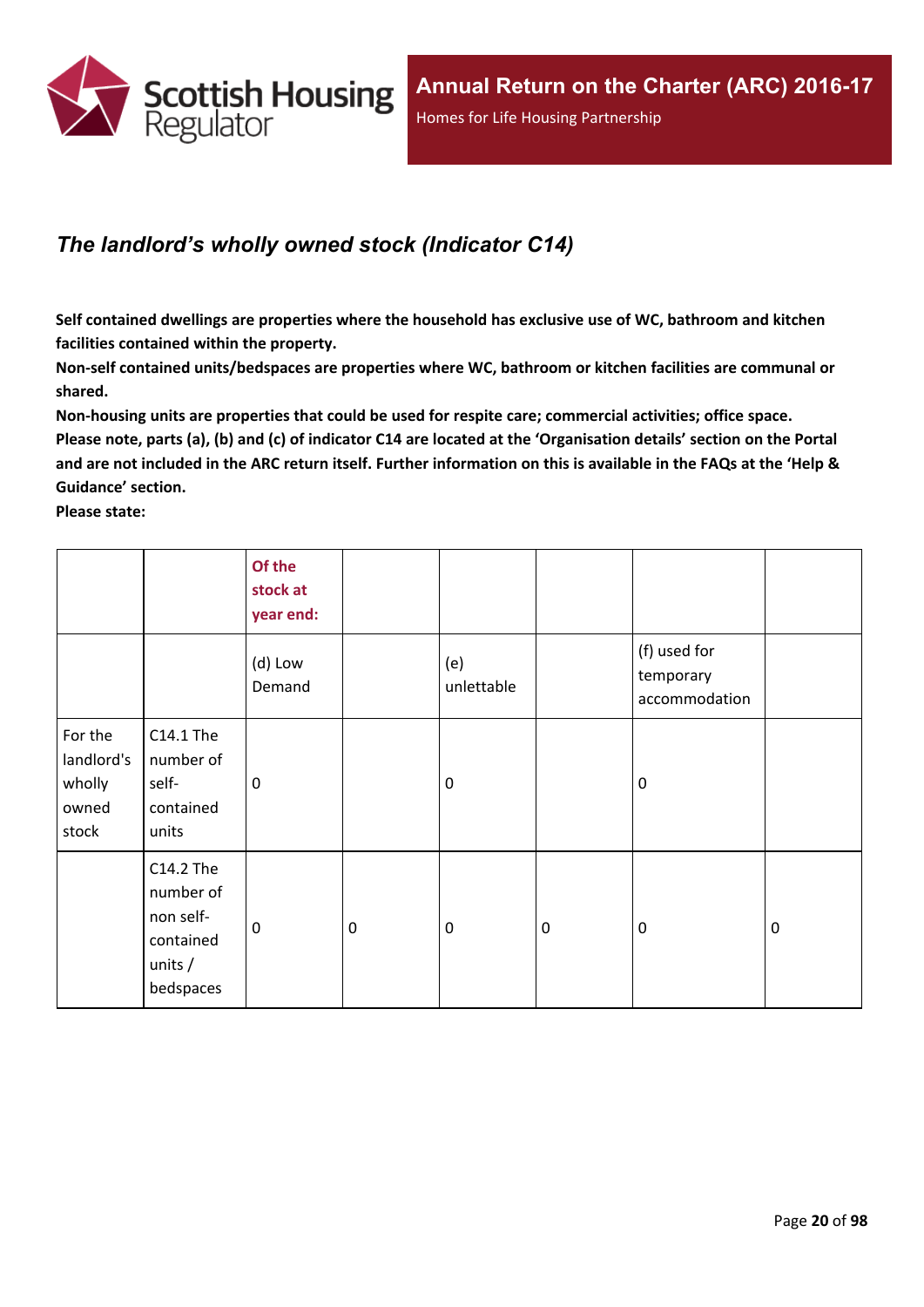## *The landlord's wholly owned stock (Indicator C14)*

**Self contained dwellings are properties where the household has exclusive use of WC, bathroom and kitchen facilities contained within the property.**

**Non-self contained units/bedspaces are properties where WC, bathroom or kitchen facilities are communal or shared.**

**Non-housing units are properties that could be used for respite care; commercial activities; office space.**

**Please note, parts (a), (b) and (c) of indicator C14 are located at the 'Organisation details' section on the Portal and are not included in the ARC return itself. Further information on this is available in the FAQs at the 'Help & Guidance' section.**

**Please state:**

| | | Of the stock at year end: | | | | | |
|---|---|---|---|---|---|---|---|
| | | (d) Low Demand | | (e) unlettable | | (f) used for temporary accommodation | |
| For the landlord's wholly owned stock | C14.1 The number of self-contained units | 0 | | 0 | | 0 | |
| | C14.2 The number of non self-contained units / bedspaces | 0 | 0 | 0 | 0 | 0 | 0 |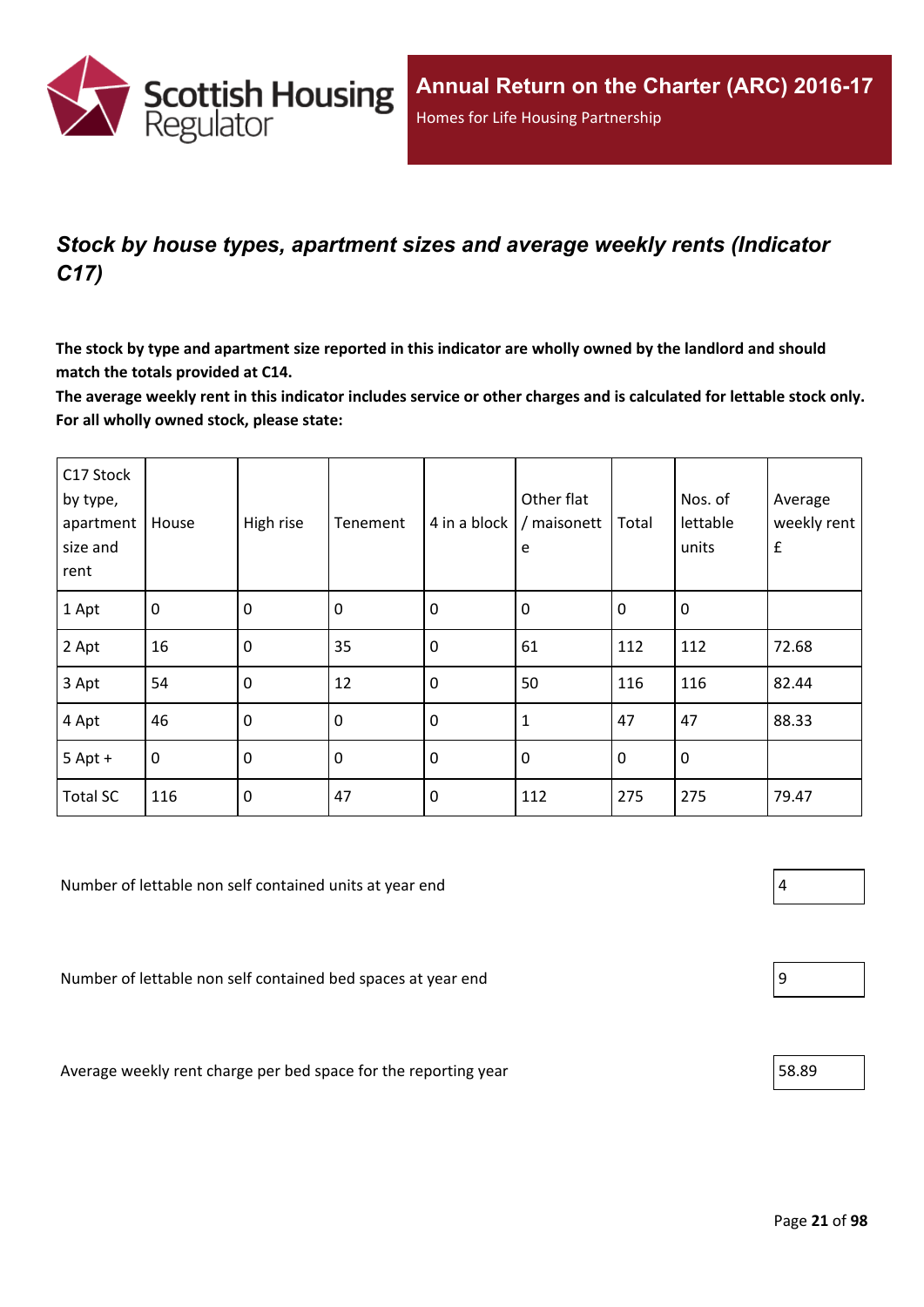## *Stock by house types, apartment sizes and average weekly rents (Indicator C17)*

**The stock by type and apartment size reported in this indicator are wholly owned by the landlord and should match the totals provided at C14.**

**The average weekly rent in this indicator includes service or other charges and is calculated for lettable stock only. For all wholly owned stock, please state:**

| C17 Stock by type, apartment size and rent | House | High rise | Tenement | 4 in a block | Other flat / maisonette | Total | Nos. of lettable units | Average weekly rent £ |
|---|---|---|---|---|---|---|---|---|
| 1 Apt | 0 | 0 | 0 | 0 | 0 | 0 | 0 | |
| 2 Apt | 16 | 0 | 35 | 0 | 61 | 112 | 112 | 72.68 |
| 3 Apt | 54 | 0 | 12 | 0 | 50 | 116 | 116 | 82.44 |
| 4 Apt | 46 | 0 | 0 | 0 | 1 | 47 | 47 | 88.33 |
| 5 Apt + | 0 | 0 | 0 | 0 | 0 | 0 | 0 | |
| Total SC | 116 | 0 | 47 | 0 | 112 | 275 | 275 | 79.47 |

Number of lettable non self contained units at year end: 4

Number of lettable non self contained bed spaces at year end: 9

Average weekly rent charge per bed space for the reporting year: 58.89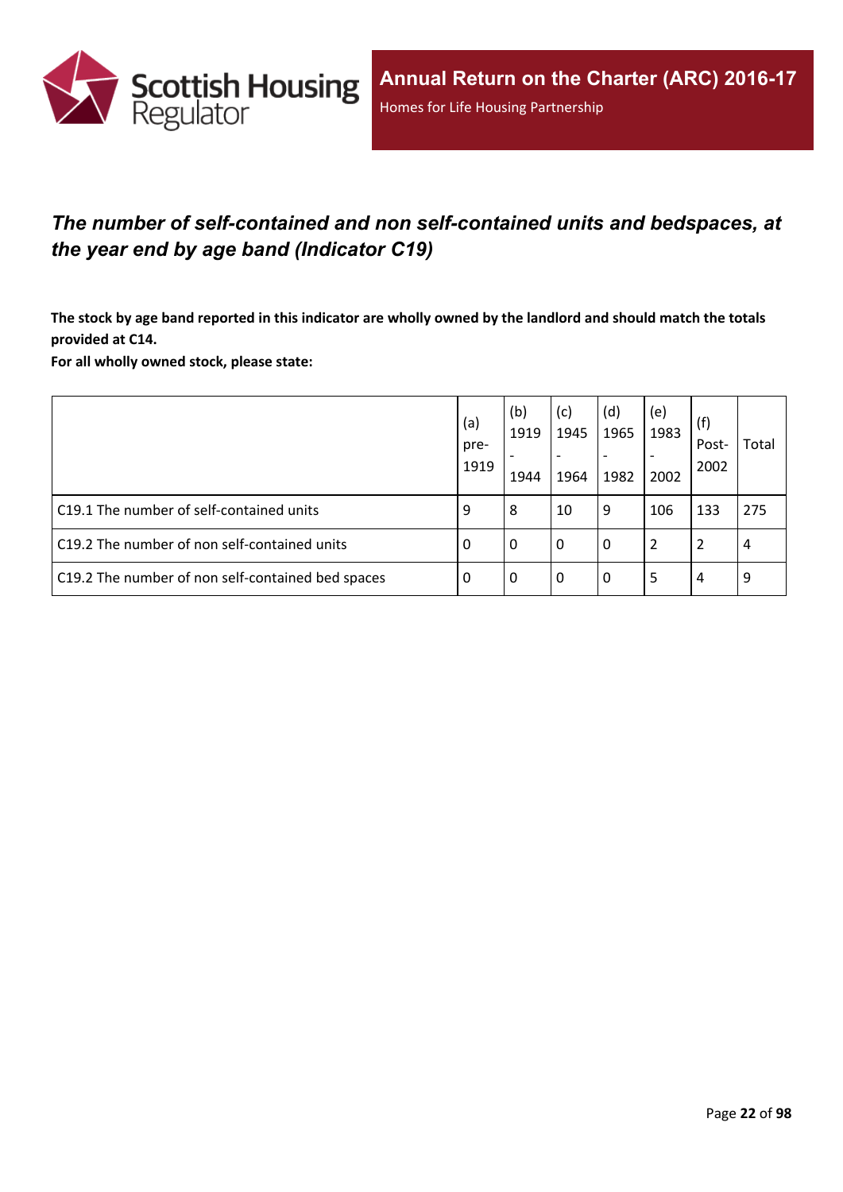## *The number of self-contained and non self-contained units and bedspaces, at the year end by age band (Indicator C19)*

**The stock by age band reported in this indicator are wholly owned by the landlord and should match the totals provided at C14.**

**For all wholly owned stock, please state:**

| | (a) pre-1919 | (b) 1919 - 1944 | (c) 1945 - 1964 | (d) 1965 - 1982 | (e) 1983 - 2002 | (f) Post-2002 | Total |
|---|---|---|---|---|---|---|---|
| C19.1 The number of self-contained units | 9 | 8 | 10 | 9 | 106 | 133 | 275 |
| C19.2 The number of non self-contained units | 0 | 0 | 0 | 0 | 2 | 2 | 4 |
| C19.2 The number of non self-contained bed spaces | 0 | 0 | 0 | 0 | 5 | 4 | 9 |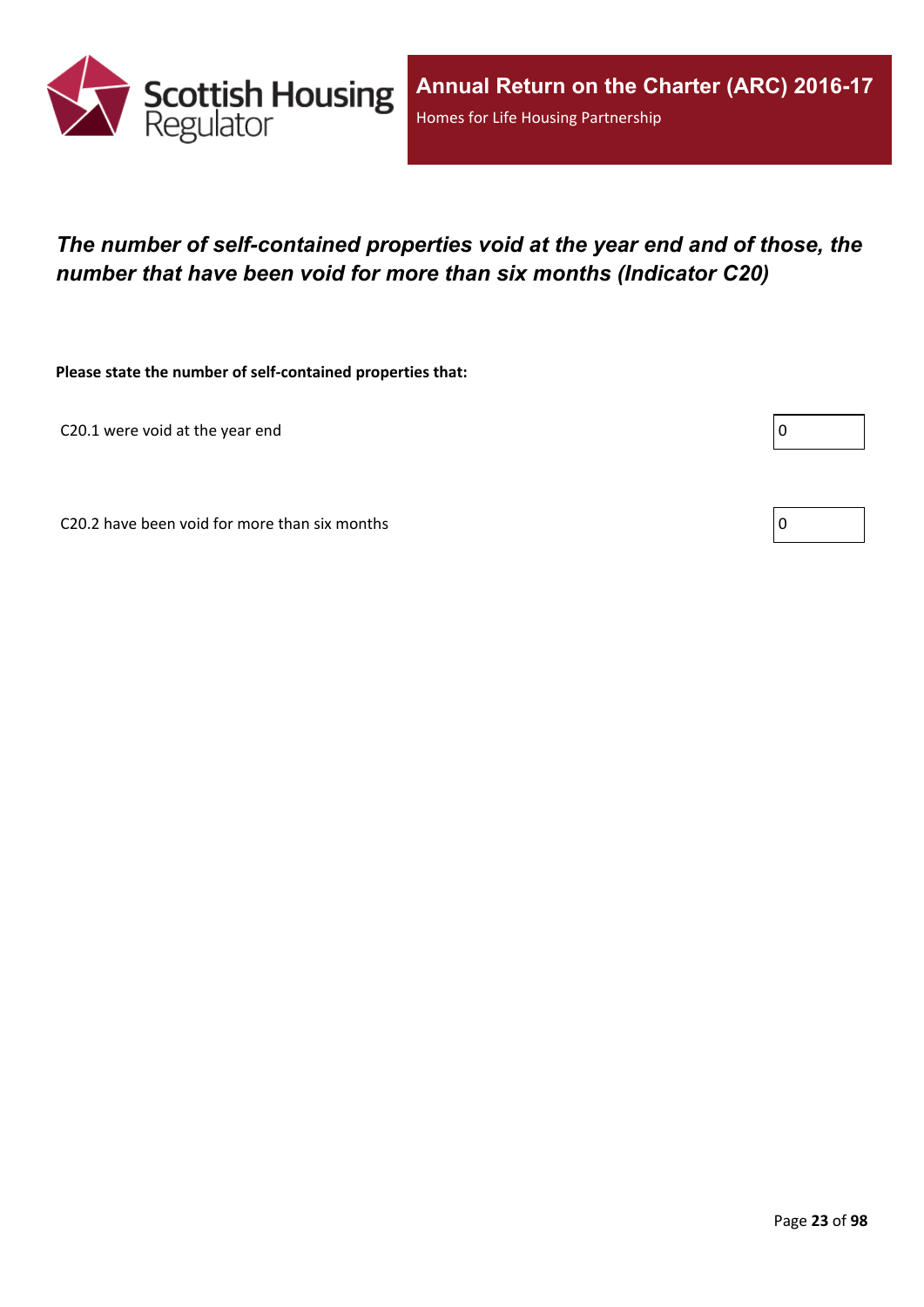## *The number of self-contained properties void at the year end and of those, the number that have been void for more than six months (Indicator C20)*

**Please state the number of self-contained properties that:**

C20.1 were void at the year end

0

C20.2 have been void for more than six months

0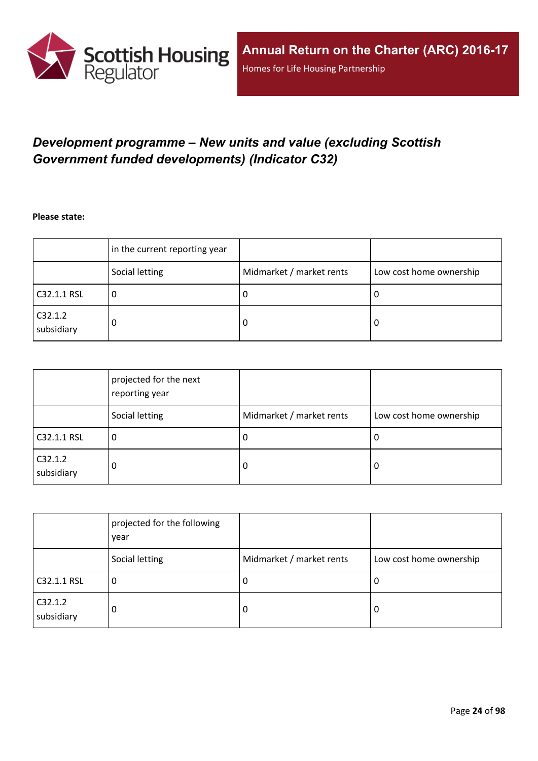# *Development programme – New units and value (excluding Scottish Government funded developments) (Indicator C32)*

**Please state:**

| | in the current reporting year | | |
|---|---|---|---|
| | Social letting | Midmarket / market rents | Low cost home ownership |
| C32.1.1 RSL | 0 | 0 | 0 |
| C32.1.2 subsidiary | 0 | 0 | 0 |

| | projected for the next reporting year | | |
|---|---|---|---|
| | Social letting | Midmarket / market rents | Low cost home ownership |
| C32.1.1 RSL | 0 | 0 | 0 |
| C32.1.2 subsidiary | 0 | 0 | 0 |

| | projected for the following year | | |
|---|---|---|---|
| | Social letting | Midmarket / market rents | Low cost home ownership |
| C32.1.1 RSL | 0 | 0 | 0 |
| C32.1.2 subsidiary | 0 | 0 | 0 |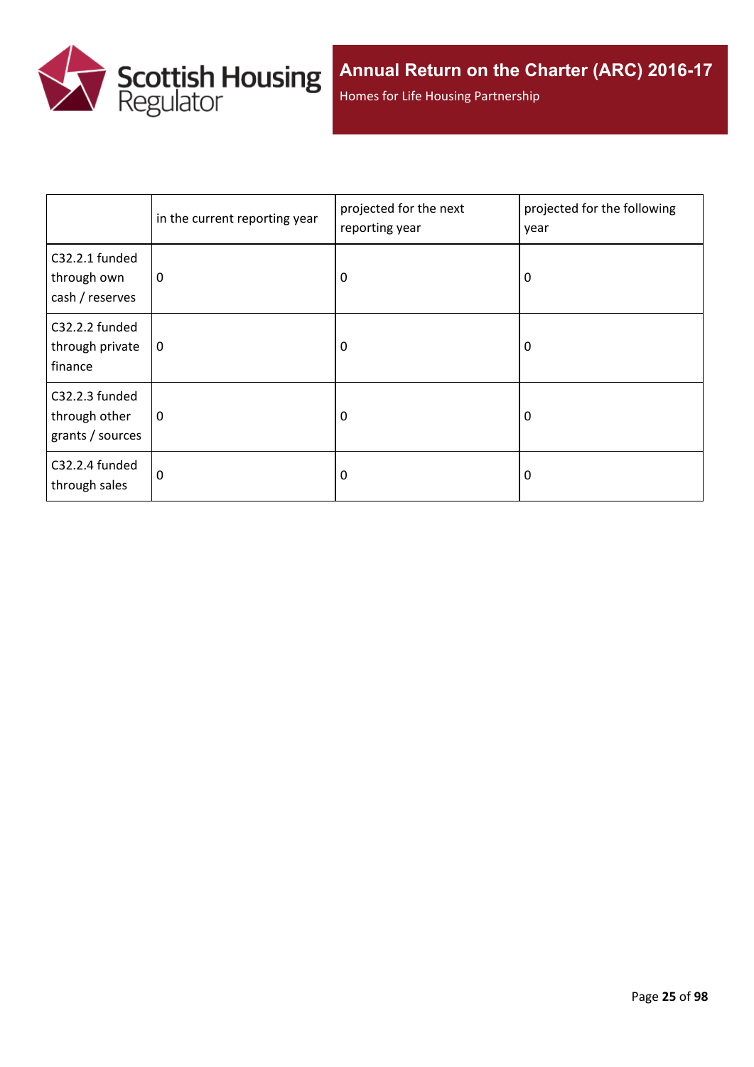|  | in the current reporting year | projected for the next reporting year | projected for the following year |
| --- | --- | --- | --- |
| C32.2.1 funded through own cash / reserves | 0 | 0 | 0 |
| C32.2.2 funded through private finance | 0 | 0 | 0 |
| C32.2.3 funded through other grants / sources | 0 | 0 | 0 |
| C32.2.4 funded through sales | 0 | 0 | 0 |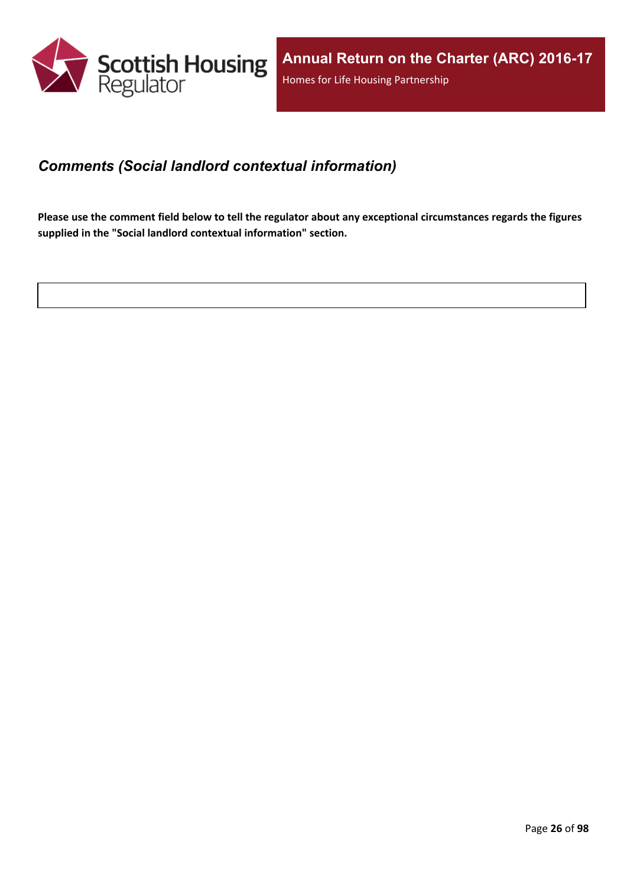## *Comments (Social landlord contextual information)*

**Please use the comment field below to tell the regulator about any exceptional circumstances regards the figures supplied in the "Social landlord contextual information" section.**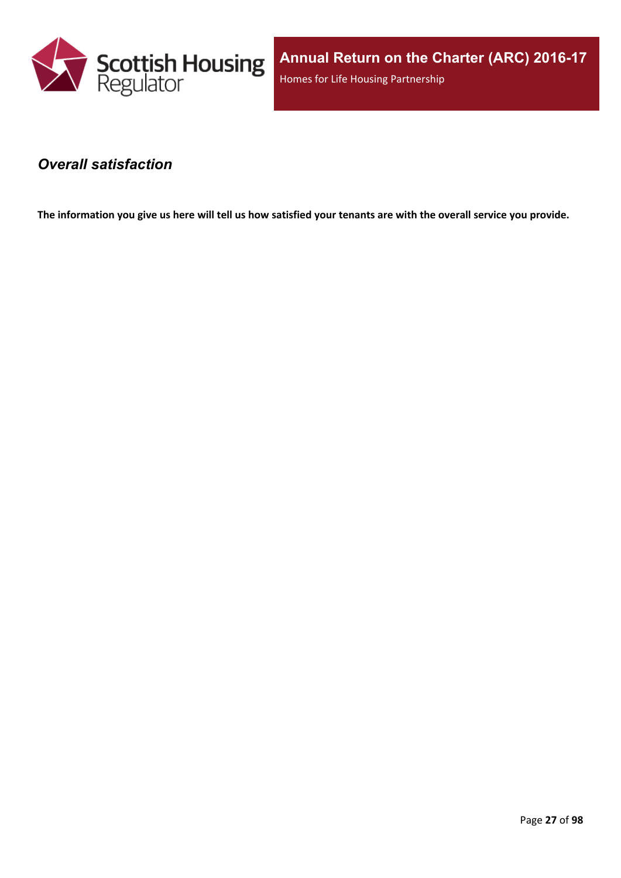## *Overall satisfaction*

**The information you give us here will tell us how satisfied your tenants are with the overall service you provide.**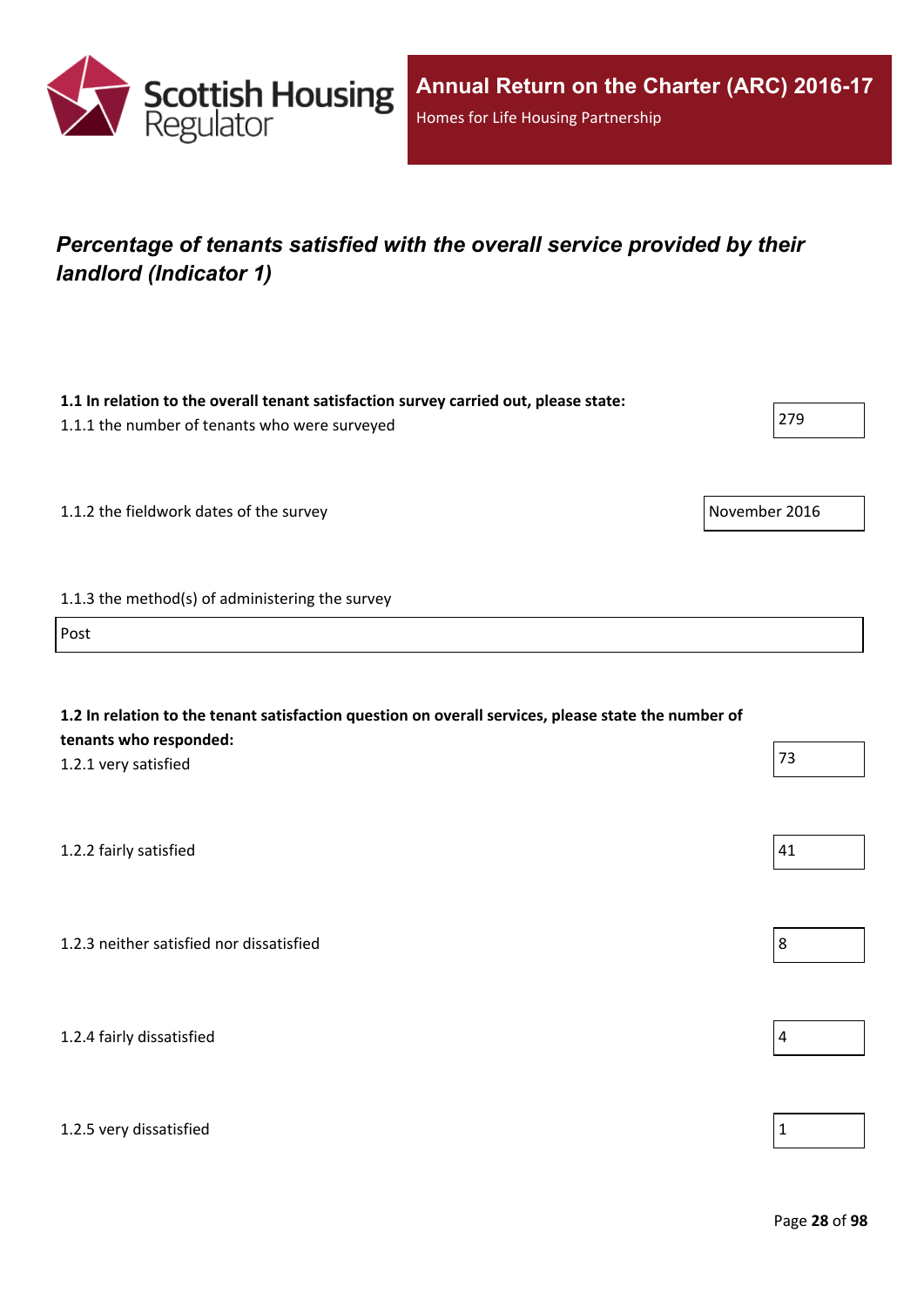# Annual Return on the Charter (ARC) 2016-17

Homes for Life Housing Partnership

## *Percentage of tenants satisfied with the overall service provided by their landlord (Indicator 1)*

**1.1 In relation to the overall tenant satisfaction survey carried out, please state:**

1.1.1 the number of tenants who were surveyed

279

1.1.2 the fieldwork dates of the survey

November 2016

1.1.3 the method(s) of administering the survey

Post

**1.2 In relation to the tenant satisfaction question on overall services, please state the number of tenants who responded:**

1.2.1 very satisfied

73

1.2.2 fairly satisfied

41

1.2.3 neither satisfied nor dissatisfied

8

1.2.4 fairly dissatisfied

4

1.2.5 very dissatisfied

1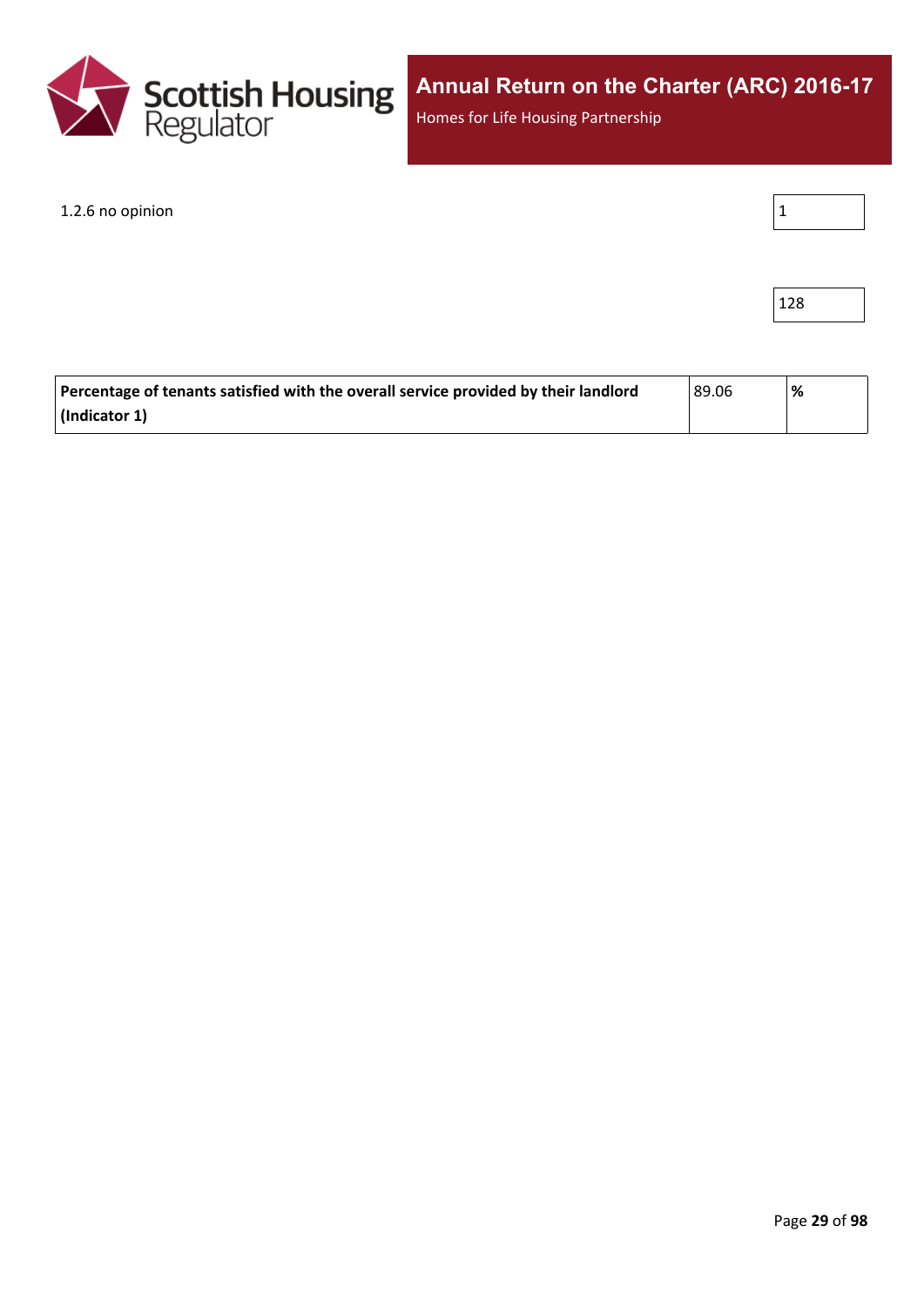| | |
|---|---|
| 1.2.6 no opinion | 1 |
| | 128 |

| | | |
|---|---|---|
| **Percentage of tenants satisfied with the overall service provided by their landlord (Indicator 1)** | 89.06 | **%** |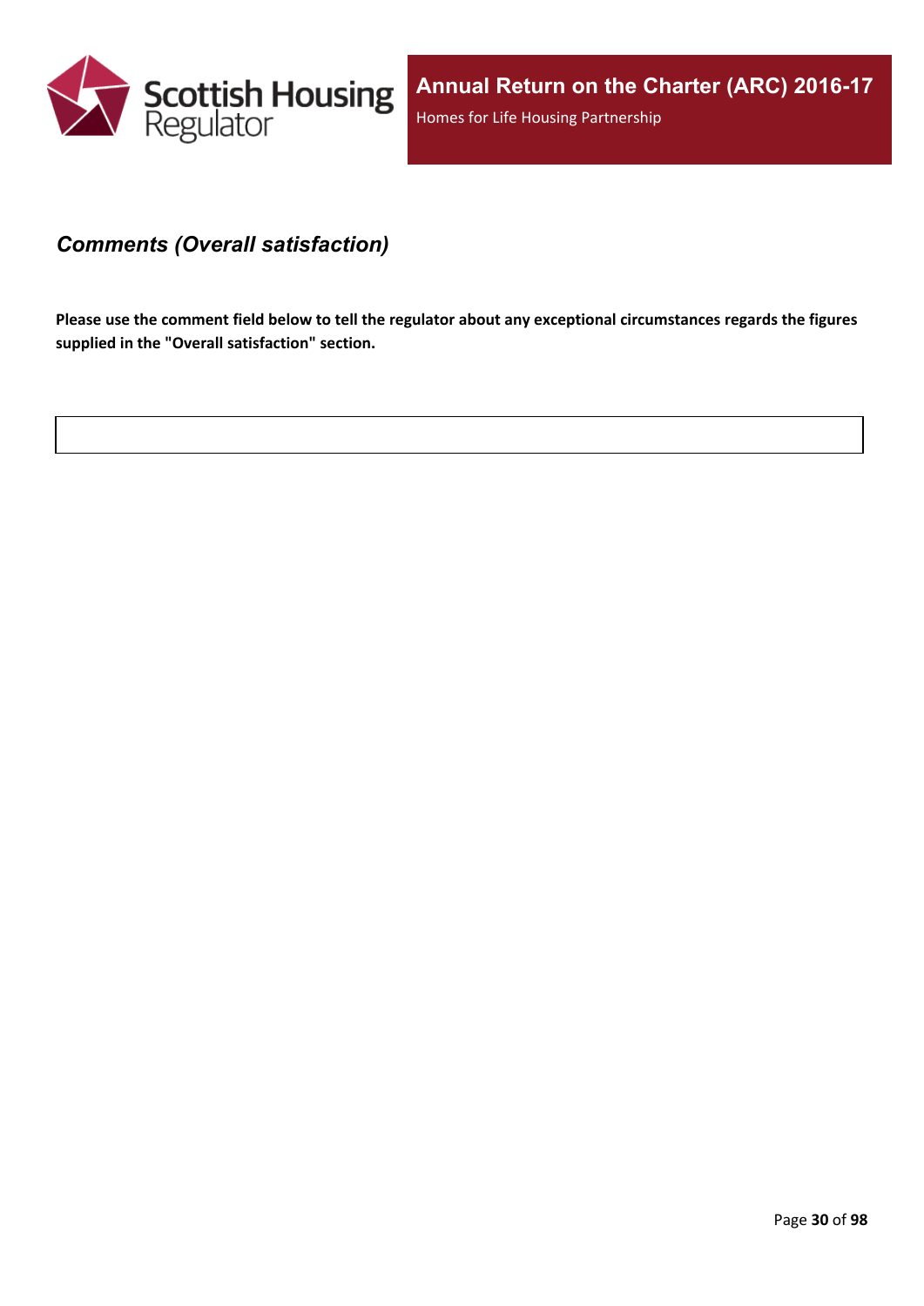### *Comments (Overall satisfaction)*

**Please use the comment field below to tell the regulator about any exceptional circumstances regards the figures supplied in the "Overall satisfaction" section.**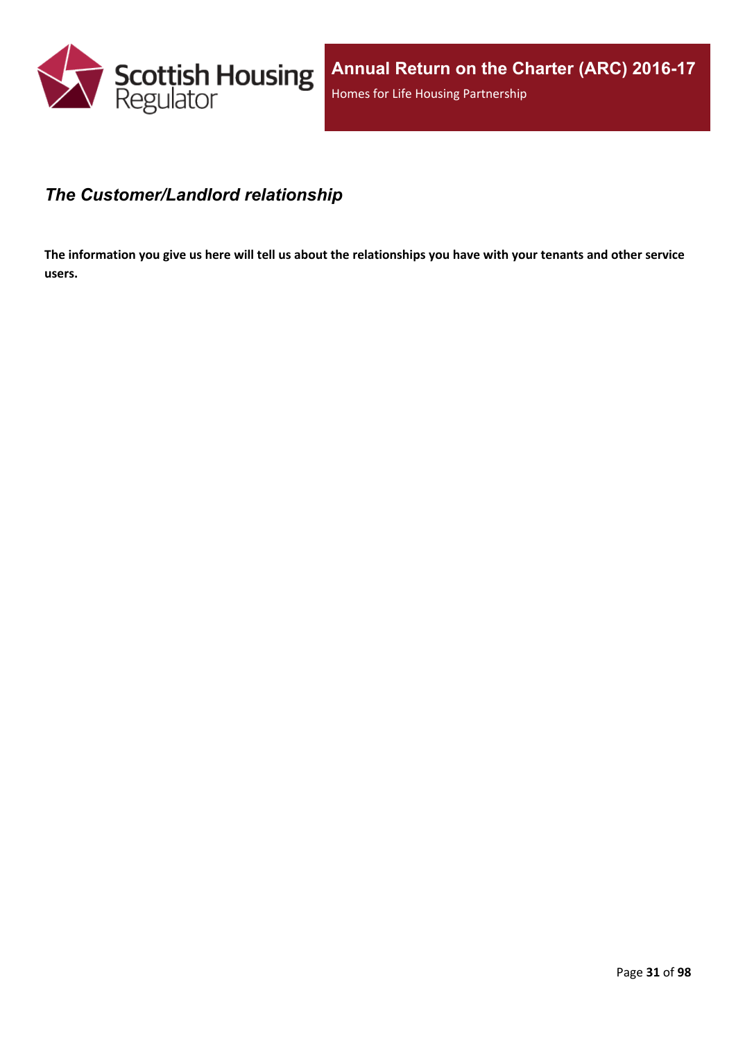## *The Customer/Landlord relationship*

**The information you give us here will tell us about the relationships you have with your tenants and other service users.**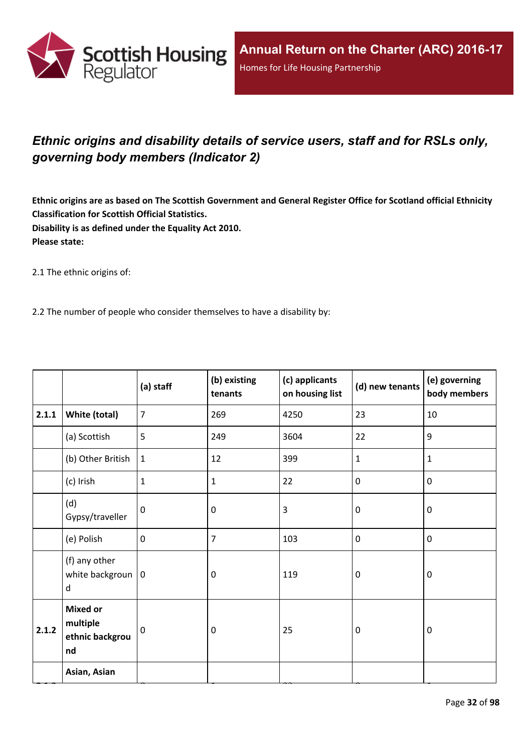## *Ethnic origins and disability details of service users, staff and for RSLs only, governing body members (Indicator 2)*

**Ethnic origins are as based on The Scottish Government and General Register Office for Scotland official Ethnicity Classification for Scottish Official Statistics.**
**Disability is as defined under the Equality Act 2010.**
**Please state:**

2.1 The ethnic origins of:

2.2 The number of people who consider themselves to have a disability by:

| | | (a) staff | (b) existing tenants | (c) applicants on housing list | (d) new tenants | (e) governing body members |
|---|---|---|---|---|---|---|
| 2.1.1 | White (total) | 7 | 269 | 4250 | 23 | 10 |
| | (a) Scottish | 5 | 249 | 3604 | 22 | 9 |
| | (b) Other British | 1 | 12 | 399 | 1 | 1 |
| | (c) Irish | 1 | 1 | 22 | 0 | 0 |
| | (d) Gypsy/traveller | 0 | 0 | 3 | 0 | 0 |
| | (e) Polish | 0 | 7 | 103 | 0 | 0 |
| | (f) any other white background | 0 | 0 | 119 | 0 | 0 |
| 2.1.2 | **Mixed or multiple ethnic background** | 0 | 0 | 25 | 0 | 0 |
| | **Asian, Asian** | | | | | |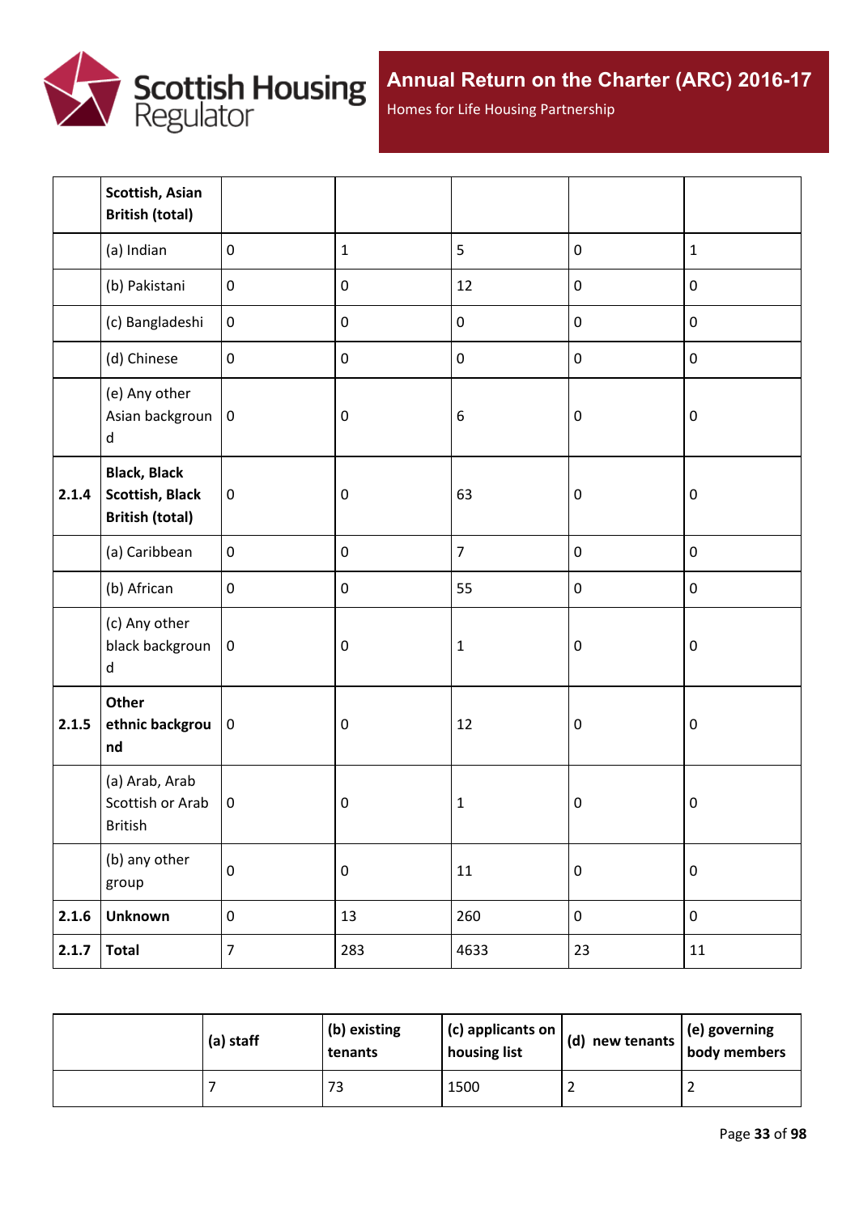| | Scottish, Asian British (total) | | | | | |
|---|---|---|---|---|---|---|
| | (a) Indian | 0 | 1 | 5 | 0 | 1 |
| | (b) Pakistani | 0 | 0 | 12 | 0 | 0 |
| | (c) Bangladeshi | 0 | 0 | 0 | 0 | 0 |
| | (d) Chinese | 0 | 0 | 0 | 0 | 0 |
| | (e) Any other Asian background | 0 | 0 | 6 | 0 | 0 |
| **2.1.4** | **Black, Black Scottish, Black British (total)** | 0 | 0 | 63 | 0 | 0 |
| | (a) Caribbean | 0 | 0 | 7 | 0 | 0 |
| | (b) African | 0 | 0 | 55 | 0 | 0 |
| | (c) Any other black background | 0 | 0 | 1 | 0 | 0 |
| **2.1.5** | **Other ethnic background** | 0 | 0 | 12 | 0 | 0 |
| | (a) Arab, Arab Scottish or Arab British | 0 | 0 | 1 | 0 | 0 |
| | (b) any other group | 0 | 0 | 11 | 0 | 0 |
| **2.1.6** | **Unknown** | 0 | 13 | 260 | 0 | 0 |
| **2.1.7** | **Total** | 7 | 283 | 4633 | 23 | 11 |

| | (a) staff | (b) existing tenants | (c) applicants on housing list | (d) new tenants | (e) governing body members |
|---|---|---|---|---|---|
| | 7 | 73 | 1500 | 2 | 2 |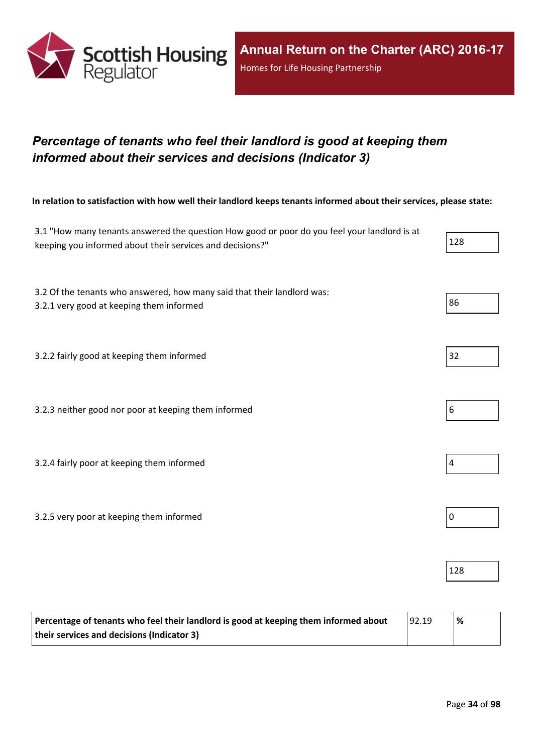# Percentage of tenants who feel their landlord is good at keeping them informed about their services and decisions (Indicator 3)

**In relation to satisfaction with how well their landlord keeps tenants informed about their services, please state:**

| | |
|---|---|
| 3.1 "How many tenants answered the question How good or poor do you feel your landlord is at keeping you informed about their services and decisions?" | 128 |
| 3.2 Of the tenants who answered, how many said that their landlord was:<br>3.2.1 very good at keeping them informed | 86 |
| 3.2.2 fairly good at keeping them informed | 32 |
| 3.2.3 neither good nor poor at keeping them informed | 6 |
| 3.2.4 fairly poor at keeping them informed | 4 |
| 3.2.5 very poor at keeping them informed | 0 |
| | 128 |

| | | |
|---|---|---|
| **Percentage of tenants who feel their landlord is good at keeping them informed about their services and decisions (Indicator 3)** | 92.19 | **%** |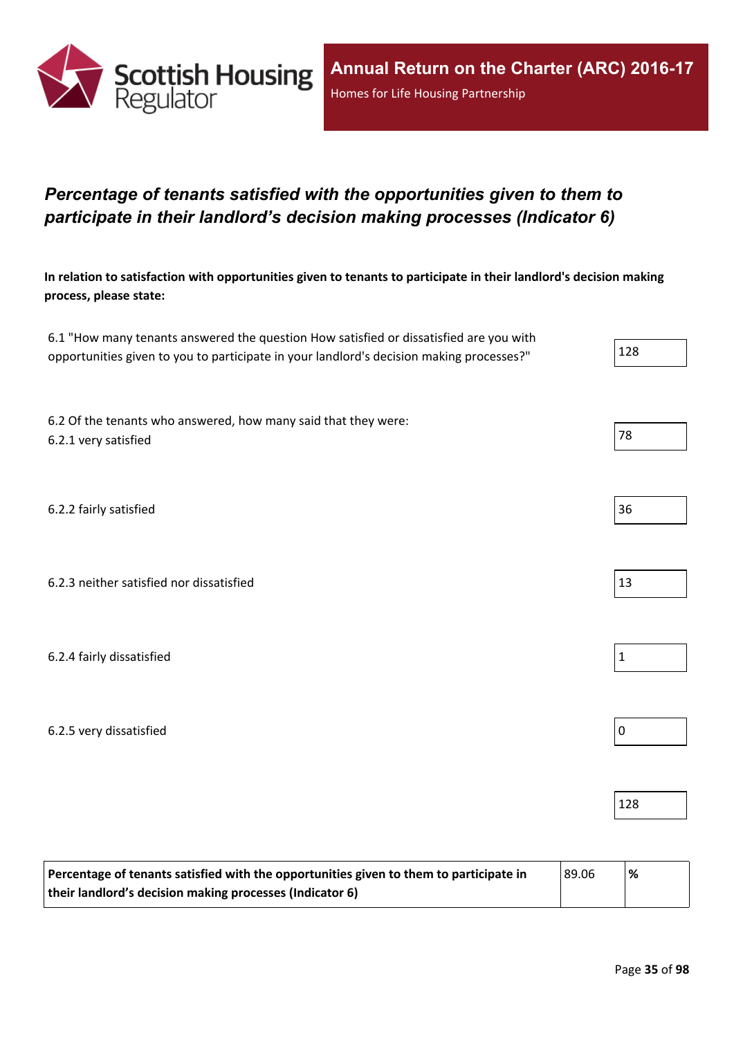## *Percentage of tenants satisfied with the opportunities given to them to participate in their landlord's decision making processes (Indicator 6)*

**In relation to satisfaction with opportunities given to tenants to participate in their landlord's decision making process, please state:**

| | |
|---|---|
| 6.1 "How many tenants answered the question How satisfied or dissatisfied are you with opportunities given to you to participate in your landlord's decision making processes?" | 128 |
| 6.2 Of the tenants who answered, how many said that they were:<br>6.2.1 very satisfied | 78 |
| 6.2.2 fairly satisfied | 36 |
| 6.2.3 neither satisfied nor dissatisfied | 13 |
| 6.2.4 fairly dissatisfied | 1 |
| 6.2.5 very dissatisfied | 0 |
| | 128 |

| | | |
|---|---|---|
| **Percentage of tenants satisfied with the opportunities given to them to participate in their landlord's decision making processes (Indicator 6)** | 89.06 | **%** |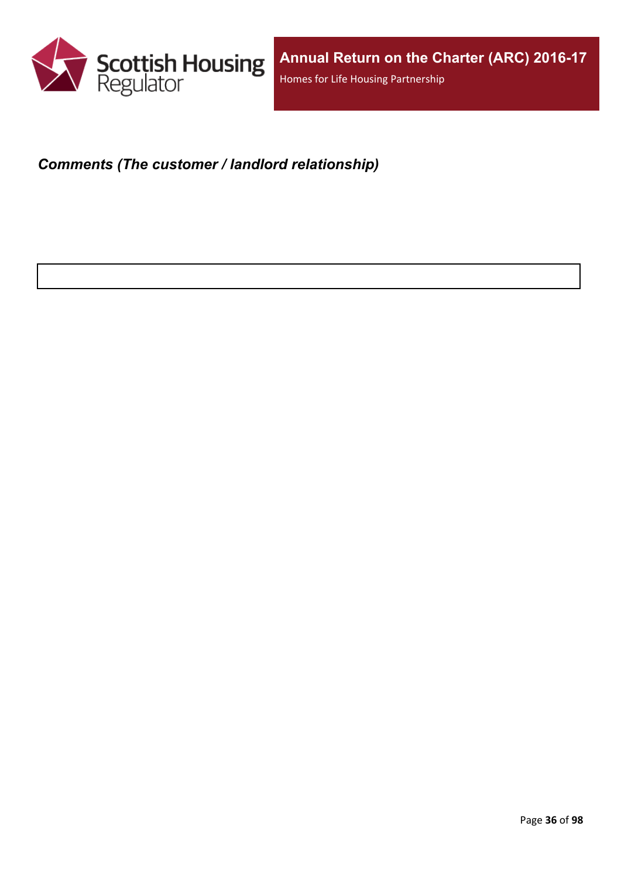***Comments (The customer / landlord relationship)***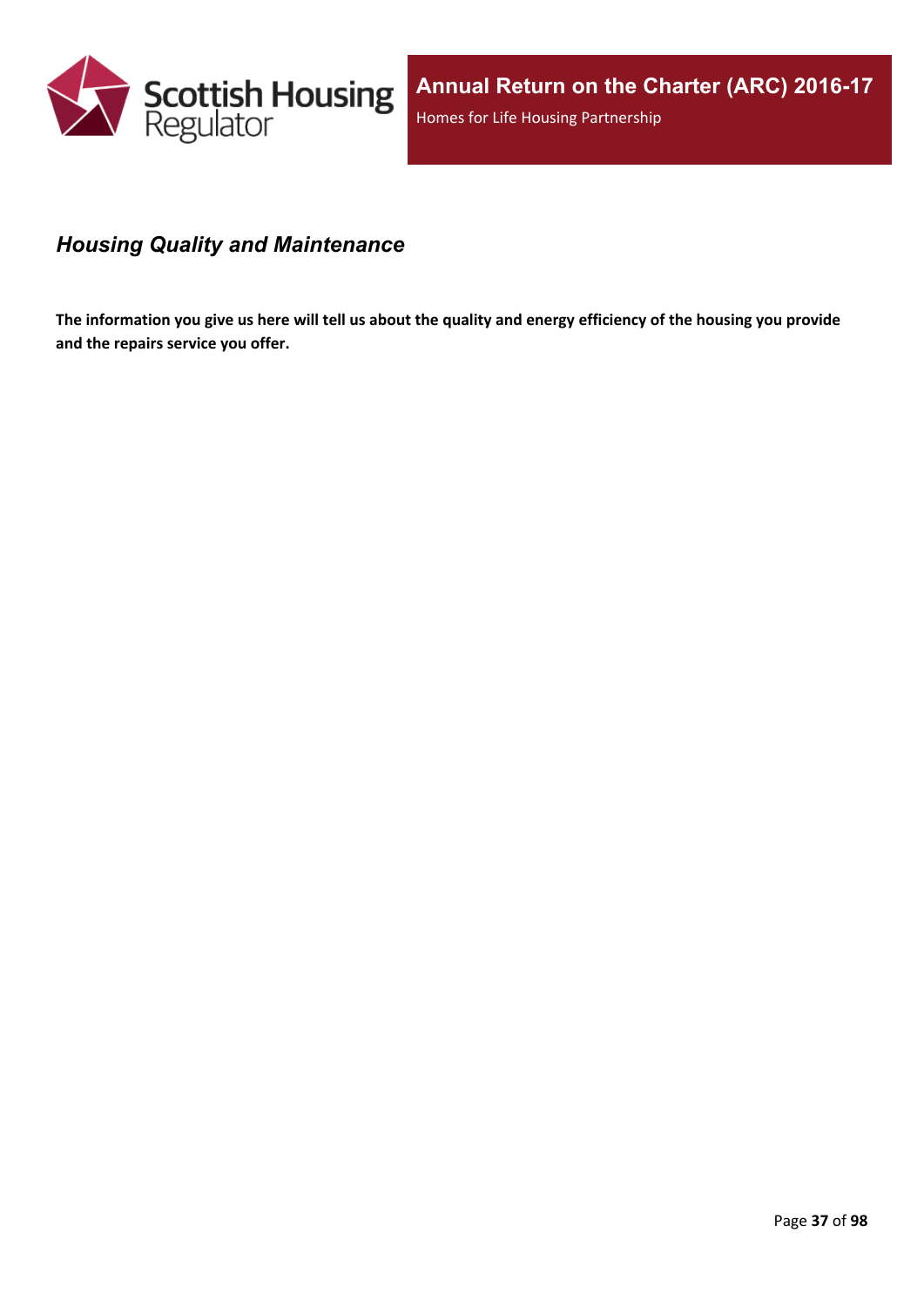## *Housing Quality and Maintenance*

**The information you give us here will tell us about the quality and energy efficiency of the housing you provide and the repairs service you offer.**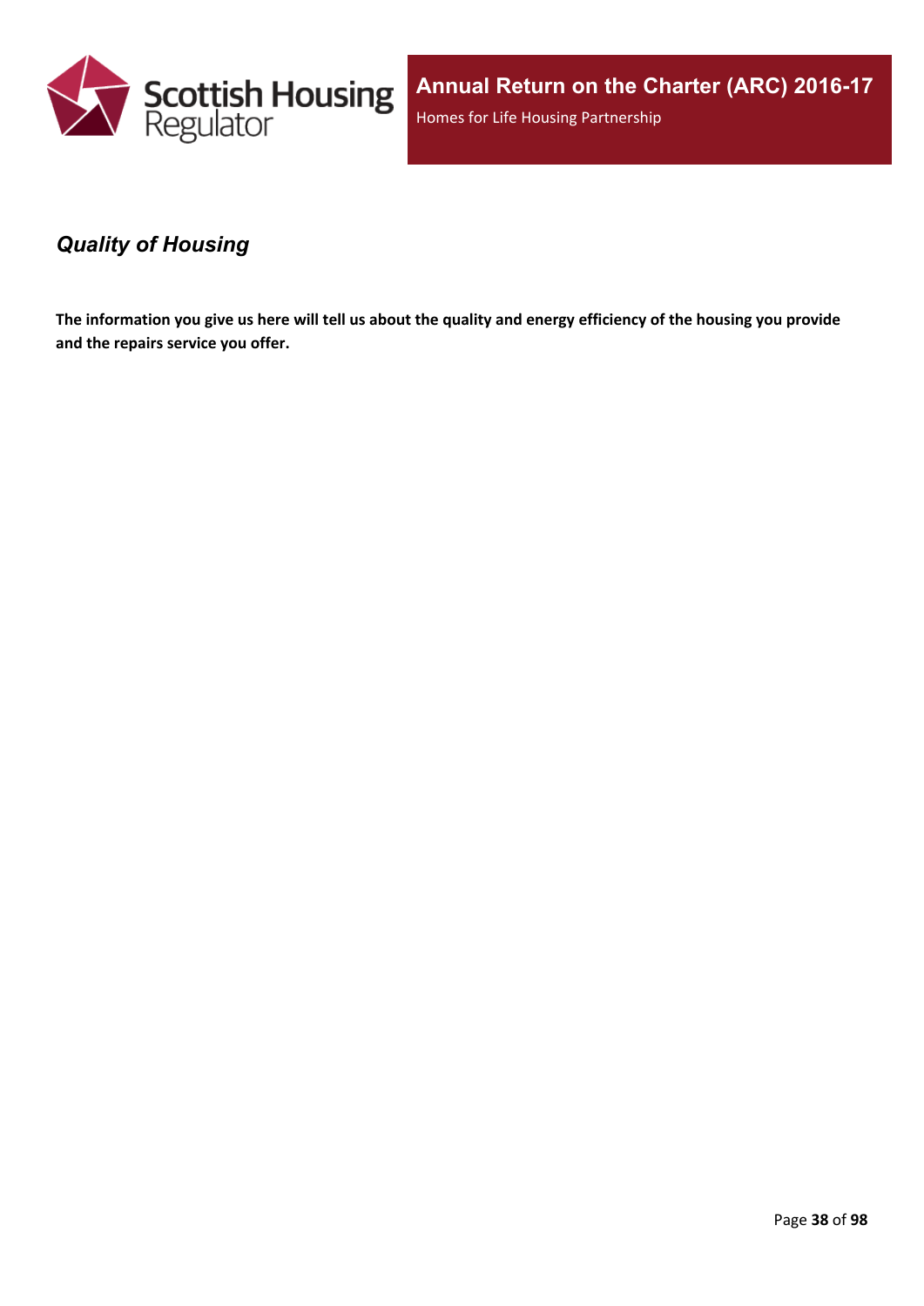## *Quality of Housing*

**The information you give us here will tell us about the quality and energy efficiency of the housing you provide and the repairs service you offer.**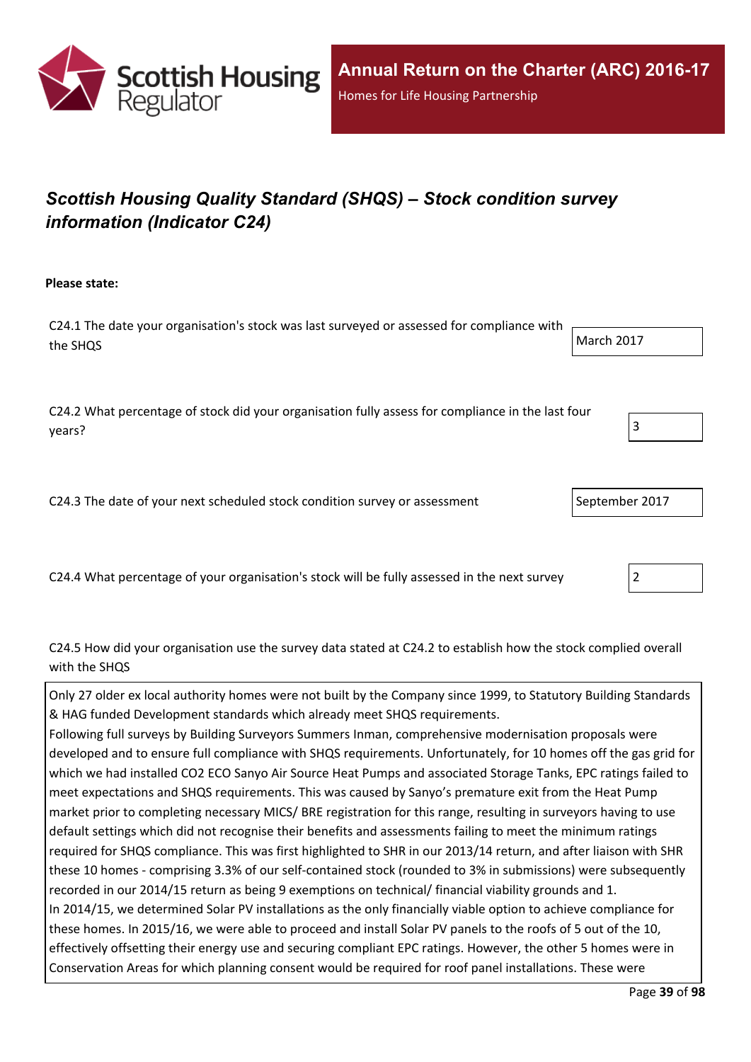## *Scottish Housing Quality Standard (SHQS) – Stock condition survey information (Indicator C24)*

**Please state:**

| Question | Answer |
| --- | --- |
| C24.1 The date your organisation's stock was last surveyed or assessed for compliance with the SHQS | March 2017 |
| C24.2 What percentage of stock did your organisation fully assess for compliance in the last four years? | 3 |
| C24.3 The date of your next scheduled stock condition survey or assessment | September 2017 |
| C24.4 What percentage of your organisation's stock will be fully assessed in the next survey | 2 |

C24.5 How did your organisation use the survey data stated at C24.2 to establish how the stock complied overall with the SHQS

Only 27 older ex local authority homes were not built by the Company since 1999, to Statutory Building Standards & HAG funded Development standards which already meet SHQS requirements.
Following full surveys by Building Surveyors Summers Inman, comprehensive modernisation proposals were developed and to ensure full compliance with SHQS requirements. Unfortunately, for 10 homes off the gas grid for which we had installed $CO_2$ ECO Sanyo Air Source Heat Pumps and associated Storage Tanks, EPC ratings failed to meet expectations and SHQS requirements. This was caused by Sanyo's premature exit from the Heat Pump market prior to completing necessary MICS/ BRE registration for this range, resulting in surveyors having to use default settings which did not recognise their benefits and assessments failing to meet the minimum ratings required for SHQS compliance. This was first highlighted to SHR in our 2013/14 return, and after liaison with SHR these 10 homes - comprising 3.3% of our self-contained stock (rounded to 3% in submissions) were subsequently recorded in our 2014/15 return as being 9 exemptions on technical/ financial viability grounds and 1.
In 2014/15, we determined Solar PV installations as the only financially viable option to achieve compliance for these homes. In 2015/16, we were able to proceed and install Solar PV panels to the roofs of 5 out of the 10, effectively offsetting their energy use and securing compliant EPC ratings. However, the other 5 homes were in Conservation Areas for which planning consent would be required for roof panel installations. These were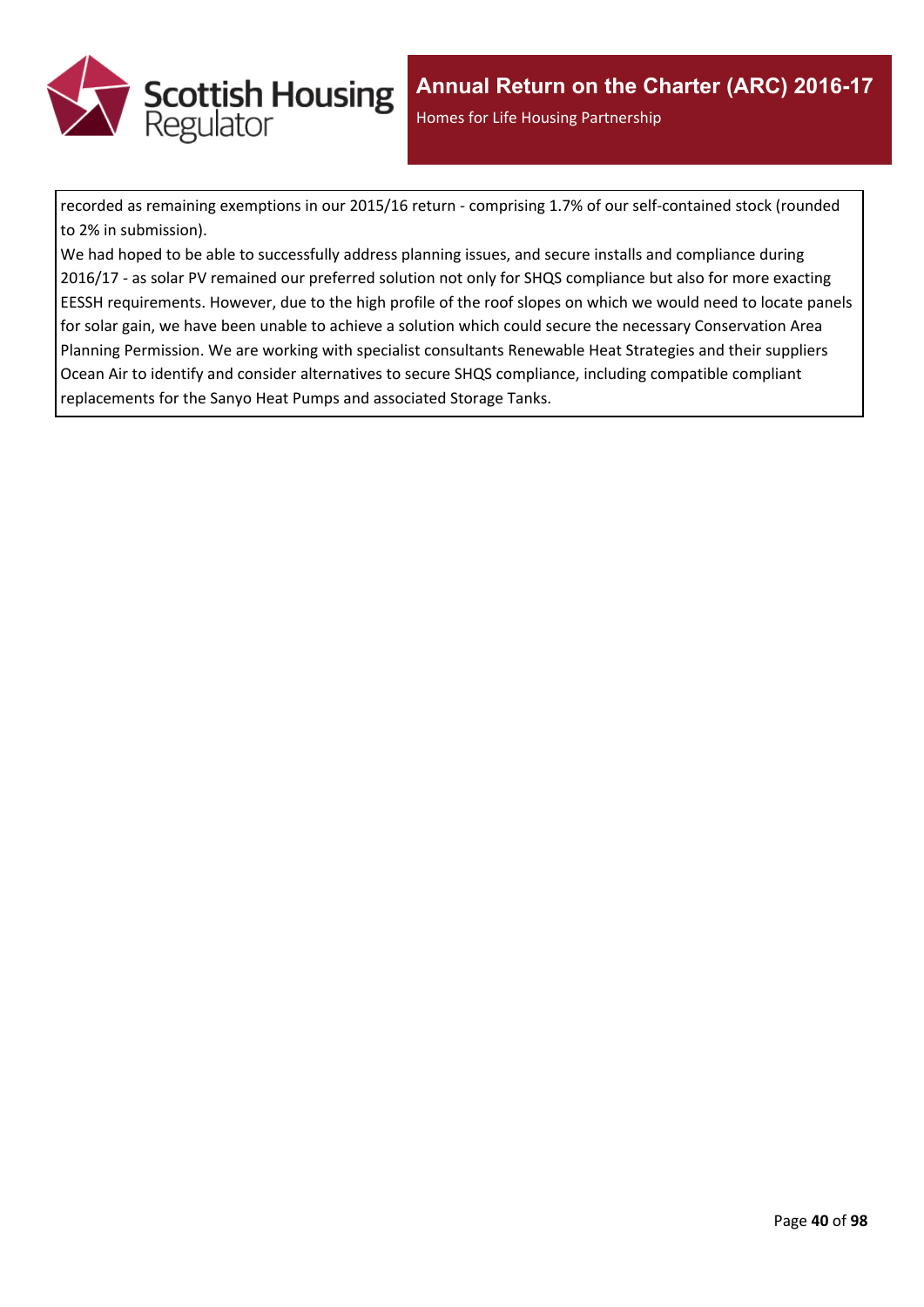recorded as remaining exemptions in our 2015/16 return - comprising 1.7% of our self-contained stock (rounded to 2% in submission).

We had hoped to be able to successfully address planning issues, and secure installs and compliance during 2016/17 - as solar PV remained our preferred solution not only for SHQS compliance but also for more exacting EESSH requirements. However, due to the high profile of the roof slopes on which we would need to locate panels for solar gain, we have been unable to achieve a solution which could secure the necessary Conservation Area Planning Permission. We are working with specialist consultants Renewable Heat Strategies and their suppliers Ocean Air to identify and consider alternatives to secure SHQS compliance, including compatible compliant replacements for the Sanyo Heat Pumps and associated Storage Tanks.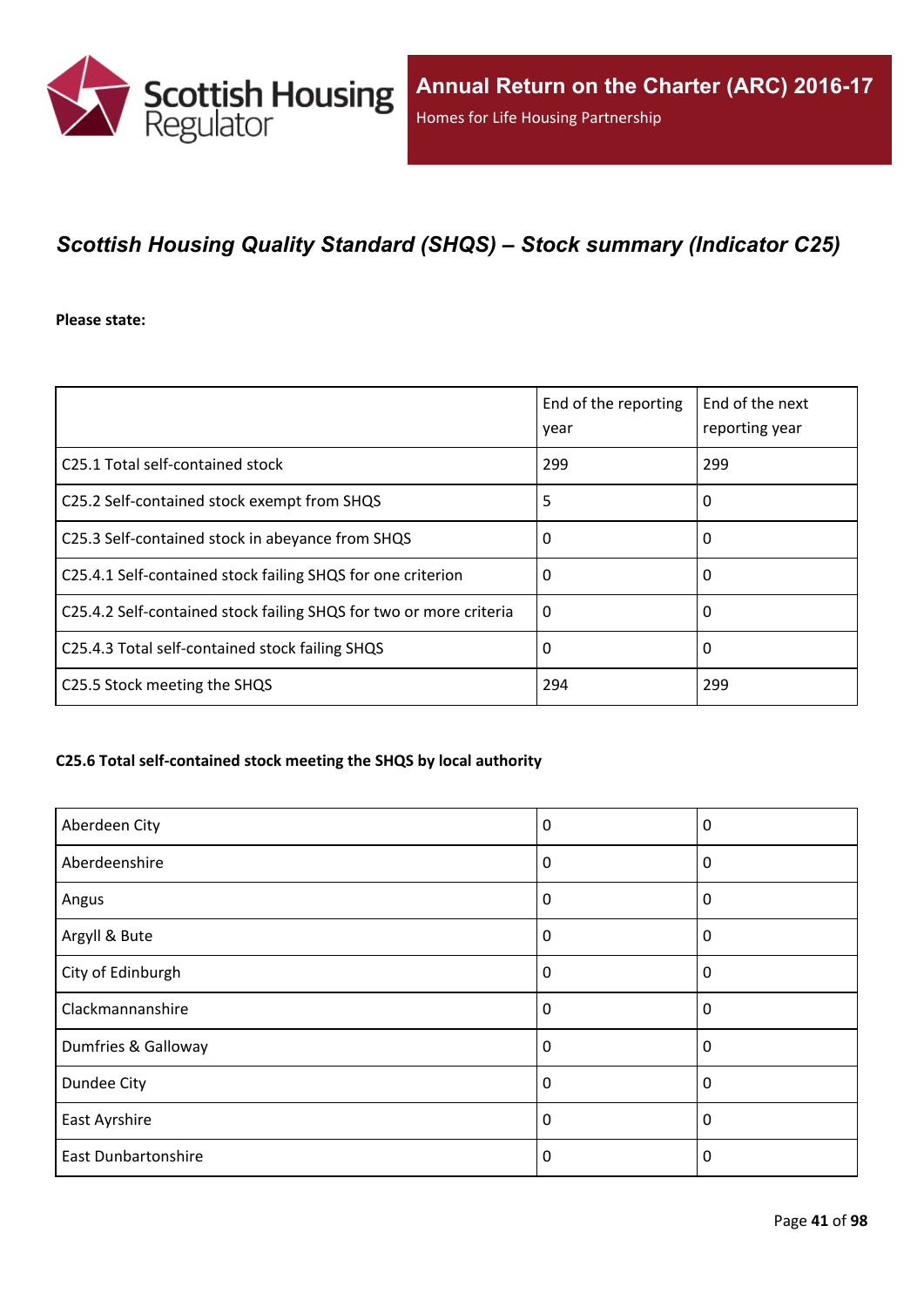## *Scottish Housing Quality Standard (SHQS) – Stock summary (Indicator C25)*

**Please state:**

| | End of the reporting year | End of the next reporting year |
|---|---|---|
| C25.1 Total self-contained stock | 299 | 299 |
| C25.2 Self-contained stock exempt from SHQS | 5 | 0 |
| C25.3 Self-contained stock in abeyance from SHQS | 0 | 0 |
| C25.4.1 Self-contained stock failing SHQS for one criterion | 0 | 0 |
| C25.4.2 Self-contained stock failing SHQS for two or more criteria | 0 | 0 |
| C25.4.3 Total self-contained stock failing SHQS | 0 | 0 |
| C25.5 Stock meeting the SHQS | 294 | 299 |

#### C25.6 Total self-contained stock meeting the SHQS by local authority

| | | |
|---|---|---|
| Aberdeen City | 0 | 0 |
| Aberdeenshire | 0 | 0 |
| Angus | 0 | 0 |
| Argyll & Bute | 0 | 0 |
| City of Edinburgh | 0 | 0 |
| Clackmannanshire | 0 | 0 |
| Dumfries & Galloway | 0 | 0 |
| Dundee City | 0 | 0 |
| East Ayrshire | 0 | 0 |
| East Dunbartonshire | 0 | 0 |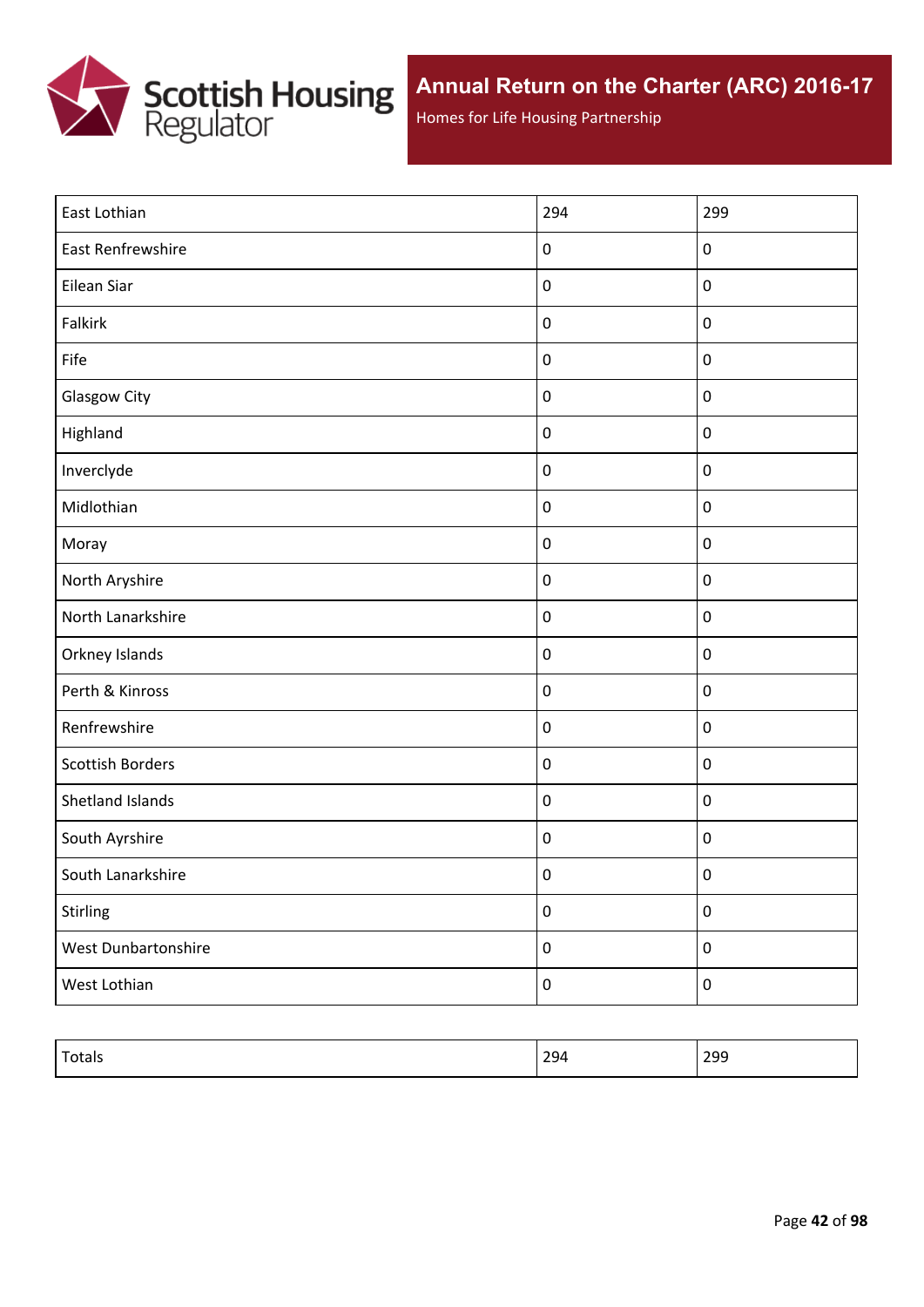| | | |
|---|---|---|
| East Lothian | 294 | 299 |
| East Renfrewshire | 0 | 0 |
| Eilean Siar | 0 | 0 |
| Falkirk | 0 | 0 |
| Fife | 0 | 0 |
| Glasgow City | 0 | 0 |
| Highland | 0 | 0 |
| Inverclyde | 0 | 0 |
| Midlothian | 0 | 0 |
| Moray | 0 | 0 |
| North Aryshire | 0 | 0 |
| North Lanarkshire | 0 | 0 |
| Orkney Islands | 0 | 0 |
| Perth & Kinross | 0 | 0 |
| Renfrewshire | 0 | 0 |
| Scottish Borders | 0 | 0 |
| Shetland Islands | 0 | 0 |
| South Ayrshire | 0 | 0 |
| South Lanarkshire | 0 | 0 |
| Stirling | 0 | 0 |
| West Dunbartonshire | 0 | 0 |
| West Lothian | 0 | 0 |

| | | |
|---|---|---|
| Totals | 294 | 299 |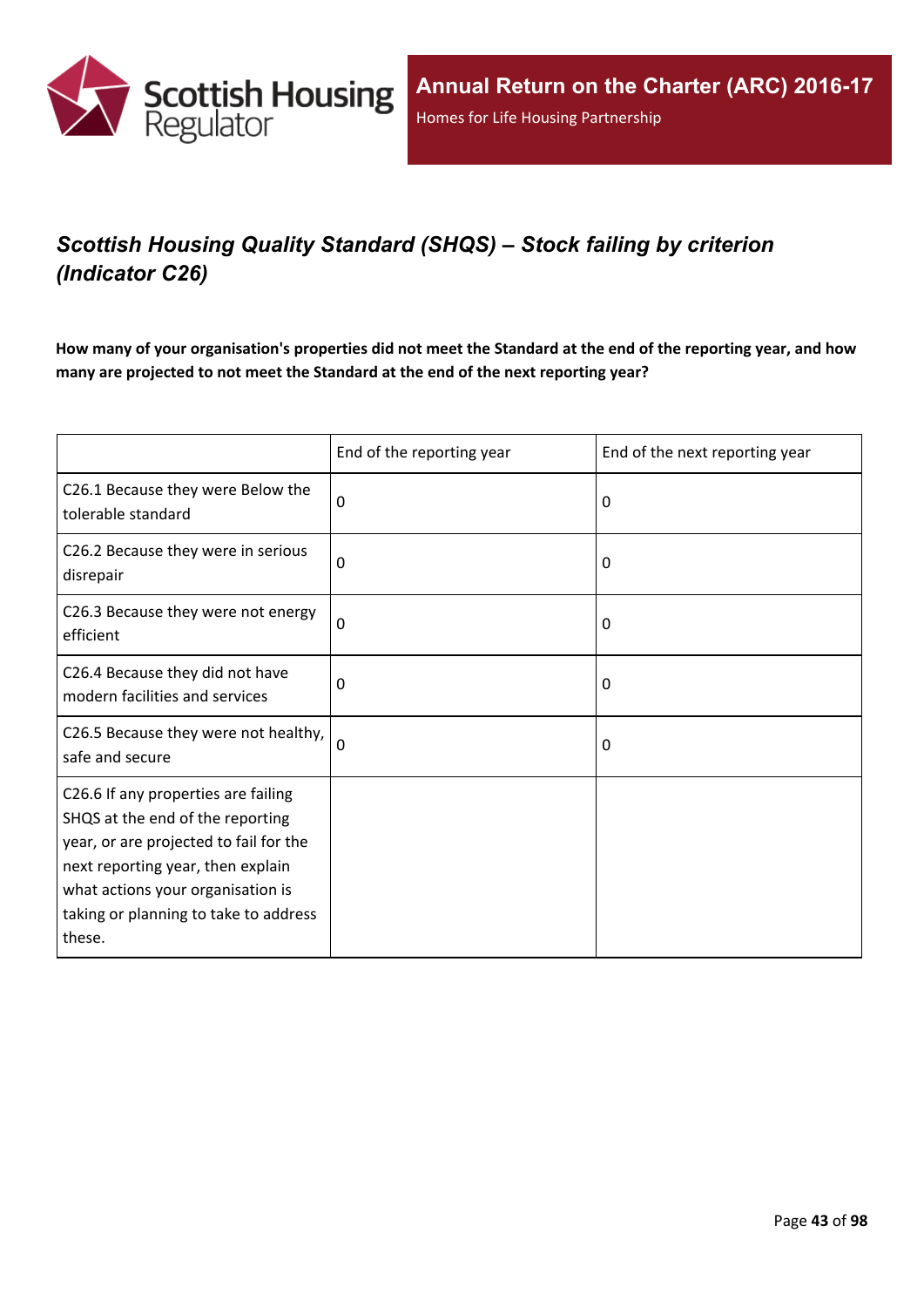## *Scottish Housing Quality Standard (SHQS) – Stock failing by criterion (Indicator C26)*

**How many of your organisation's properties did not meet the Standard at the end of the reporting year, and how many are projected to not meet the Standard at the end of the next reporting year?**

| | End of the reporting year | End of the next reporting year |
|---|---|---|
| C26.1 Because they were Below the tolerable standard | 0 | 0 |
| C26.2 Because they were in serious disrepair | 0 | 0 |
| C26.3 Because they were not energy efficient | 0 | 0 |
| C26.4 Because they did not have modern facilities and services | 0 | 0 |
| C26.5 Because they were not healthy, safe and secure | 0 | 0 |
| C26.6 If any properties are failing SHQS at the end of the reporting year, or are projected to fail for the next reporting year, then explain what actions your organisation is taking or planning to take to address these. | | |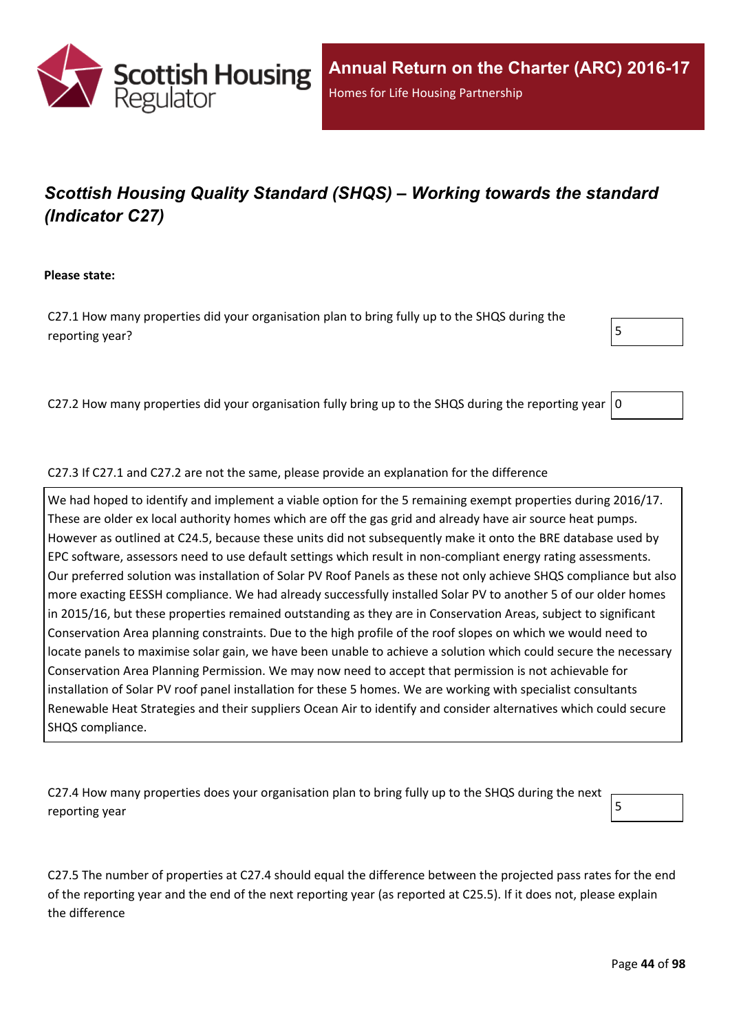## *Scottish Housing Quality Standard (SHQS) – Working towards the standard (Indicator C27)*

**Please state:**

C27.1 How many properties did your organisation plan to bring fully up to the SHQS during the reporting year?

5

C27.2 How many properties did your organisation fully bring up to the SHQS during the reporting year

0

C27.3 If C27.1 and C27.2 are not the same, please provide an explanation for the difference

We had hoped to identify and implement a viable option for the 5 remaining exempt properties during 2016/17. These are older ex local authority homes which are off the gas grid and already have air source heat pumps. However as outlined at C24.5, because these units did not subsequently make it onto the BRE database used by EPC software, assessors need to use default settings which result in non-compliant energy rating assessments. Our preferred solution was installation of Solar PV Roof Panels as these not only achieve SHQS compliance but also more exacting EESSH compliance. We had already successfully installed Solar PV to another 5 of our older homes in 2015/16, but these properties remained outstanding as they are in Conservation Areas, subject to significant Conservation Area planning constraints. Due to the high profile of the roof slopes on which we would need to locate panels to maximise solar gain, we have been unable to achieve a solution which could secure the necessary Conservation Area Planning Permission. We may now need to accept that permission is not achievable for installation of Solar PV roof panel installation for these 5 homes. We are working with specialist consultants Renewable Heat Strategies and their suppliers Ocean Air to identify and consider alternatives which could secure SHQS compliance.

C27.4 How many properties does your organisation plan to bring fully up to the SHQS during the next reporting year

5

C27.5 The number of properties at C27.4 should equal the difference between the projected pass rates for the end of the reporting year and the end of the next reporting year (as reported at C25.5). If it does not, please explain the difference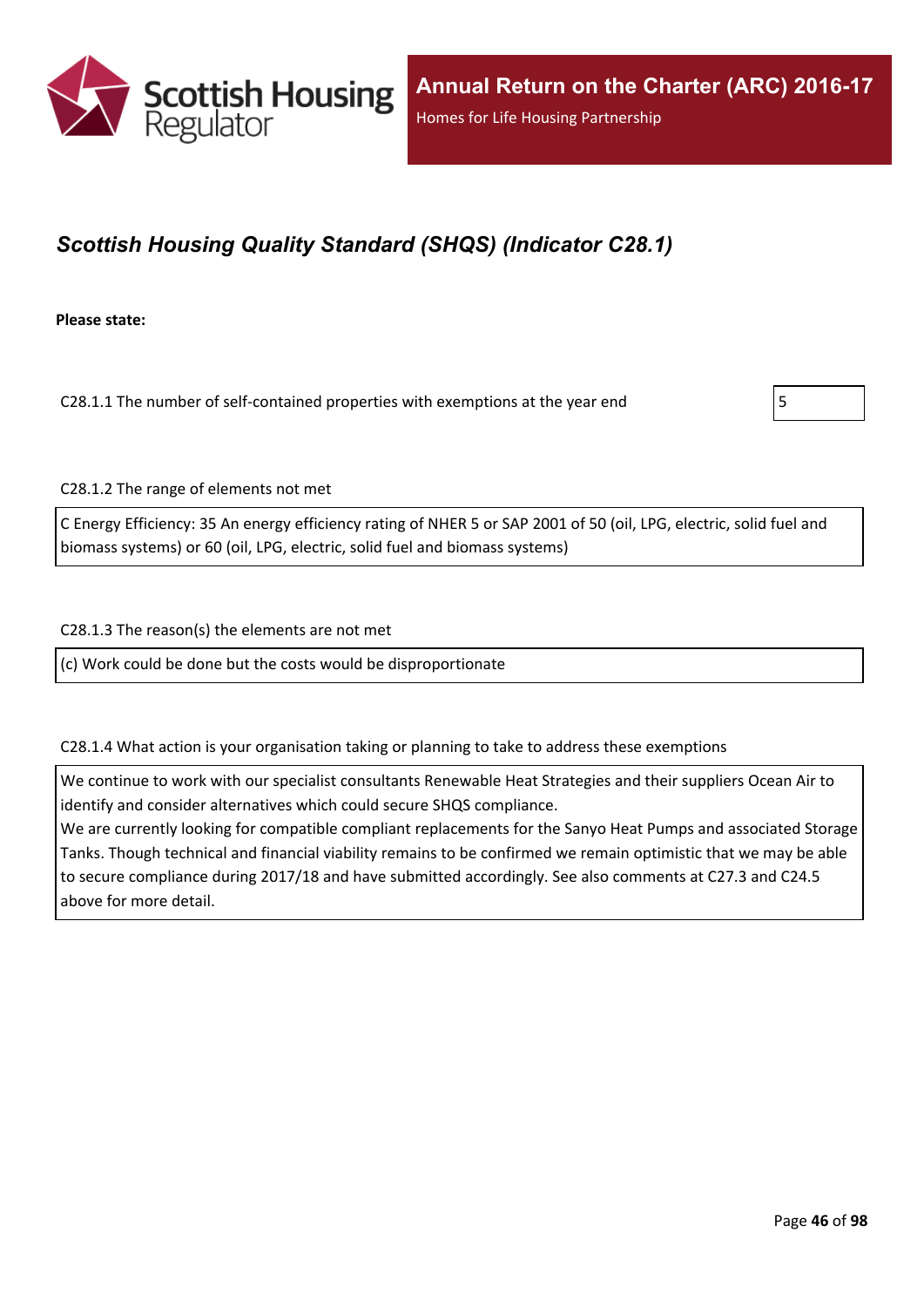## *Scottish Housing Quality Standard (SHQS) (Indicator C28.1)*

**Please state:**

C28.1.1 The number of self-contained properties with exemptions at the year end

5

C28.1.2 The range of elements not met

C Energy Efficiency: 35 An energy efficiency rating of NHER 5 or SAP 2001 of 50 (oil, LPG, electric, solid fuel and biomass systems) or 60 (oil, LPG, electric, solid fuel and biomass systems)

C28.1.3 The reason(s) the elements are not met

(c) Work could be done but the costs would be disproportionate

C28.1.4 What action is your organisation taking or planning to take to address these exemptions

We continue to work with our specialist consultants Renewable Heat Strategies and their suppliers Ocean Air to identify and consider alternatives which could secure SHQS compliance.
We are currently looking for compatible compliant replacements for the Sanyo Heat Pumps and associated Storage Tanks. Though technical and financial viability remains to be confirmed we remain optimistic that we may be able to secure compliance during 2017/18 and have submitted accordingly. See also comments at C27.3 and C24.5 above for more detail.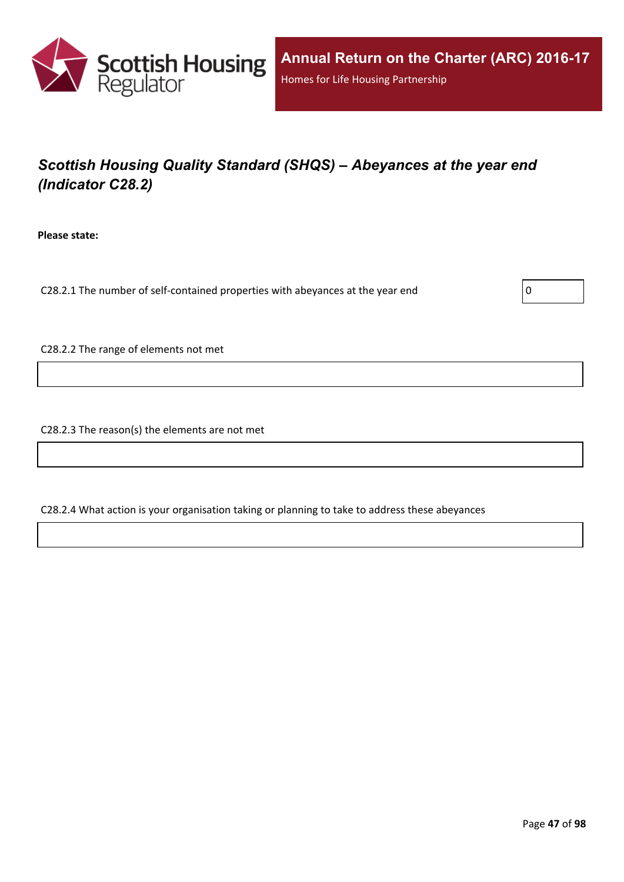## *Scottish Housing Quality Standard (SHQS) – Abeyances at the year end (Indicator C28.2)*

**Please state:**

C28.2.1 The number of self-contained properties with abeyances at the year end

0

C28.2.2 The range of elements not met

C28.2.3 The reason(s) the elements are not met

C28.2.4 What action is your organisation taking or planning to take to address these abeyances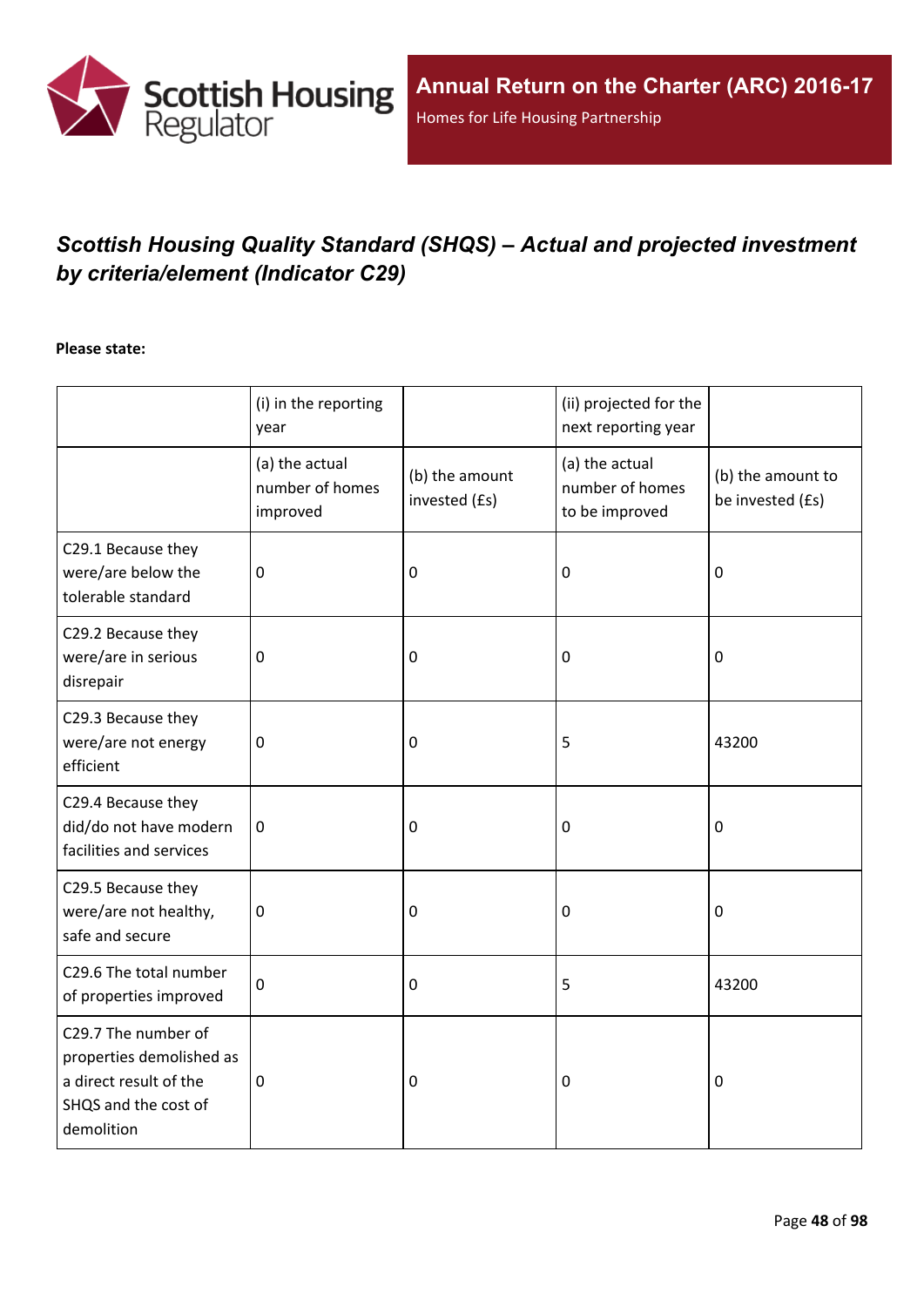# *Scottish Housing Quality Standard (SHQS) – Actual and projected investment by criteria/element (Indicator C29)*

**Please state:**

| | (i) in the reporting year | | (ii) projected for the next reporting year | |
|---|---|---|---|---|
| | (a) the actual number of homes improved | (b) the amount invested (£s) | (a) the actual number of homes to be improved | (b) the amount to be invested (£s) |
| C29.1 Because they were/are below the tolerable standard | 0 | 0 | 0 | 0 |
| C29.2 Because they were/are in serious disrepair | 0 | 0 | 0 | 0 |
| C29.3 Because they were/are not energy efficient | 0 | 0 | 5 | 43200 |
| C29.4 Because they did/do not have modern facilities and services | 0 | 0 | 0 | 0 |
| C29.5 Because they were/are not healthy, safe and secure | 0 | 0 | 0 | 0 |
| C29.6 The total number of properties improved | 0 | 0 | 5 | 43200 |
| C29.7 The number of properties demolished as a direct result of the SHQS and the cost of demolition | 0 | 0 | 0 | 0 |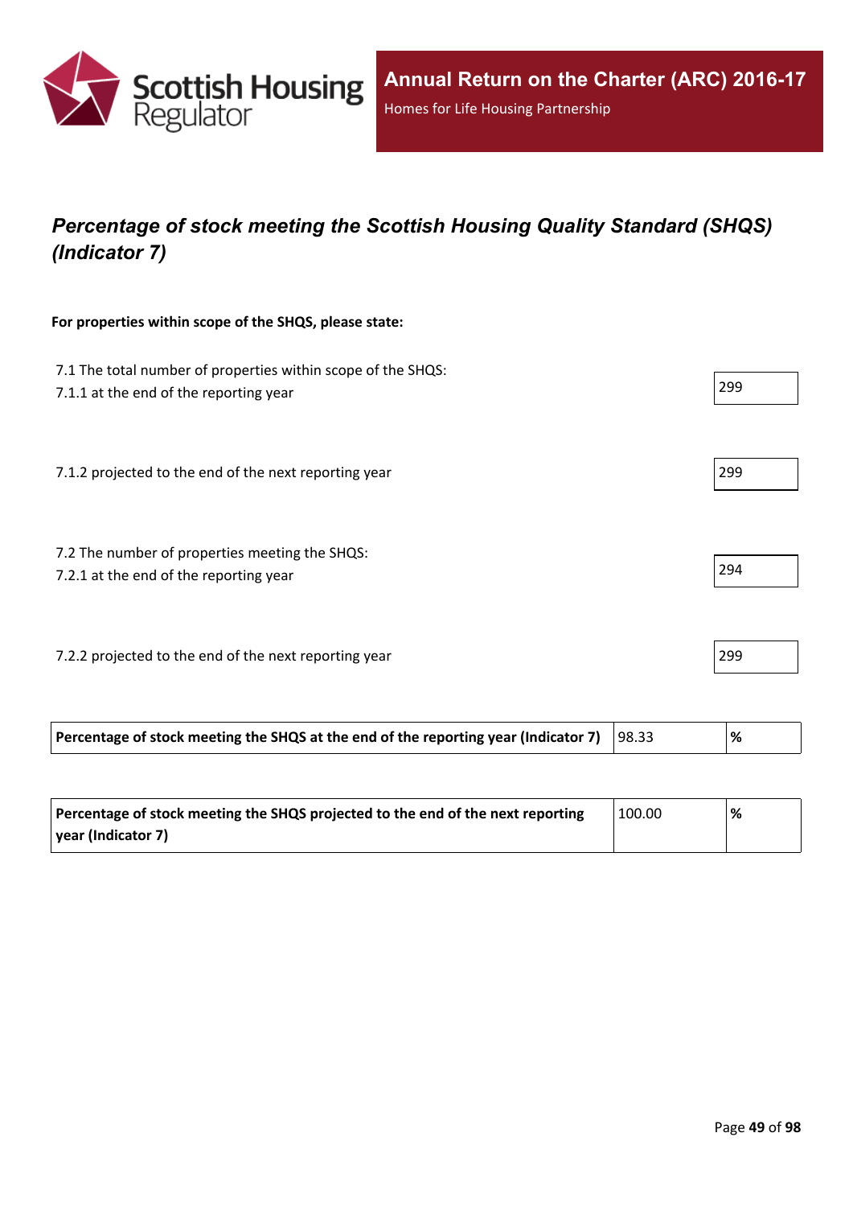## *Percentage of stock meeting the Scottish Housing Quality Standard (SHQS) (Indicator 7)*

**For properties within scope of the SHQS, please state:**

| | |
|---|---|
| 7.1 The total number of properties within scope of the SHQS:<br>7.1.1 at the end of the reporting year | 299 |
| 7.1.2 projected to the end of the next reporting year | 299 |
| 7.2 The number of properties meeting the SHQS:<br>7.2.1 at the end of the reporting year | 294 |
| 7.2.2 projected to the end of the next reporting year | 299 |

| | | |
|---|---|---|
| **Percentage of stock meeting the SHQS at the end of the reporting year (Indicator 7)** | 98.33 | **%** |
| **Percentage of stock meeting the SHQS projected to the end of the next reporting year (Indicator 7)** | 100.00 | **%** |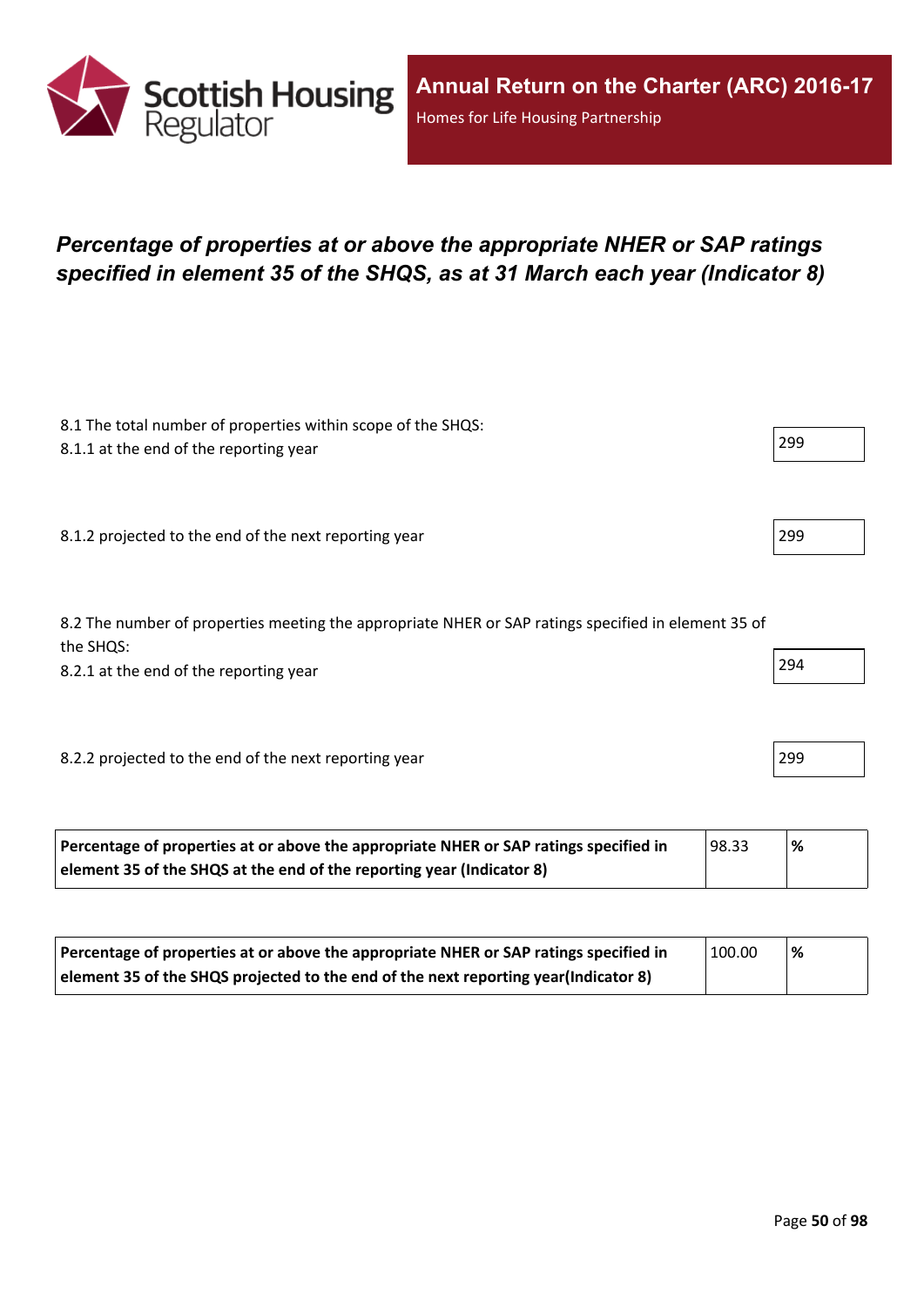## *Percentage of properties at or above the appropriate NHER or SAP ratings specified in element 35 of the SHQS, as at 31 March each year (Indicator 8)*

8.1 The total number of properties within scope of the SHQS:

8.1.1 at the end of the reporting year

299

8.1.2 projected to the end of the next reporting year

299

8.2 The number of properties meeting the appropriate NHER or SAP ratings specified in element 35 of the SHQS:

8.2.1 at the end of the reporting year

294

8.2.2 projected to the end of the next reporting year

299

| **Percentage of properties at or above the appropriate NHER or SAP ratings specified in element 35 of the SHQS at the end of the reporting year (Indicator 8)** | 98.33 | **%** |
|---|---|---|

| **Percentage of properties at or above the appropriate NHER or SAP ratings specified in element 35 of the SHQS projected to the end of the next reporting year(Indicator 8)** | 100.00 | **%** |
|---|---|---|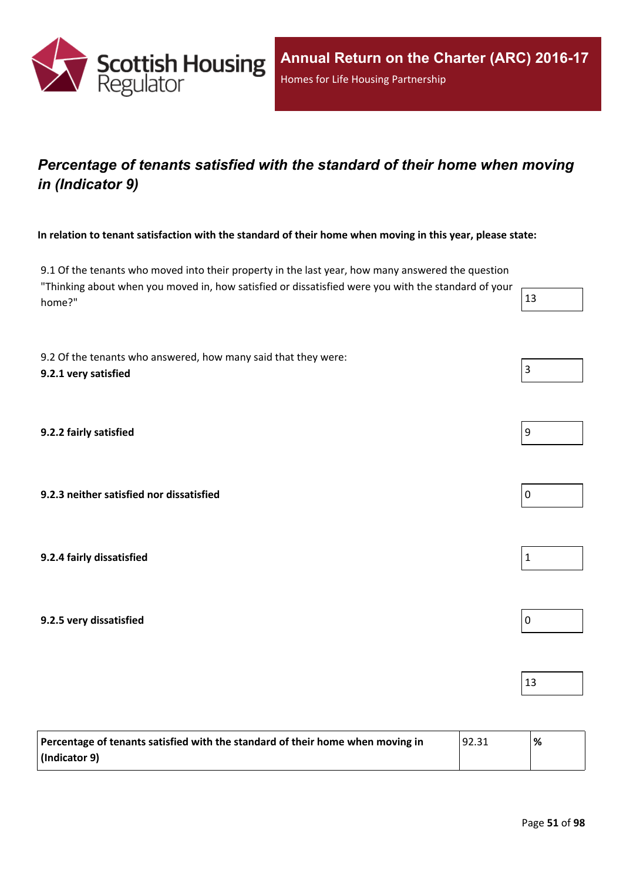# *Percentage of tenants satisfied with the standard of their home when moving in (Indicator 9)*

**In relation to tenant satisfaction with the standard of their home when moving in this year, please state:**

| | |
|---|---|
| 9.1 Of the tenants who moved into their property in the last year, how many answered the question "Thinking about when you moved in, how satisfied or dissatisfied were you with the standard of your home?" | 13 |
| 9.2 Of the tenants who answered, how many said that they were:<br>**9.2.1 very satisfied** | 3 |
| **9.2.2 fairly satisfied** | 9 |
| **9.2.3 neither satisfied nor dissatisfied** | 0 |
| **9.2.4 fairly dissatisfied** | 1 |
| **9.2.5 very dissatisfied** | 0 |
| | 13 |

| | | |
|---|---|---|
| **Percentage of tenants satisfied with the standard of their home when moving in (Indicator 9)** | 92.31 | **%** |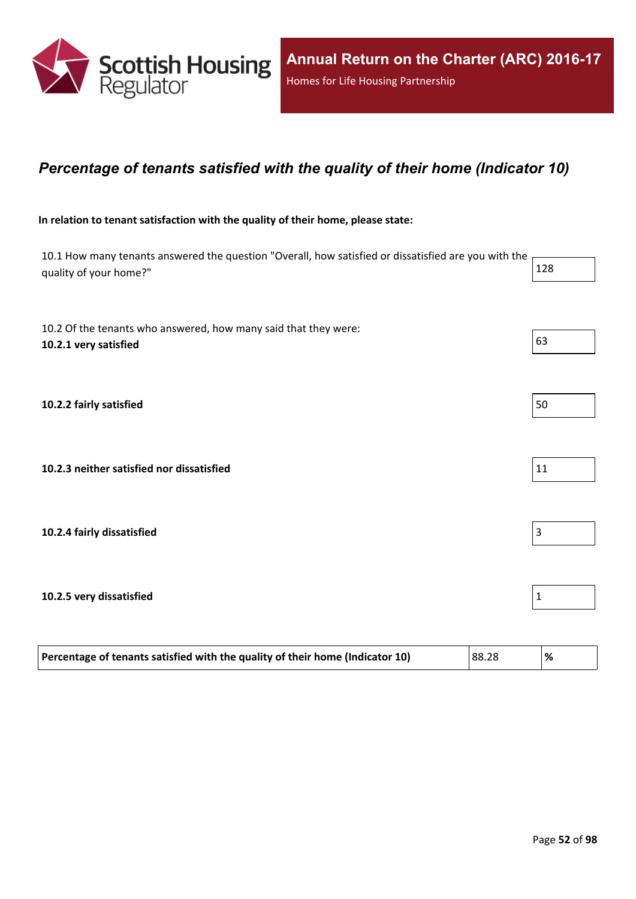## *Percentage of tenants satisfied with the quality of their home (Indicator 10)*

**In relation to tenant satisfaction with the quality of their home, please state:**

| | |
|---|---|
| 10.1 How many tenants answered the question "Overall, how satisfied or dissatisfied are you with the quality of your home?" | 128 |
| 10.2 Of the tenants who answered, how many said that they were: **10.2.1 very satisfied** | 63 |
| **10.2.2 fairly satisfied** | 50 |
| **10.2.3 neither satisfied nor dissatisfied** | 11 |
| **10.2.4 fairly dissatisfied** | 3 |
| **10.2.5 very dissatisfied** | 1 |

| | | |
|---|---|---|
| **Percentage of tenants satisfied with the quality of their home (Indicator 10)** | 88.28 | **%** |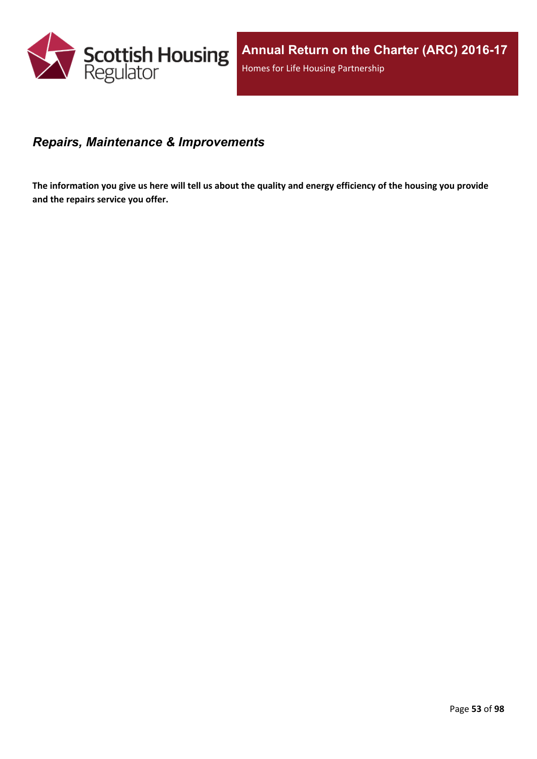## *Repairs, Maintenance & Improvements*

**The information you give us here will tell us about the quality and energy efficiency of the housing you provide and the repairs service you offer.**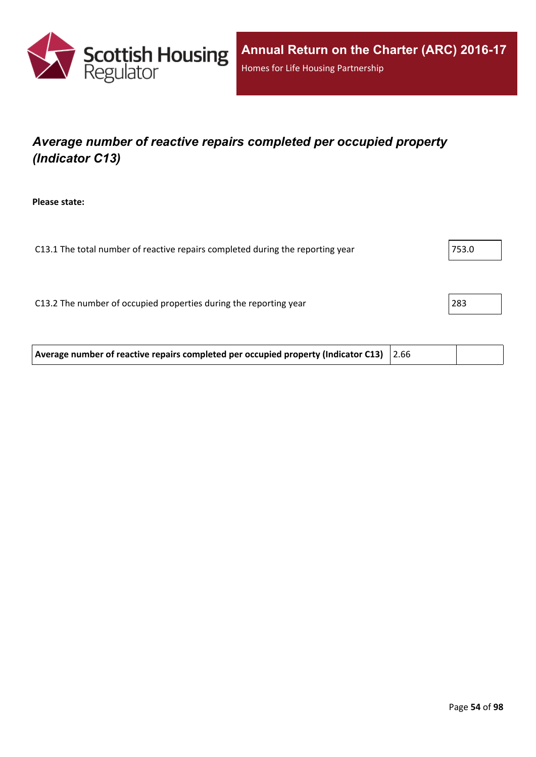## *Average number of reactive repairs completed per occupied property (Indicator C13)*

**Please state:**

C13.1 The total number of reactive repairs completed during the reporting year: 753.0

C13.2 The number of occupied properties during the reporting year: 283

| **Average number of reactive repairs completed per occupied property (Indicator C13)** | 2.66 | |
|---|---|---|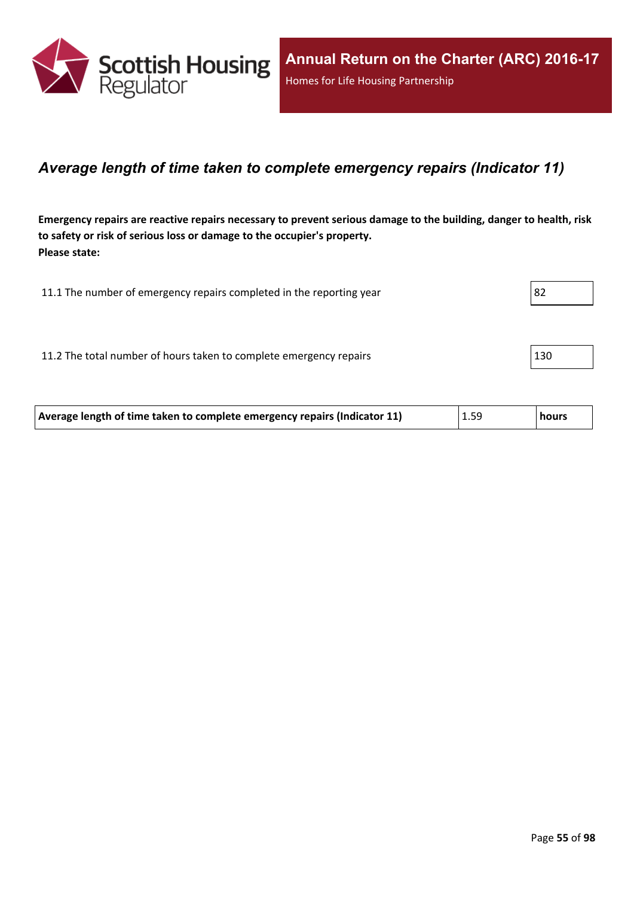## *Average length of time taken to complete emergency repairs (Indicator 11)*

**Emergency repairs are reactive repairs necessary to prevent serious damage to the building, danger to health, risk to safety or risk of serious loss or damage to the occupier's property.**
**Please state:**

| | |
|---|---|
| 11.1 The number of emergency repairs completed in the reporting year | 82 |
| 11.2 The total number of hours taken to complete emergency repairs | 130 |

| | | |
|---|---|---|
| **Average length of time taken to complete emergency repairs (Indicator 11)** | 1.59 | **hours** |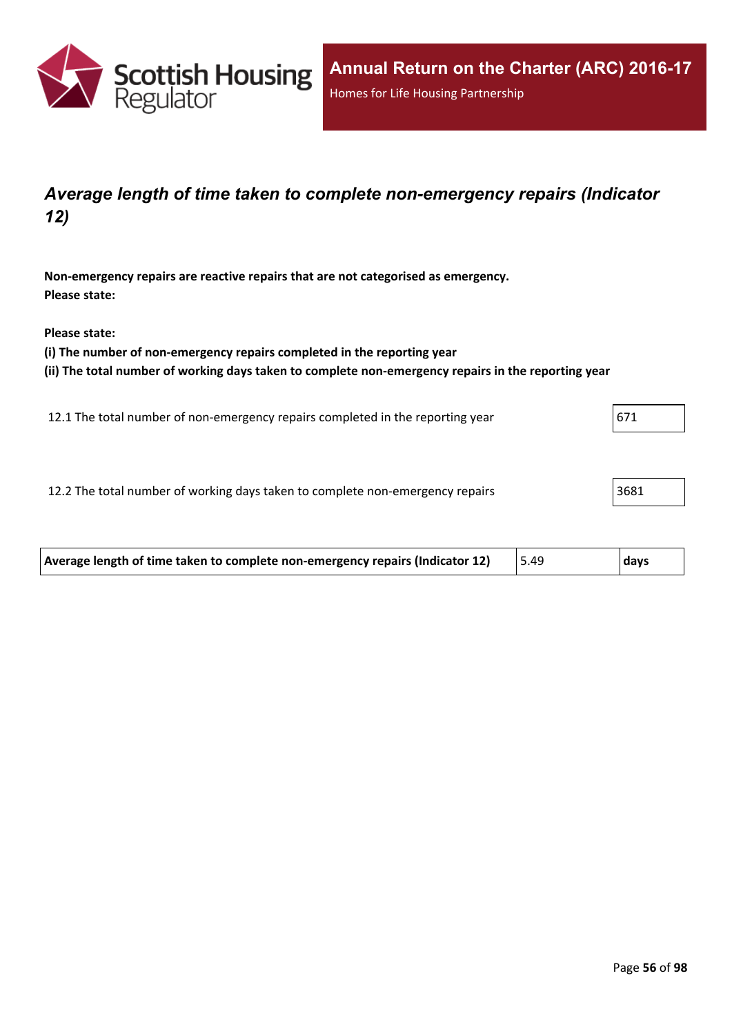## *Average length of time taken to complete non-emergency repairs (Indicator 12)*

**Non-emergency repairs are reactive repairs that are not categorised as emergency.**
**Please state:**

**Please state:**
**(i) The number of non-emergency repairs completed in the reporting year**
**(ii) The total number of working days taken to complete non-emergency repairs in the reporting year**

| | |
|---|---|
| 12.1 The total number of non-emergency repairs completed in the reporting year | 671 |
| 12.2 The total number of working days taken to complete non-emergency repairs | 3681 |

| | | |
|---|---|---|
| **Average length of time taken to complete non-emergency repairs (Indicator 12)** | 5.49 | **days** |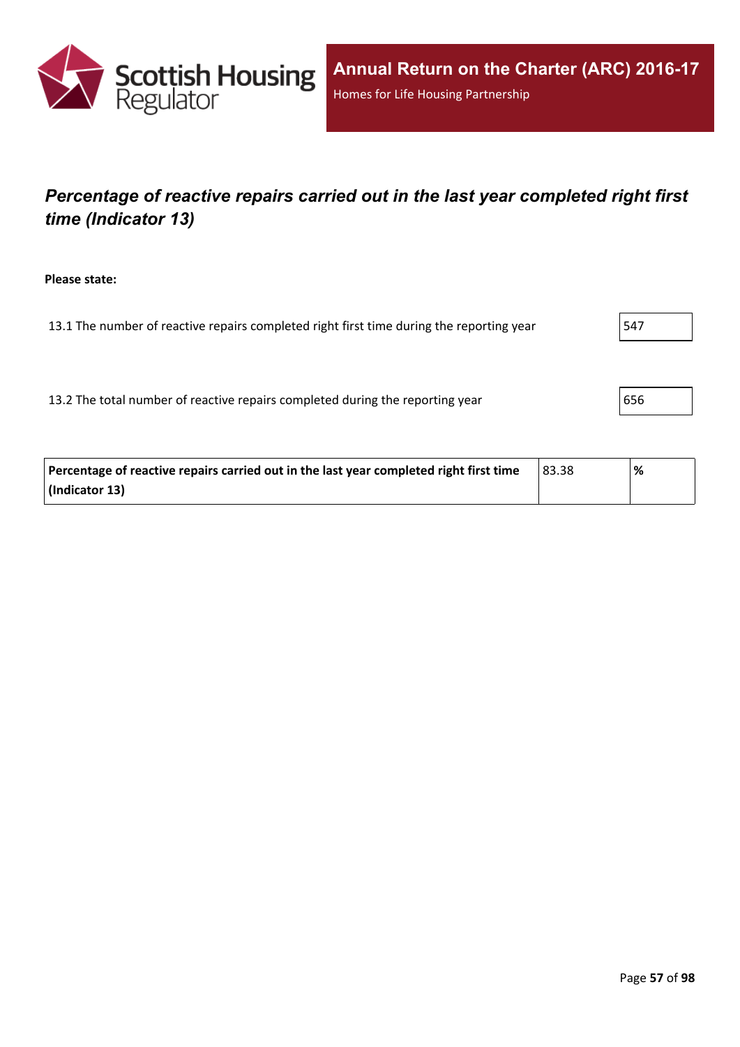## *Percentage of reactive repairs carried out in the last year completed right first time (Indicator 13)*

**Please state:**

13.1 The number of reactive repairs completed right first time during the reporting year: 547

13.2 The total number of reactive repairs completed during the reporting year: 656

| **Percentage of reactive repairs carried out in the last year completed right first time (Indicator 13)** | 83.38 | **%** |
|---|---|---|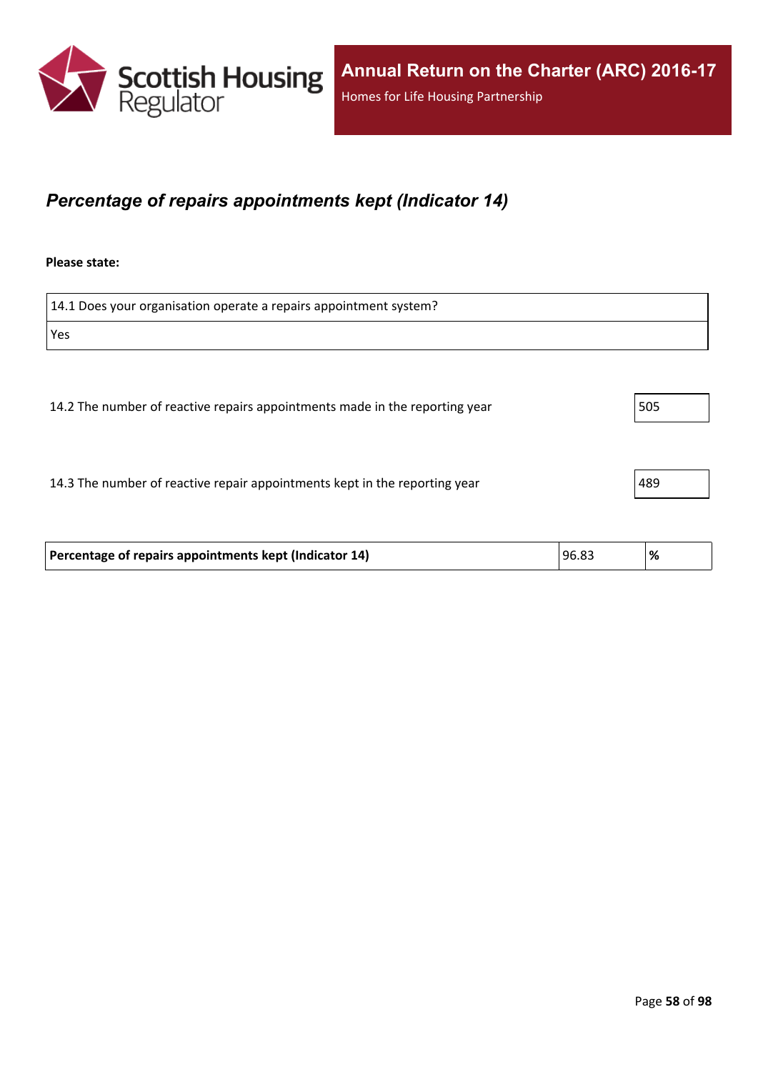## *Percentage of repairs appointments kept (Indicator 14)*

**Please state:**

| 14.1 Does your organisation operate a repairs appointment system? |
|---|
| Yes |

| | |
|---|---|
| 14.2 The number of reactive repairs appointments made in the reporting year | 505 |
| 14.3 The number of reactive repair appointments kept in the reporting year | 489 |

| | | |
|---|---|---|
| **Percentage of repairs appointments kept (Indicator 14)** | 96.83 | **%** |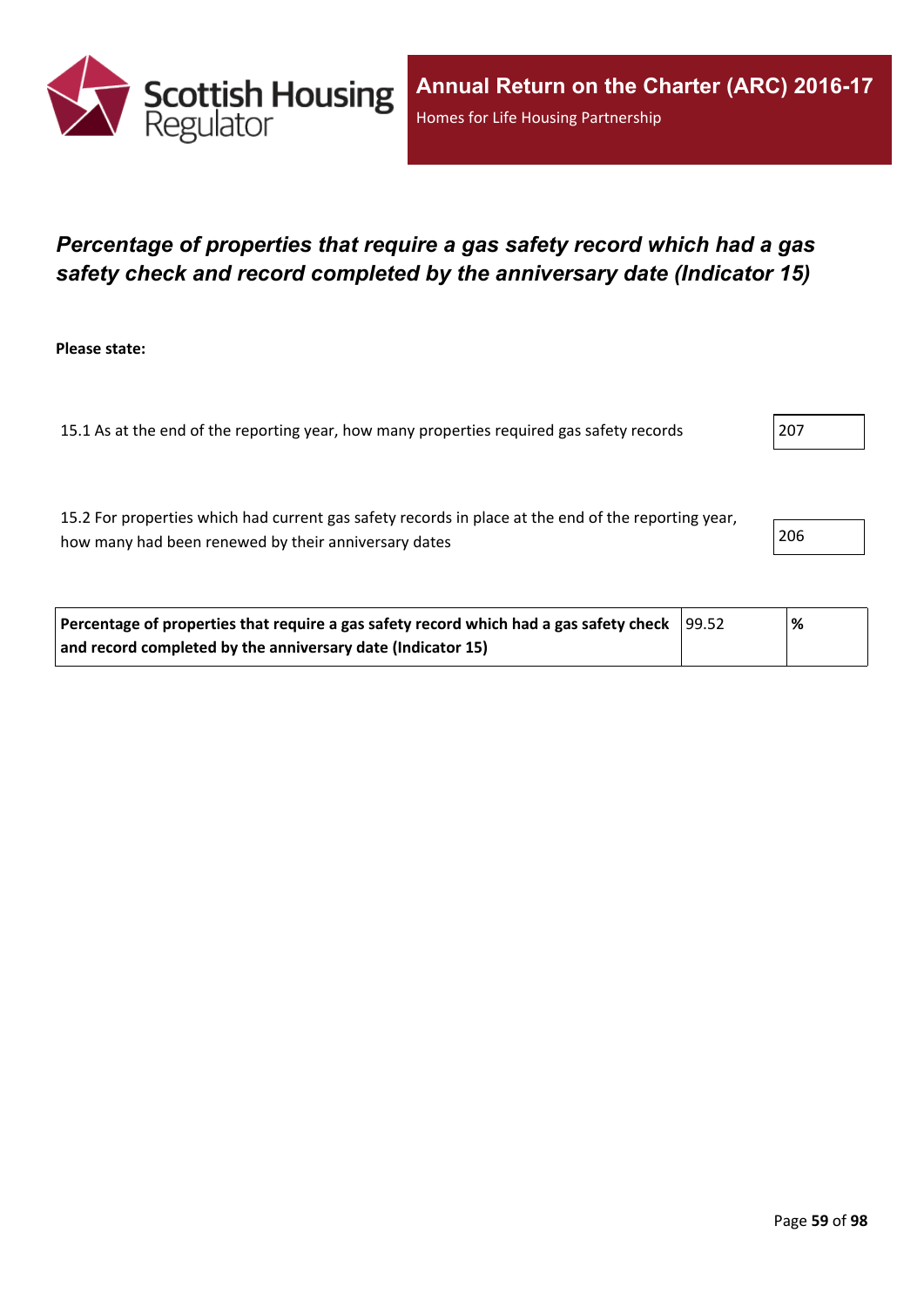# Percentage of properties that require a gas safety record which had a gas safety check and record completed by the anniversary date (Indicator 15)

**Please state:**

| | |
|---|---|
| 15.1 As at the end of the reporting year, how many properties required gas safety records | 207 |
| 15.2 For properties which had current gas safety records in place at the end of the reporting year, how many had been renewed by their anniversary dates | 206 |

| | | |
|---|---|---|
| **Percentage of properties that require a gas safety record which had a gas safety check and record completed by the anniversary date (Indicator 15)** | 99.52 | **%** |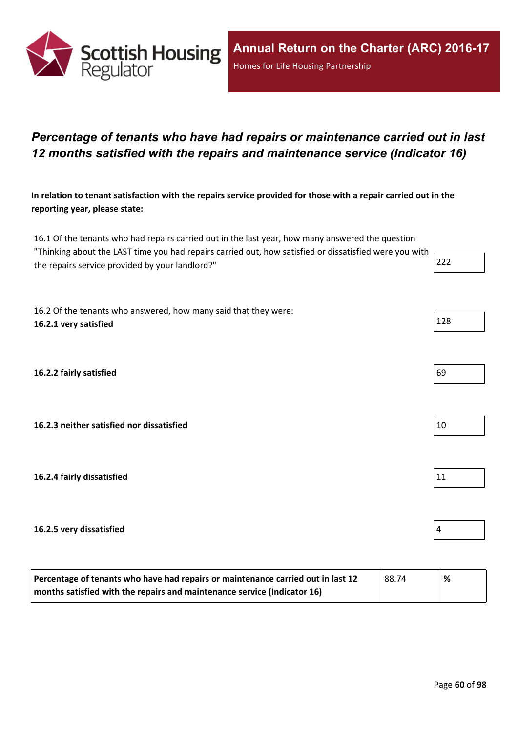# *Percentage of tenants who have had repairs or maintenance carried out in last 12 months satisfied with the repairs and maintenance service (Indicator 16)*

**In relation to tenant satisfaction with the repairs service provided for those with a repair carried out in the reporting year, please state:**

| | |
|---|---|
| 16.1 Of the tenants who had repairs carried out in the last year, how many answered the question "Thinking about the LAST time you had repairs carried out, how satisfied or dissatisfied were you with the repairs service provided by your landlord?" | 222 |
| 16.2 Of the tenants who answered, how many said that they were: **16.2.1 very satisfied** | 128 |
| **16.2.2 fairly satisfied** | 69 |
| **16.2.3 neither satisfied nor dissatisfied** | 10 |
| **16.2.4 fairly dissatisfied** | 11 |
| **16.2.5 very dissatisfied** | 4 |

| | | |
|---|---|---|
| **Percentage of tenants who have had repairs or maintenance carried out in last 12 months satisfied with the repairs and maintenance service (Indicator 16)** | 88.74 | **%** |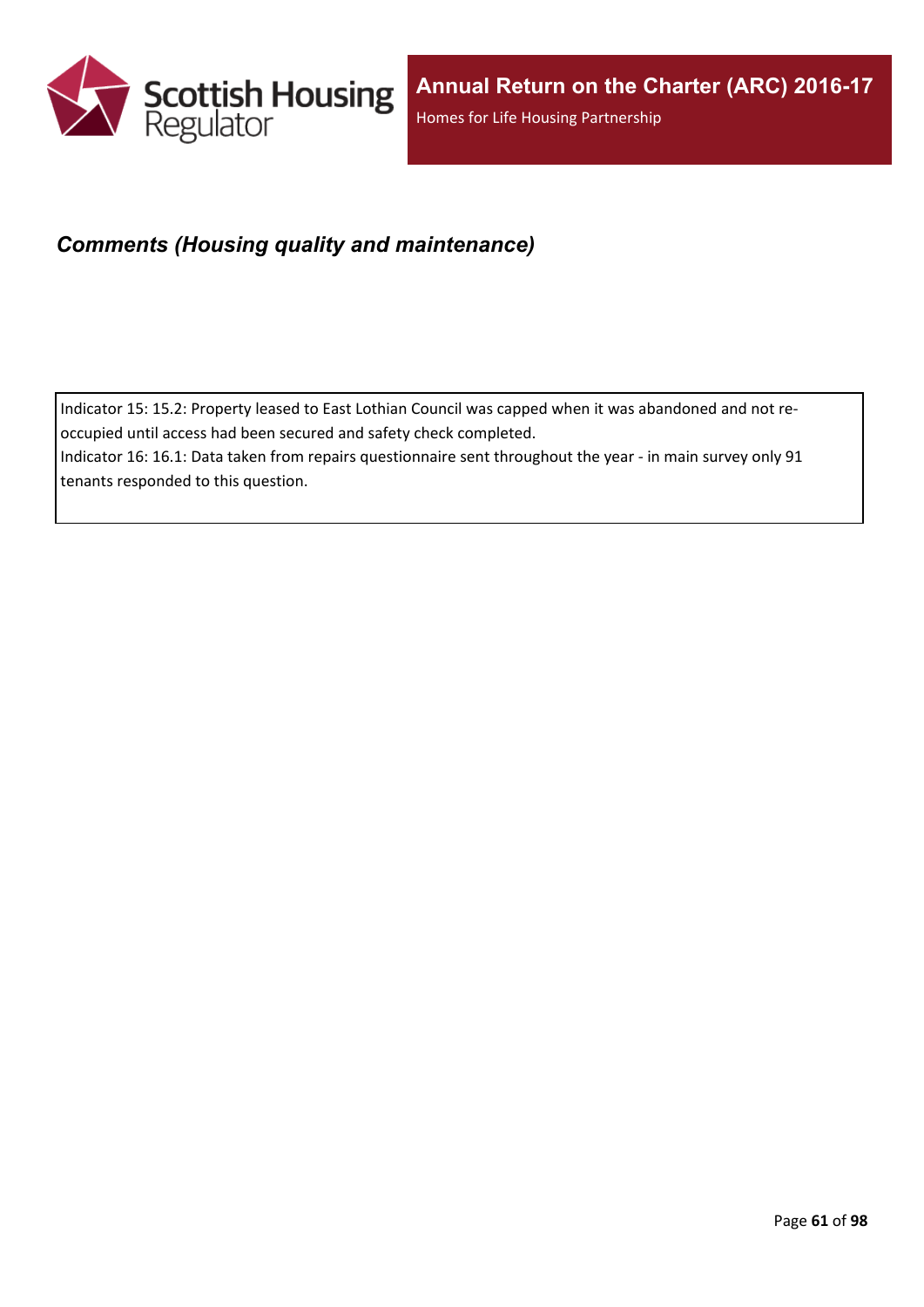## *Comments (Housing quality and maintenance)*

Indicator 15: 15.2: Property leased to East Lothian Council was capped when it was abandoned and not re-occupied until access had been secured and safety check completed.
Indicator 16: 16.1: Data taken from repairs questionnaire sent throughout the year - in main survey only 91 tenants responded to this question.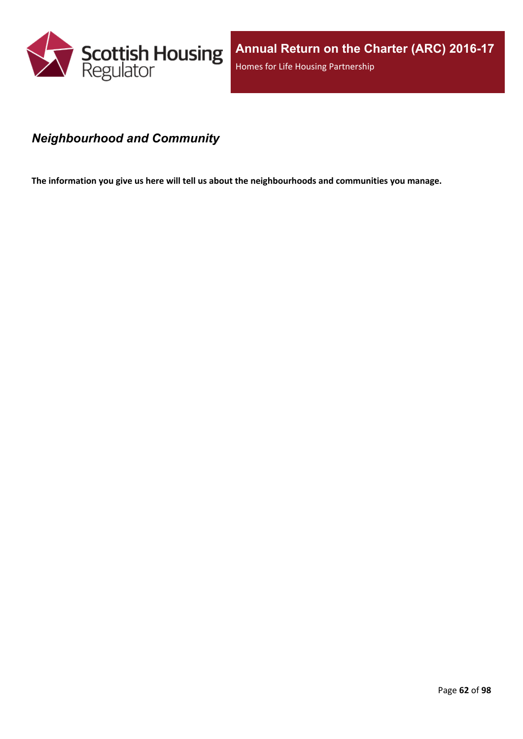## *Neighbourhood and Community*

**The information you give us here will tell us about the neighbourhoods and communities you manage.**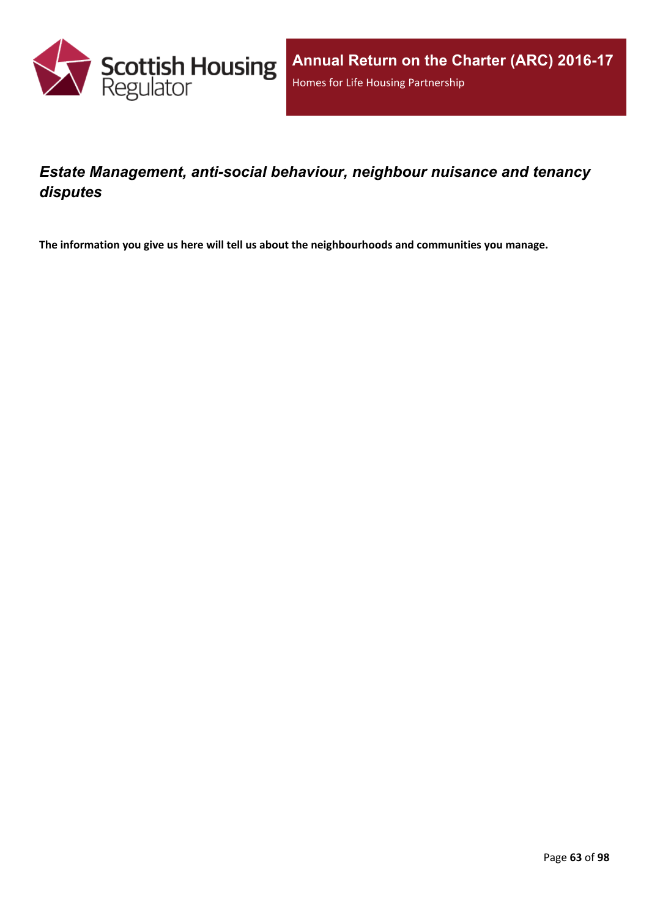## *Estate Management, anti-social behaviour, neighbour nuisance and tenancy disputes*

**The information you give us here will tell us about the neighbourhoods and communities you manage.**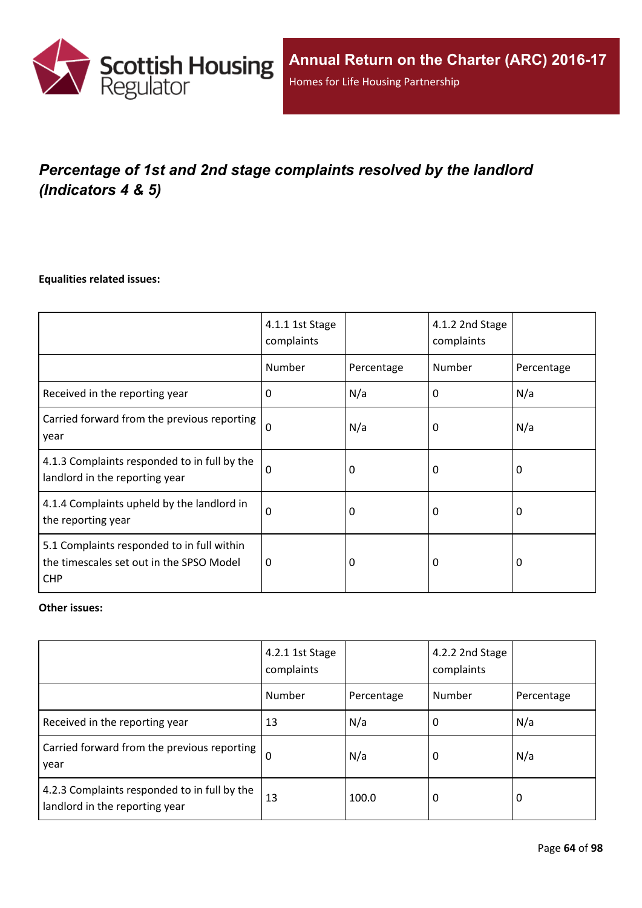# *Percentage of 1st and 2nd stage complaints resolved by the landlord (Indicators 4 & 5)*

**Equalities related issues:**

| | 4.1.1 1st Stage complaints | | 4.1.2 2nd Stage complaints | |
|---|---|---|---|---|
| | Number | Percentage | Number | Percentage |
| Received in the reporting year | 0 | N/a | 0 | N/a |
| Carried forward from the previous reporting year | 0 | N/a | 0 | N/a |
| 4.1.3 Complaints responded to in full by the landlord in the reporting year | 0 | 0 | 0 | 0 |
| 4.1.4 Complaints upheld by the landlord in the reporting year | 0 | 0 | 0 | 0 |
| 5.1 Complaints responded to in full within the timescales set out in the SPSO Model CHP | 0 | 0 | 0 | 0 |

**Other issues:**

| | 4.2.1 1st Stage complaints | | 4.2.2 2nd Stage complaints | |
|---|---|---|---|---|
| | Number | Percentage | Number | Percentage |
| Received in the reporting year | 13 | N/a | 0 | N/a |
| Carried forward from the previous reporting year | 0 | N/a | 0 | N/a |
| 4.2.3 Complaints responded to in full by the landlord in the reporting year | 13 | 100.0 | 0 | 0 |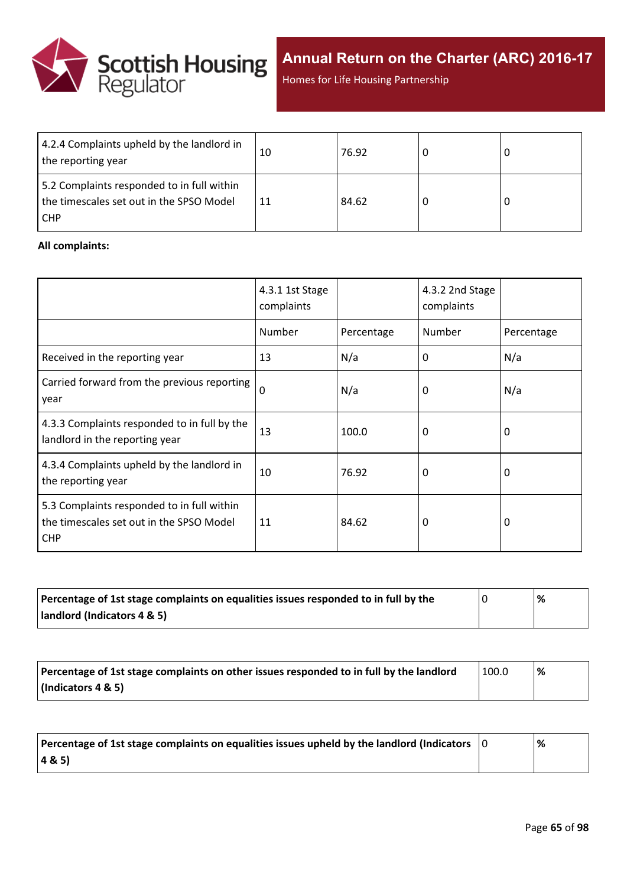| | | | | |
|---|---|---|---|---|
| 4.2.4 Complaints upheld by the landlord in the reporting year | 10 | 76.92 | 0 | 0 |
| 5.2 Complaints responded to in full within the timescales set out in the SPSO Model CHP | 11 | 84.62 | 0 | 0 |

**All complaints:**

| | 4.3.1 1st Stage complaints | | 4.3.2 2nd Stage complaints | |
|---|---|---|---|---|
| | Number | Percentage | Number | Percentage |
| Received in the reporting year | 13 | N/a | 0 | N/a |
| Carried forward from the previous reporting year | 0 | N/a | 0 | N/a |
| 4.3.3 Complaints responded to in full by the landlord in the reporting year | 13 | 100.0 | 0 | 0 |
| 4.3.4 Complaints upheld by the landlord in the reporting year | 10 | 76.92 | 0 | 0 |
| 5.3 Complaints responded to in full within the timescales set out in the SPSO Model CHP | 11 | 84.62 | 0 | 0 |

| | | |
|---|---|---|
| **Percentage of 1st stage complaints on equalities issues responded to in full by the landlord (Indicators 4 & 5)** | 0 | **%** |

| | | |
|---|---|---|
| **Percentage of 1st stage complaints on other issues responded to in full by the landlord (Indicators 4 & 5)** | 100.0 | **%** |

| | | |
|---|---|---|
| **Percentage of 1st stage complaints on equalities issues upheld by the landlord (Indicators 4 & 5)** | 0 | **%** |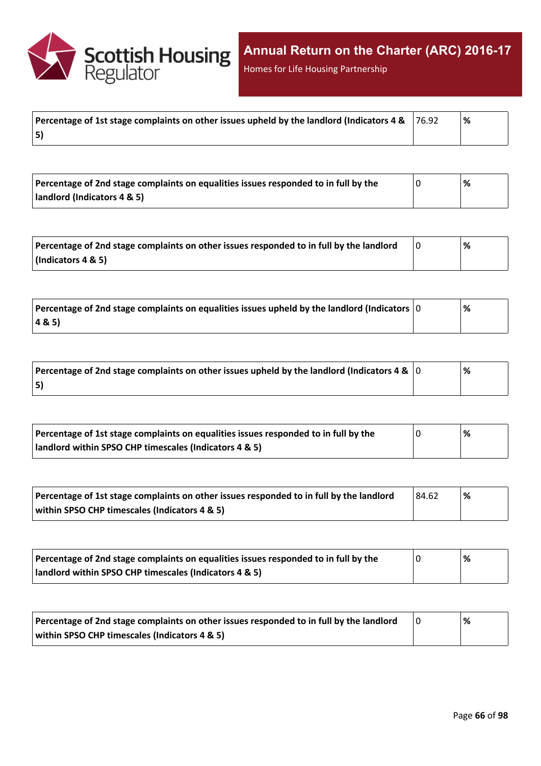| Percentage of 1st stage complaints on other issues upheld by the landlord (Indicators 4 & 5) | 76.92 | % |
|---|---|---|

| Percentage of 2nd stage complaints on equalities issues responded to in full by the landlord (Indicators 4 & 5) | 0 | % |
|---|---|---|

| Percentage of 2nd stage complaints on other issues responded to in full by the landlord (Indicators 4 & 5) | 0 | % |
|---|---|---|

| Percentage of 2nd stage complaints on equalities issues upheld by the landlord (Indicators 4 & 5) | 0 | % |
|---|---|---|

| Percentage of 2nd stage complaints on other issues upheld by the landlord (Indicators 4 & 5) | 0 | % |
|---|---|---|

| Percentage of 1st stage complaints on equalities issues responded to in full by the landlord within SPSO CHP timescales (Indicators 4 & 5) | 0 | % |
|---|---|---|

| Percentage of 1st stage complaints on other issues responded to in full by the landlord within SPSO CHP timescales (Indicators 4 & 5) | 84.62 | % |
|---|---|---|

| Percentage of 2nd stage complaints on equalities issues responded to in full by the landlord within SPSO CHP timescales (Indicators 4 & 5) | 0 | % |
|---|---|---|

| Percentage of 2nd stage complaints on other issues responded to in full by the landlord within SPSO CHP timescales (Indicators 4 & 5) | 0 | % |
|---|---|---|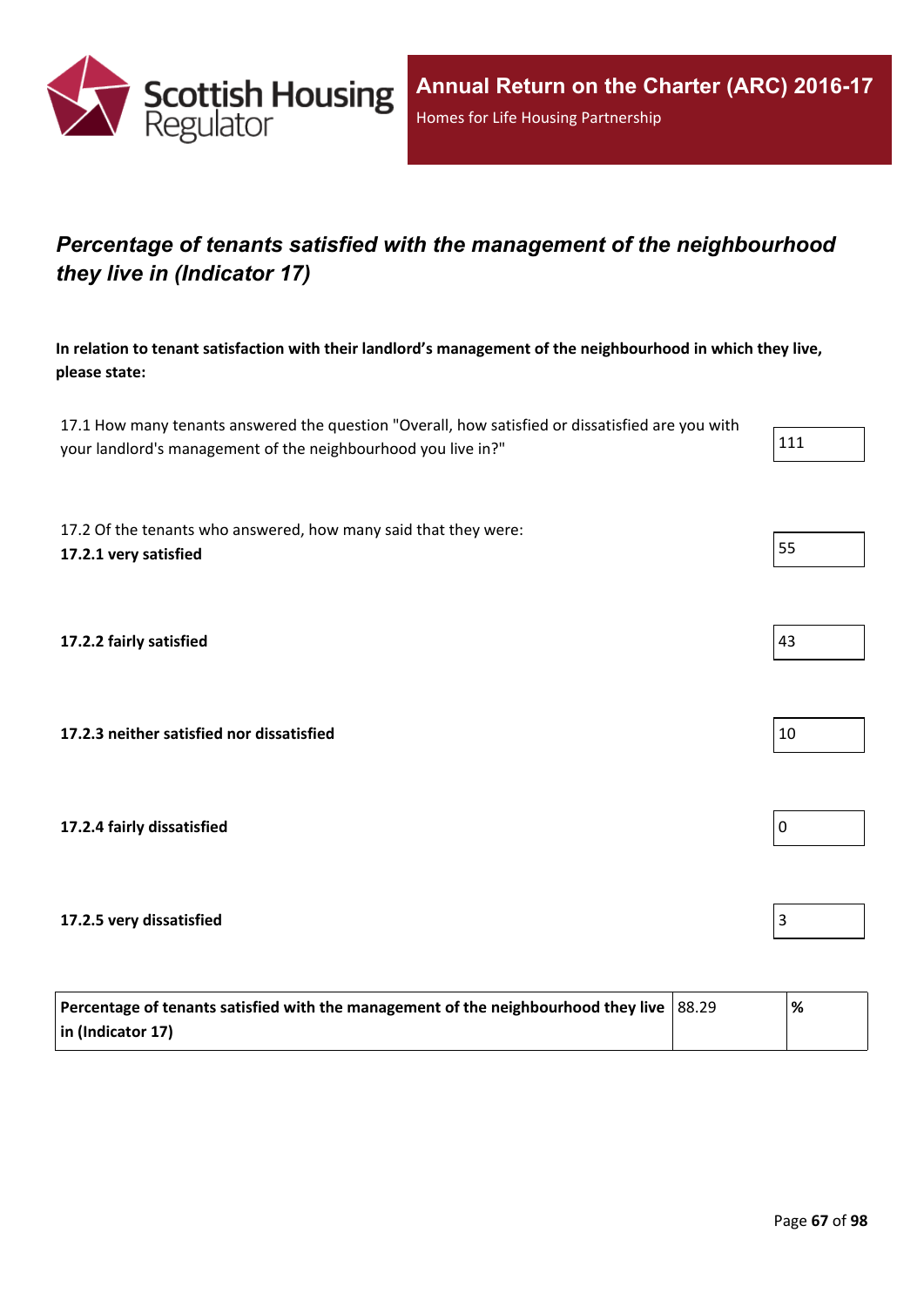# *Percentage of tenants satisfied with the management of the neighbourhood they live in (Indicator 17)*

**In relation to tenant satisfaction with their landlord's management of the neighbourhood in which they live, please state:**

| | |
|---|---|
| 17.1 How many tenants answered the question "Overall, how satisfied or dissatisfied are you with your landlord's management of the neighbourhood you live in?" | 111 |
| 17.2 Of the tenants who answered, how many said that they were: **17.2.1 very satisfied** | 55 |
| **17.2.2 fairly satisfied** | 43 |
| **17.2.3 neither satisfied nor dissatisfied** | 10 |
| **17.2.4 fairly dissatisfied** | 0 |
| **17.2.5 very dissatisfied** | 3 |

| | | |
|---|---|---|
| **Percentage of tenants satisfied with the management of the neighbourhood they live in (Indicator 17)** | 88.29 | **%** |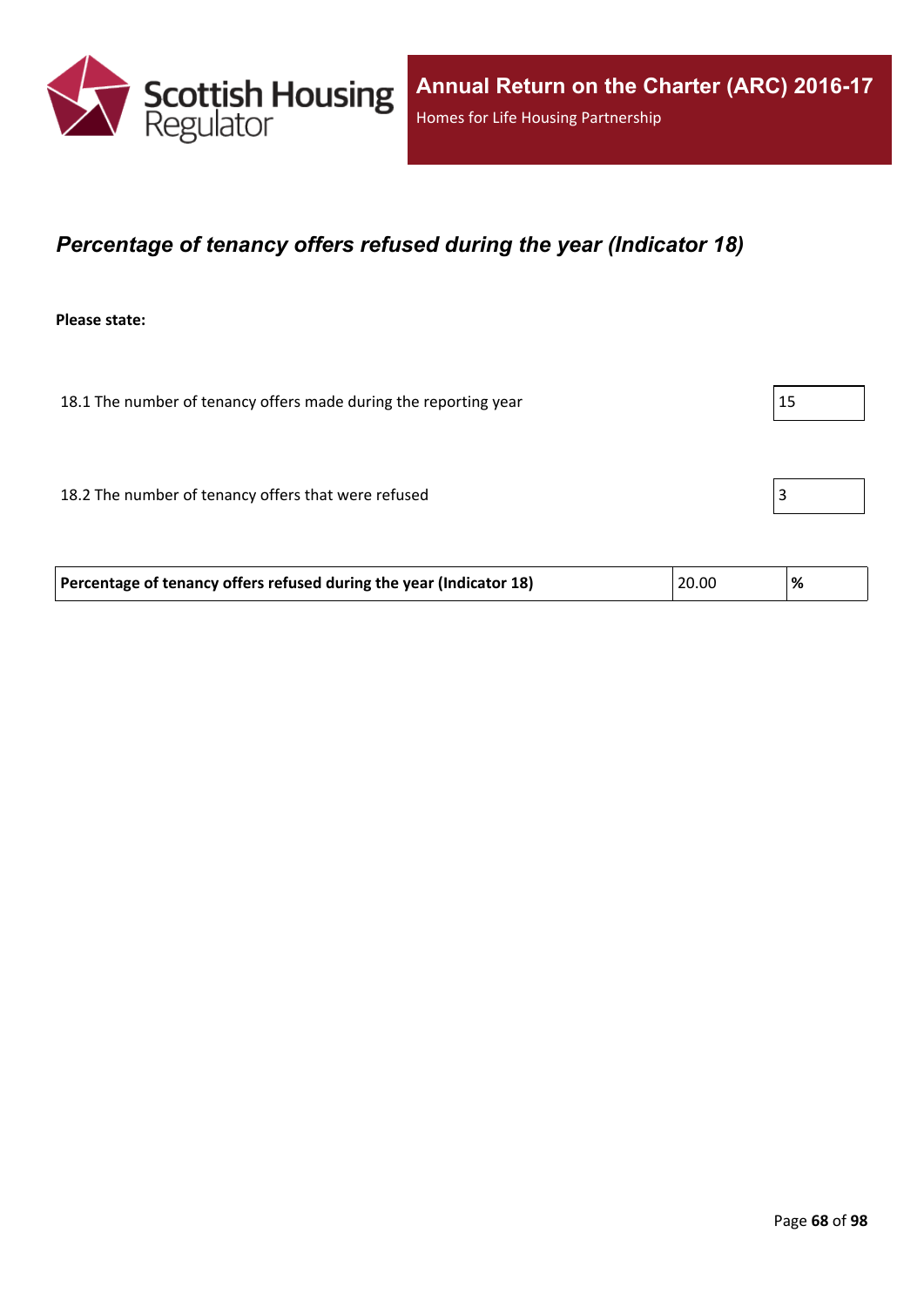## *Percentage of tenancy offers refused during the year (Indicator 18)*

**Please state:**

| | |
|---|---|
| 18.1 The number of tenancy offers made during the reporting year | 15 |
| 18.2 The number of tenancy offers that were refused | 3 |

| | | |
|---|---|---|
| **Percentage of tenancy offers refused during the year (Indicator 18)** | 20.00 | **%** |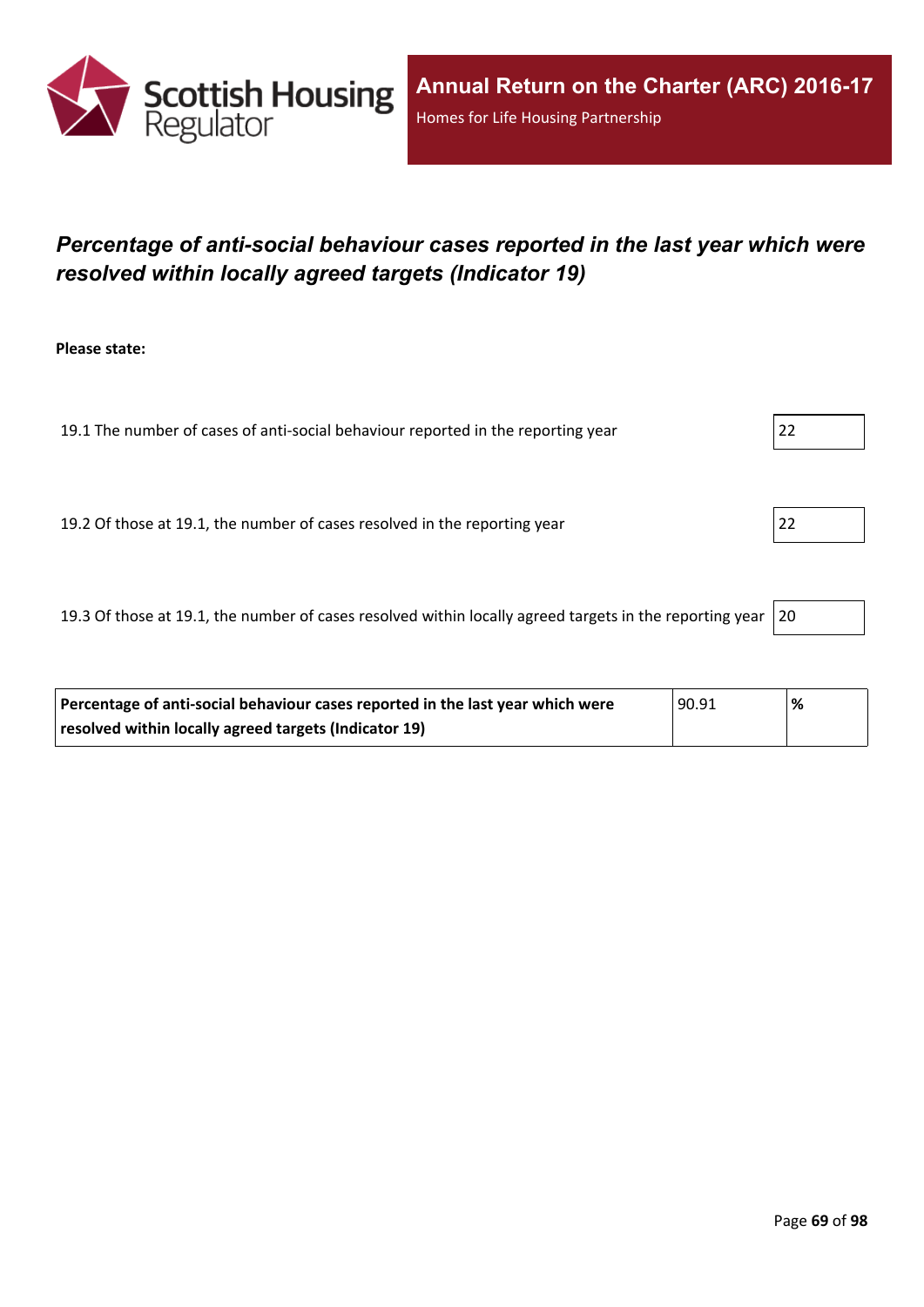## *Percentage of anti-social behaviour cases reported in the last year which were resolved within locally agreed targets (Indicator 19)*

**Please state:**

| | |
|---|---|
| 19.1 The number of cases of anti-social behaviour reported in the reporting year | 22 |
| 19.2 Of those at 19.1, the number of cases resolved in the reporting year | 22 |
| 19.3 Of those at 19.1, the number of cases resolved within locally agreed targets in the reporting year | 20 |

| | | |
|---|---|---|
| **Percentage of anti-social behaviour cases reported in the last year which were resolved within locally agreed targets (Indicator 19)** | 90.91 | **%** |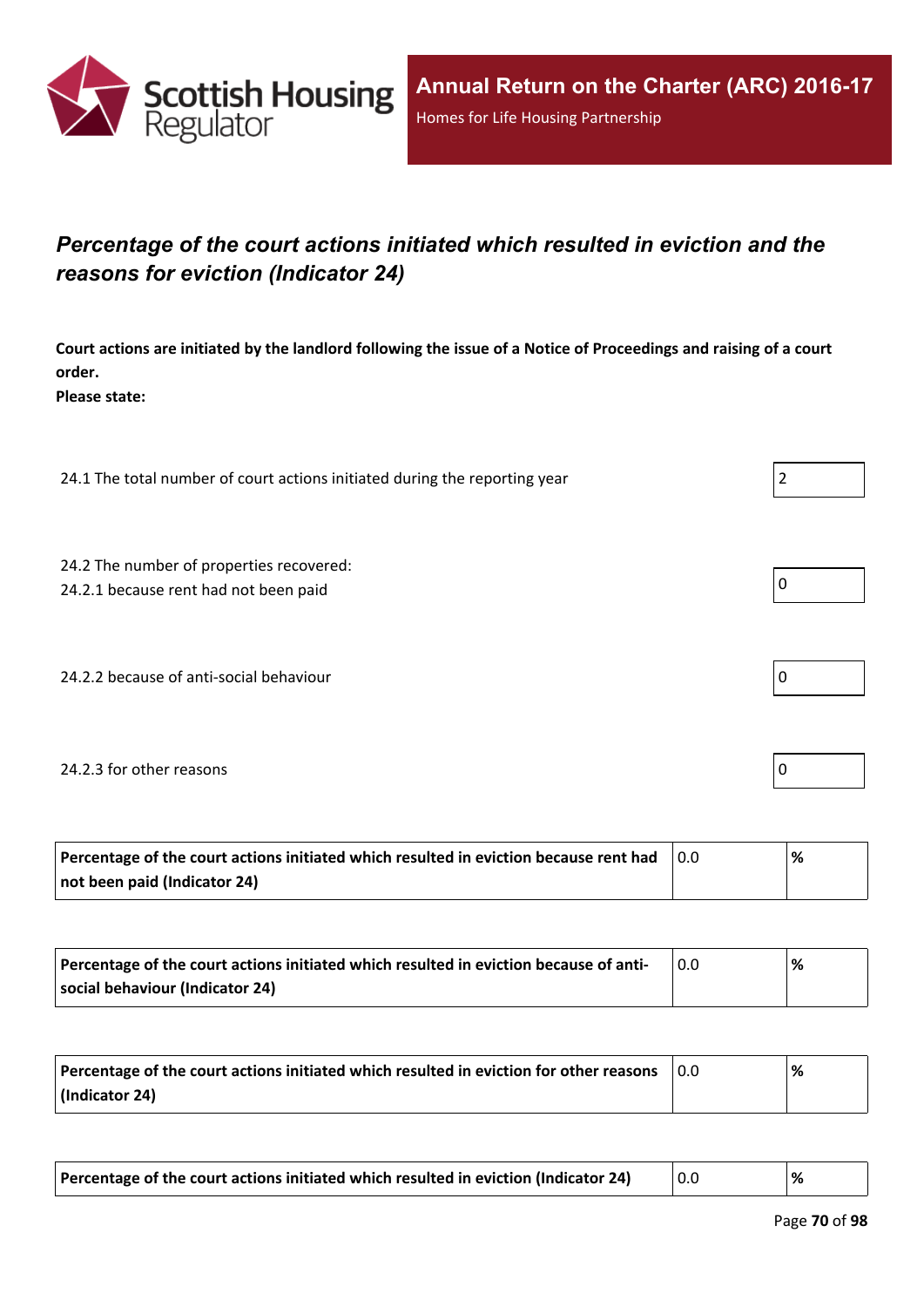## *Percentage of the court actions initiated which resulted in eviction and the reasons for eviction (Indicator 24)*

**Court actions are initiated by the landlord following the issue of a Notice of Proceedings and raising of a court order.**
**Please state:**

| | |
|---|---|
| 24.1 The total number of court actions initiated during the reporting year | 2 |
| 24.2 The number of properties recovered:<br>24.2.1 because rent had not been paid | 0 |
| 24.2.2 because of anti-social behaviour | 0 |
| 24.2.3 for other reasons | 0 |

| | | |
|---|---|---|
| **Percentage of the court actions initiated which resulted in eviction because rent had not been paid (Indicator 24)** | 0.0 | **%** |

| | | |
|---|---|---|
| **Percentage of the court actions initiated which resulted in eviction because of anti-social behaviour (Indicator 24)** | 0.0 | **%** |

| | | |
|---|---|---|
| **Percentage of the court actions initiated which resulted in eviction for other reasons (Indicator 24)** | 0.0 | **%** |

| | | |
|---|---|---|
| **Percentage of the court actions initiated which resulted in eviction (Indicator 24)** | 0.0 | **%** |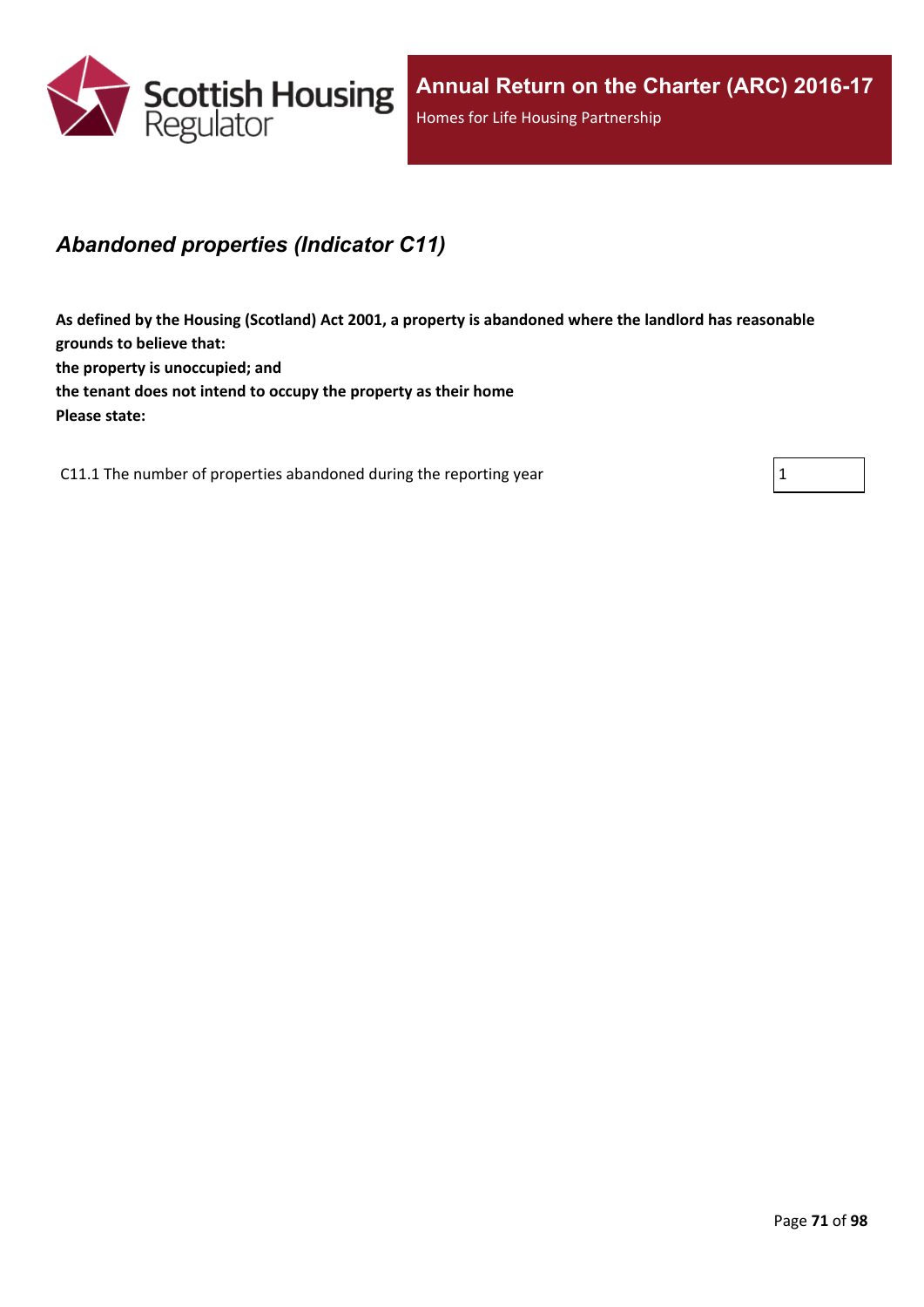## *Abandoned properties (Indicator C11)*

**As defined by the Housing (Scotland) Act 2001, a property is abandoned where the landlord has reasonable grounds to believe that:**
**the property is unoccupied; and**
**the tenant does not intend to occupy the property as their home**
**Please state:**

| | |
|---|---|
| C11.1 The number of properties abandoned during the reporting year | 1 |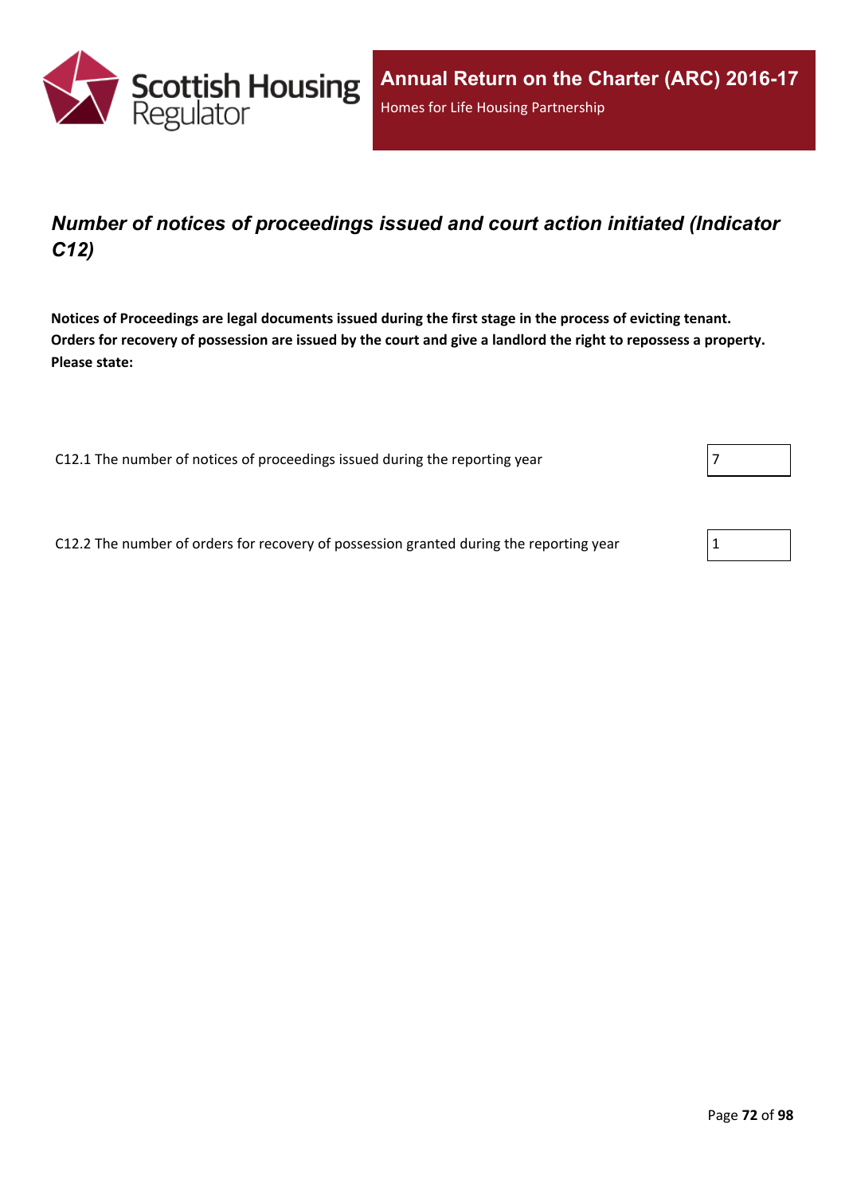## *Number of notices of proceedings issued and court action initiated (Indicator C12)*

**Notices of Proceedings are legal documents issued during the first stage in the process of evicting tenant. Orders for recovery of possession are issued by the court and give a landlord the right to repossess a property. Please state:**

| | |
|---|---|
| C12.1 The number of notices of proceedings issued during the reporting year | 7 |
| C12.2 The number of orders for recovery of possession granted during the reporting year | 1 |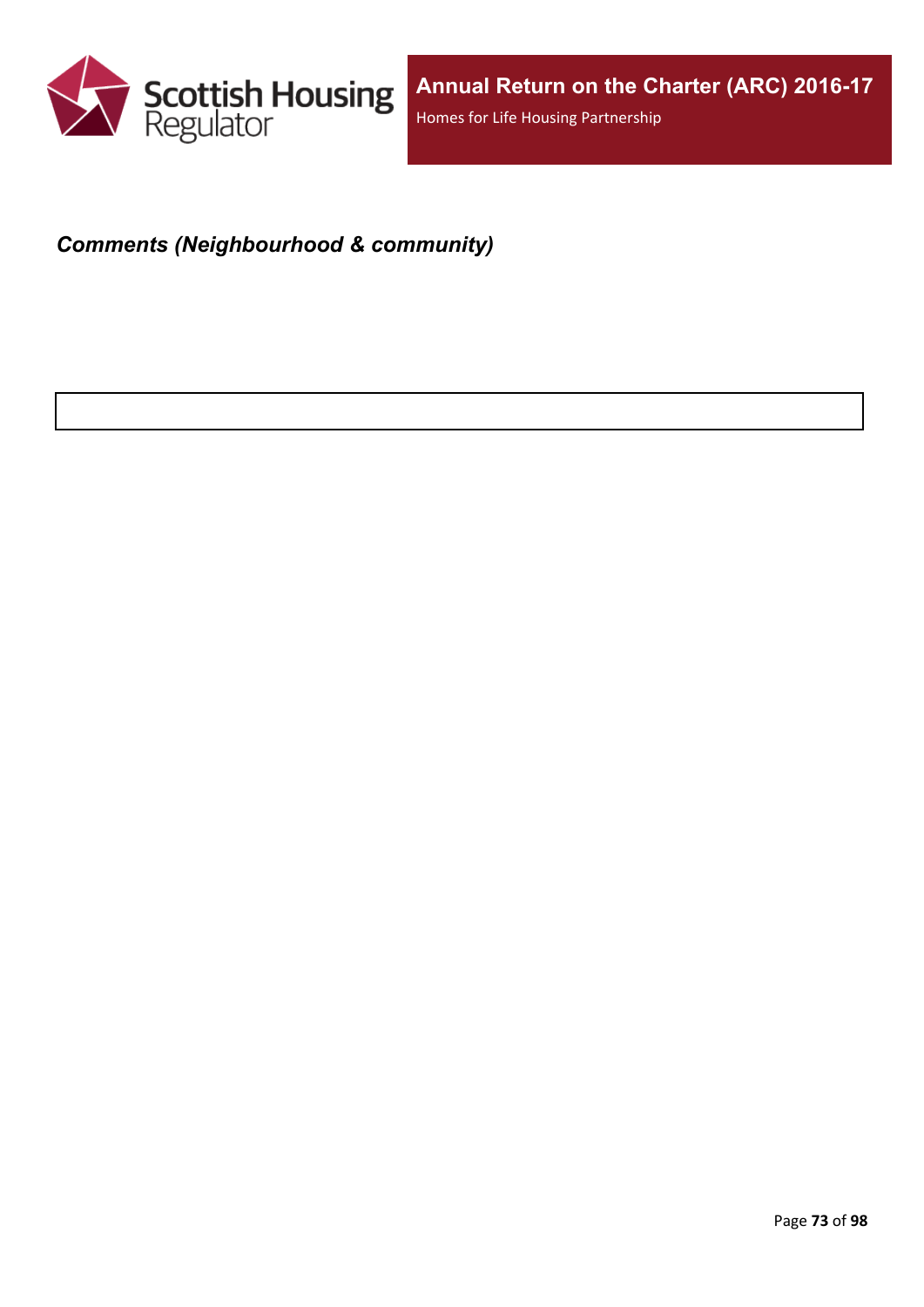***Comments (Neighbourhood & community)***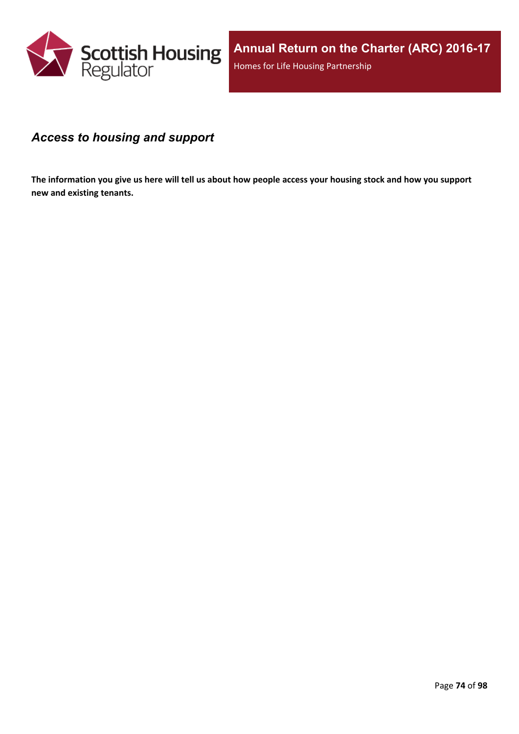## *Access to housing and support*

**The information you give us here will tell us about how people access your housing stock and how you support new and existing tenants.**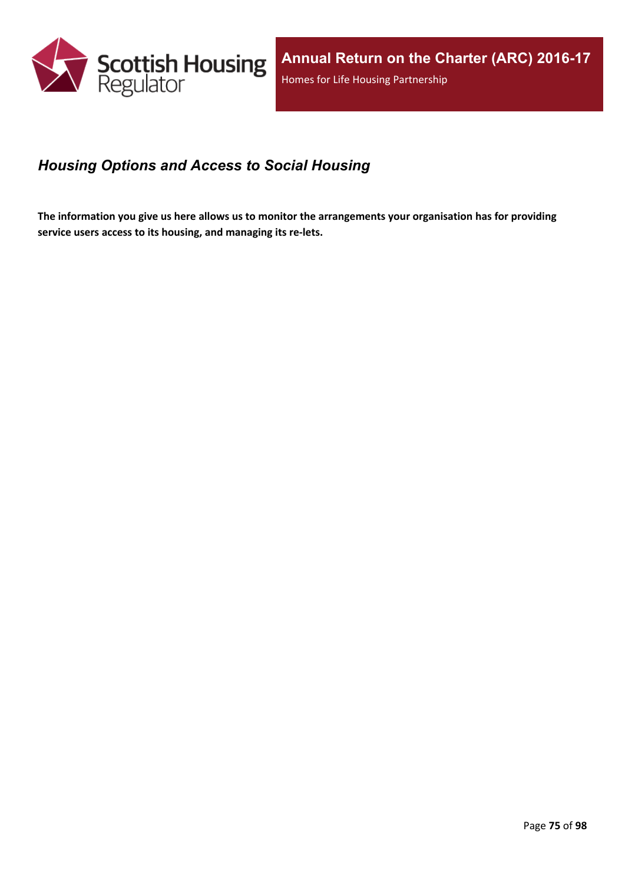## *Housing Options and Access to Social Housing*

**The information you give us here allows us to monitor the arrangements your organisation has for providing service users access to its housing, and managing its re-lets.**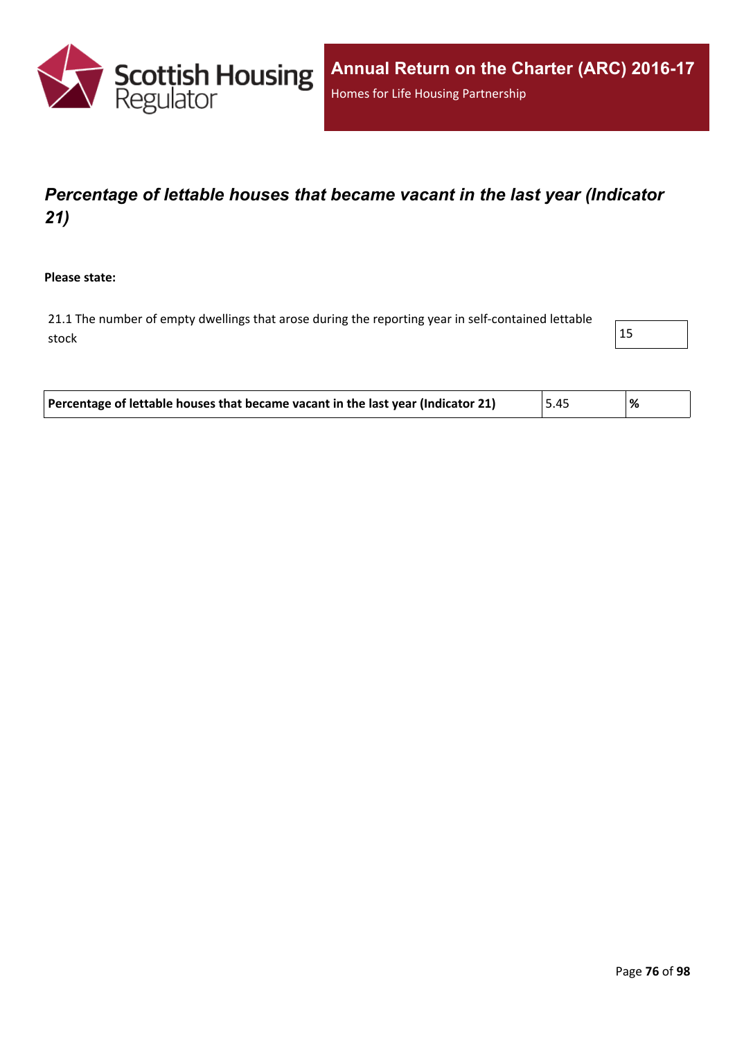## *Percentage of lettable houses that became vacant in the last year (Indicator 21)*

**Please state:**

| 21.1 The number of empty dwellings that arose during the reporting year in self-contained lettable stock | 15 |
|---|---|

| **Percentage of lettable houses that became vacant in the last year (Indicator 21)** | 5.45 | **%** |
|---|---|---|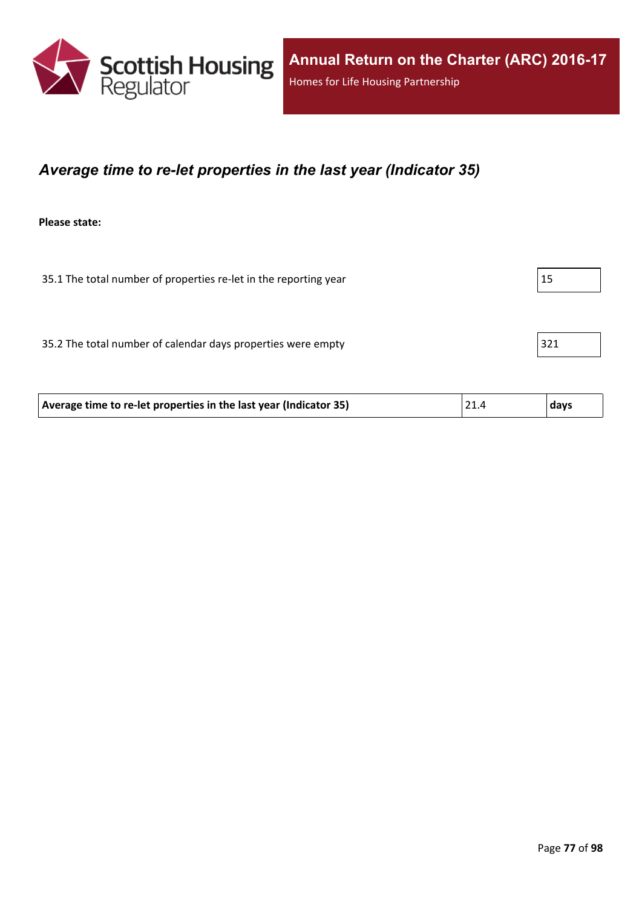## *Average time to re-let properties in the last year (Indicator 35)*

**Please state:**

| | |
|---|---|
| 35.1 The total number of properties re-let in the reporting year | 15 |
| 35.2 The total number of calendar days properties were empty | 321 |

| | | |
|---|---|---|
| **Average time to re-let properties in the last year (Indicator 35)** | 21.4 | **days** |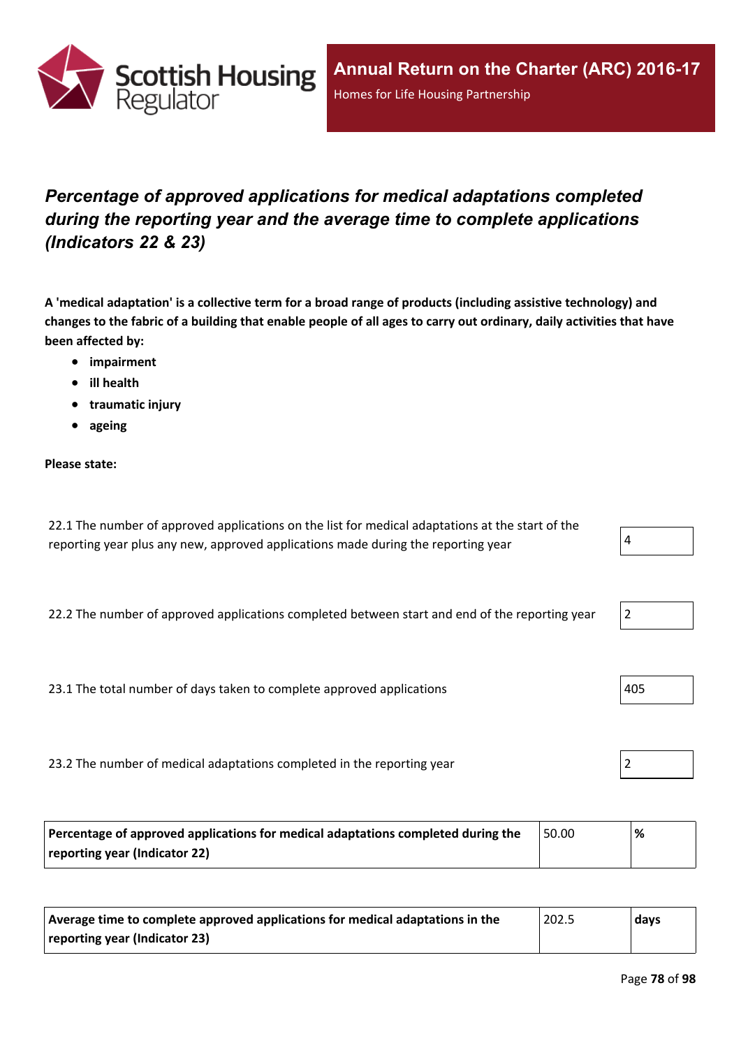## *Percentage of approved applications for medical adaptations completed during the reporting year and the average time to complete applications (Indicators 22 & 23)*

**A 'medical adaptation' is a collective term for a broad range of products (including assistive technology) and changes to the fabric of a building that enable people of all ages to carry out ordinary, daily activities that have been affected by:**

- **impairment**
- **ill health**
- **traumatic injury**
- **ageing**

**Please state:**

| | |
|---|---|
| 22.1 The number of approved applications on the list for medical adaptations at the start of the reporting year plus any new, approved applications made during the reporting year | 4 |
| 22.2 The number of approved applications completed between start and end of the reporting year | 2 |
| 23.1 The total number of days taken to complete approved applications | 405 |
| 23.2 The number of medical adaptations completed in the reporting year | 2 |

| | | |
|---|---|---|
| **Percentage of approved applications for medical adaptations completed during the reporting year (Indicator 22)** | 50.00 | **%** |

| | | |
|---|---|---|
| **Average time to complete approved applications for medical adaptations in the reporting year (Indicator 23)** | 202.5 | **days** |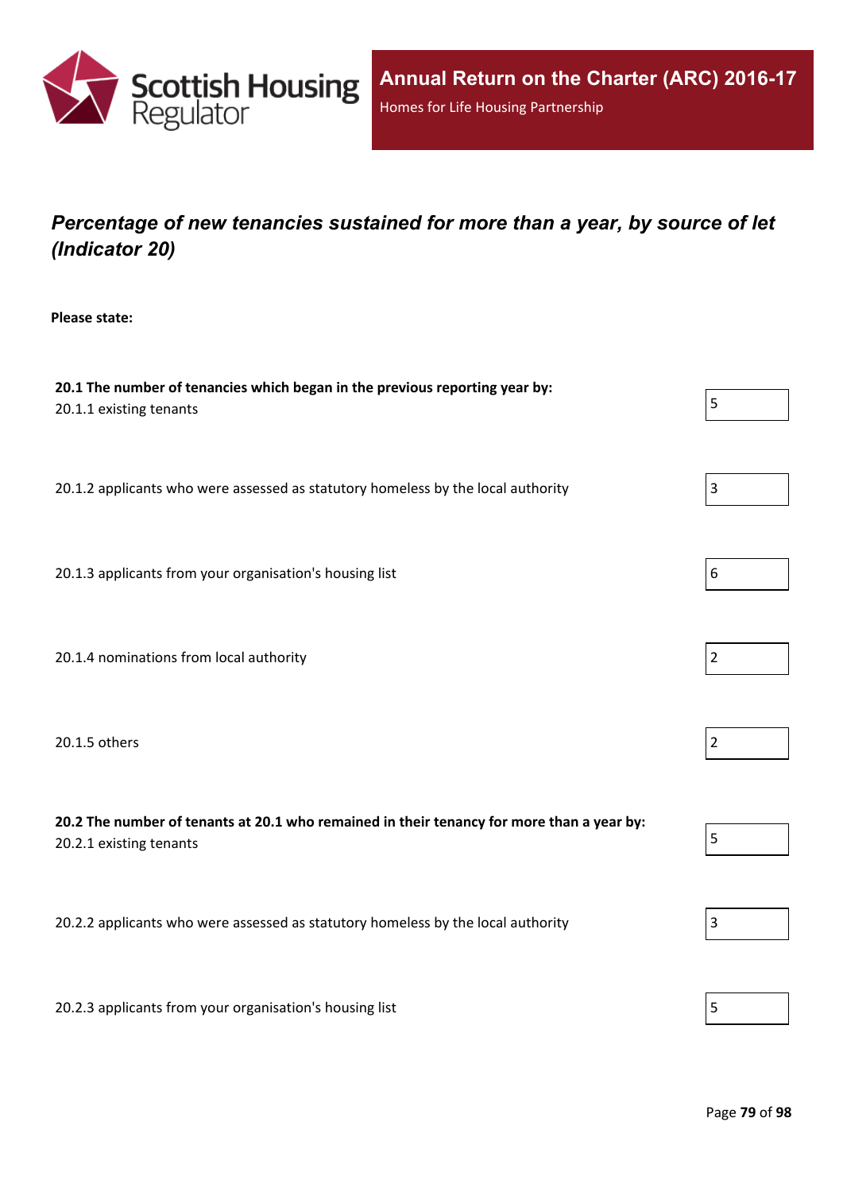# *Percentage of new tenancies sustained for more than a year, by source of let (Indicator 20)*

**Please state:**

**20.1 The number of tenancies which began in the previous reporting year by:**

| | |
|---|---|
| 20.1.1 existing tenants | 5 |
| 20.1.2 applicants who were assessed as statutory homeless by the local authority | 3 |
| 20.1.3 applicants from your organisation's housing list | 6 |
| 20.1.4 nominations from local authority | 2 |
| 20.1.5 others | 2 |

**20.2 The number of tenants at 20.1 who remained in their tenancy for more than a year by:**

| | |
|---|---|
| 20.2.1 existing tenants | 5 |
| 20.2.2 applicants who were assessed as statutory homeless by the local authority | 3 |
| 20.2.3 applicants from your organisation's housing list | 5 |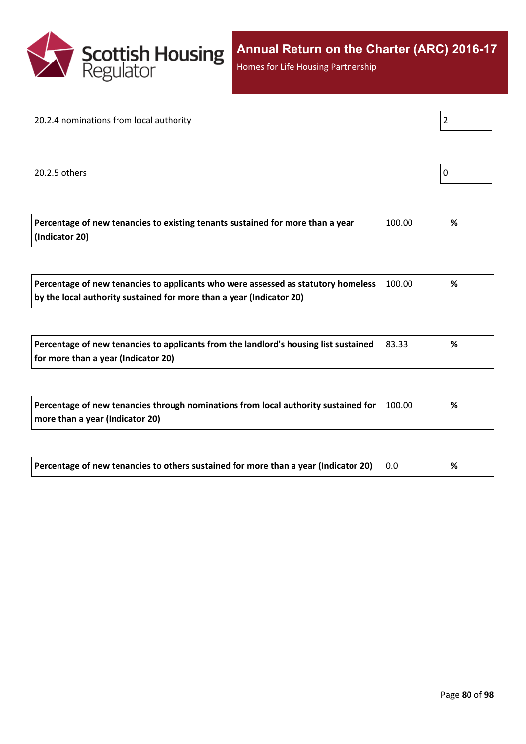20.2.4 nominations from local authority

| 2 |
|---|

20.2.5 others

| 0 |
|---|

| **Percentage of new tenancies to existing tenants sustained for more than a year (Indicator 20)** | 100.00 | **%** |
|---|---|---|

| **Percentage of new tenancies to applicants who were assessed as statutory homeless by the local authority sustained for more than a year (Indicator 20)** | 100.00 | **%** |
|---|---|---|

| **Percentage of new tenancies to applicants from the landlord's housing list sustained for more than a year (Indicator 20)** | 83.33 | **%** |
|---|---|---|

| **Percentage of new tenancies through nominations from local authority sustained for more than a year (Indicator 20)** | 100.00 | **%** |
|---|---|---|

| **Percentage of new tenancies to others sustained for more than a year (Indicator 20)** | 0.0 | **%** |
|---|---|---|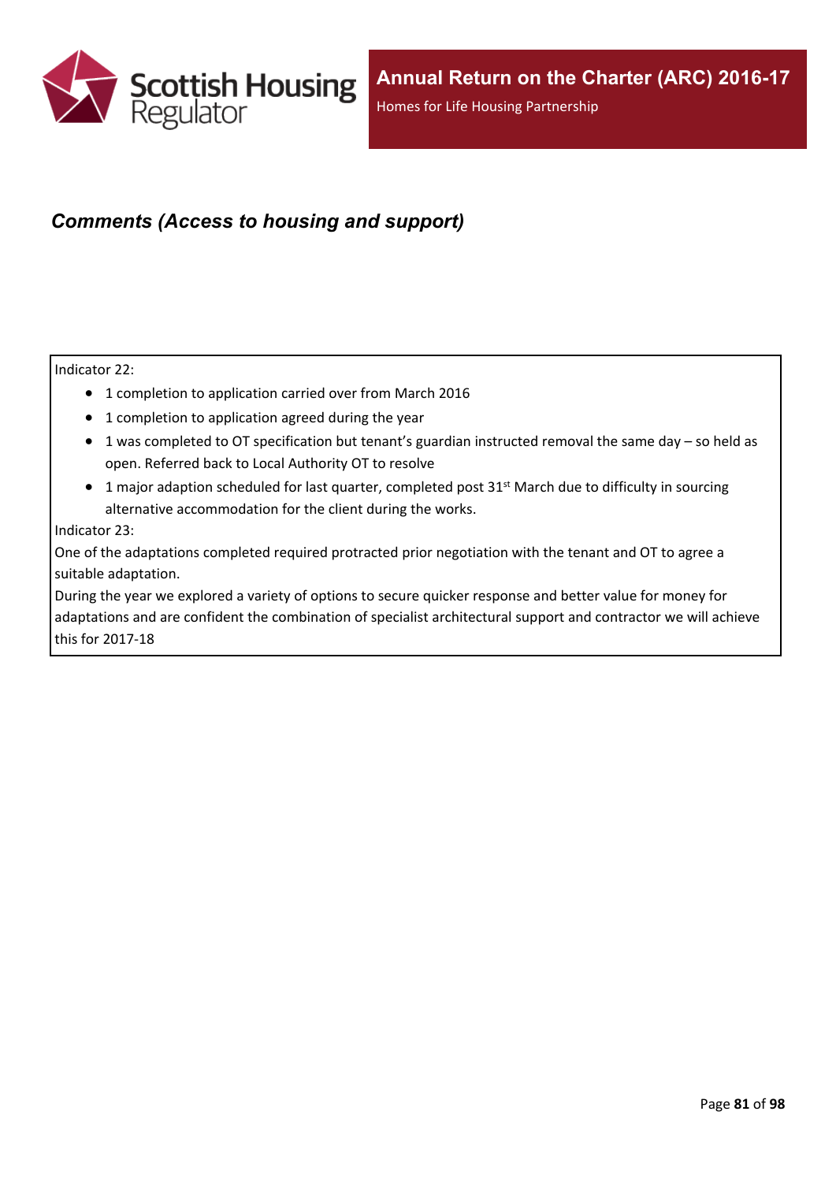### *Comments (Access to housing and support)*

Indicator 22:

- 1 completion to application carried over from March 2016
- 1 completion to application agreed during the year
- 1 was completed to OT specification but tenant's guardian instructed removal the same day – so held as open. Referred back to Local Authority OT to resolve
- 1 major adaption scheduled for last quarter, completed post 31st March due to difficulty in sourcing alternative accommodation for the client during the works.

Indicator 23:

One of the adaptations completed required protracted prior negotiation with the tenant and OT to agree a suitable adaptation.

During the year we explored a variety of options to secure quicker response and better value for money for adaptations and are confident the combination of specialist architectural support and contractor we will achieve this for 2017-18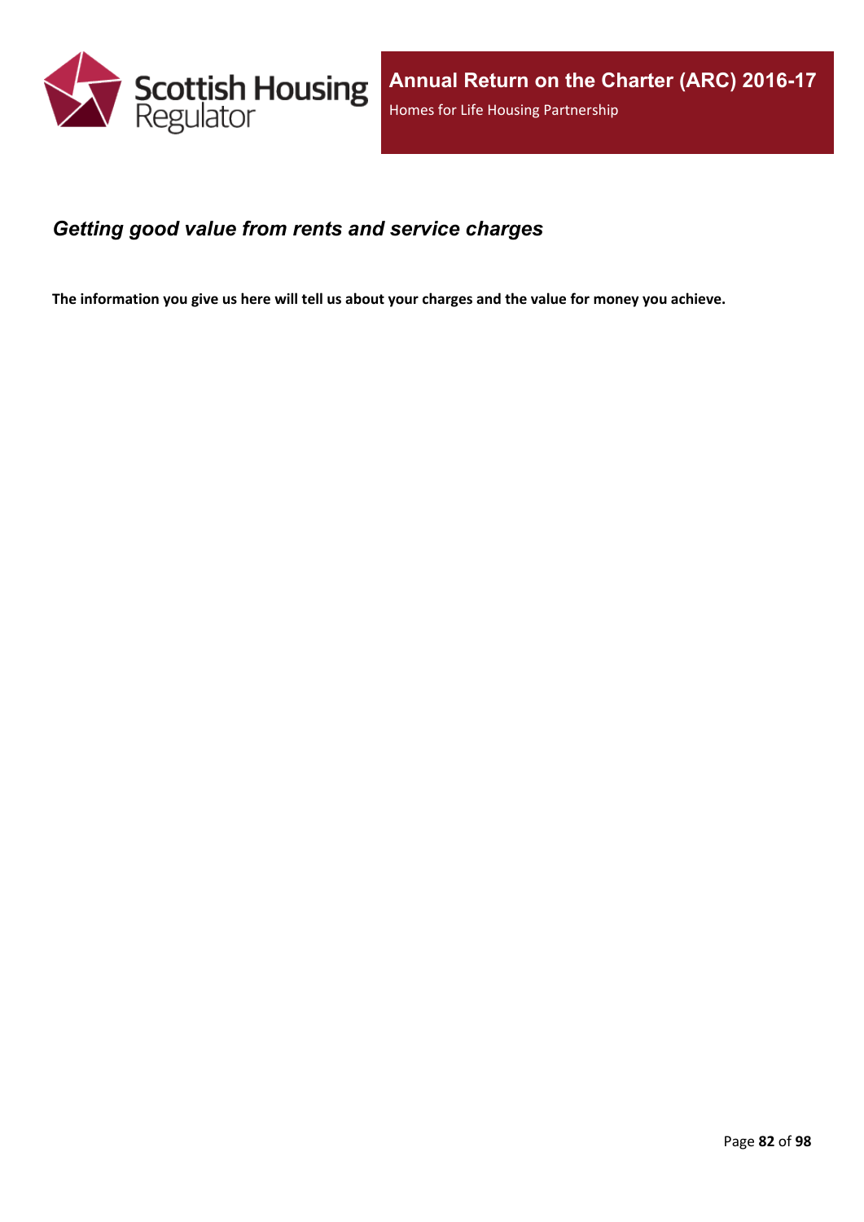## *Getting good value from rents and service charges*

**The information you give us here will tell us about your charges and the value for money you achieve.**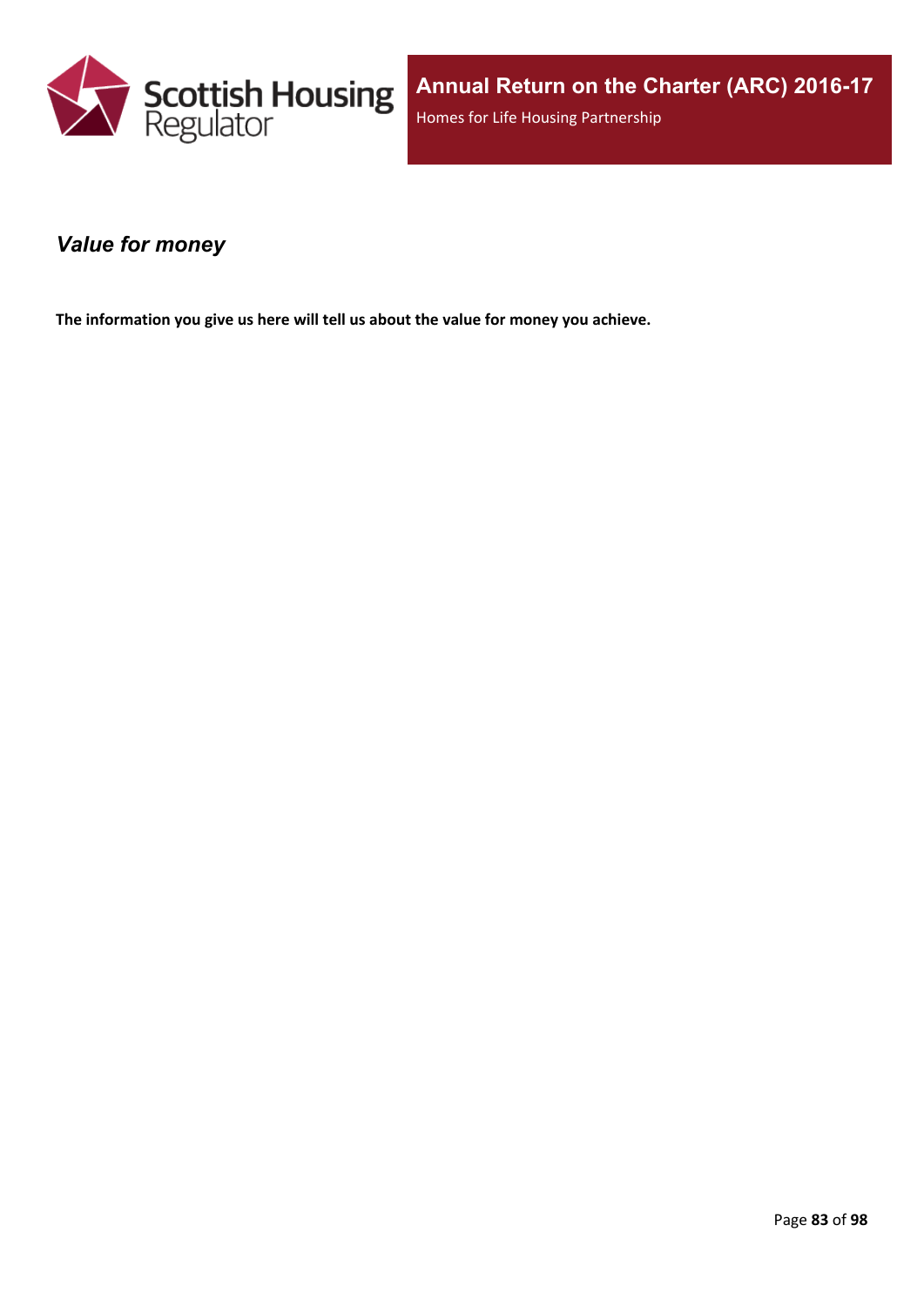## *Value for money*

**The information you give us here will tell us about the value for money you achieve.**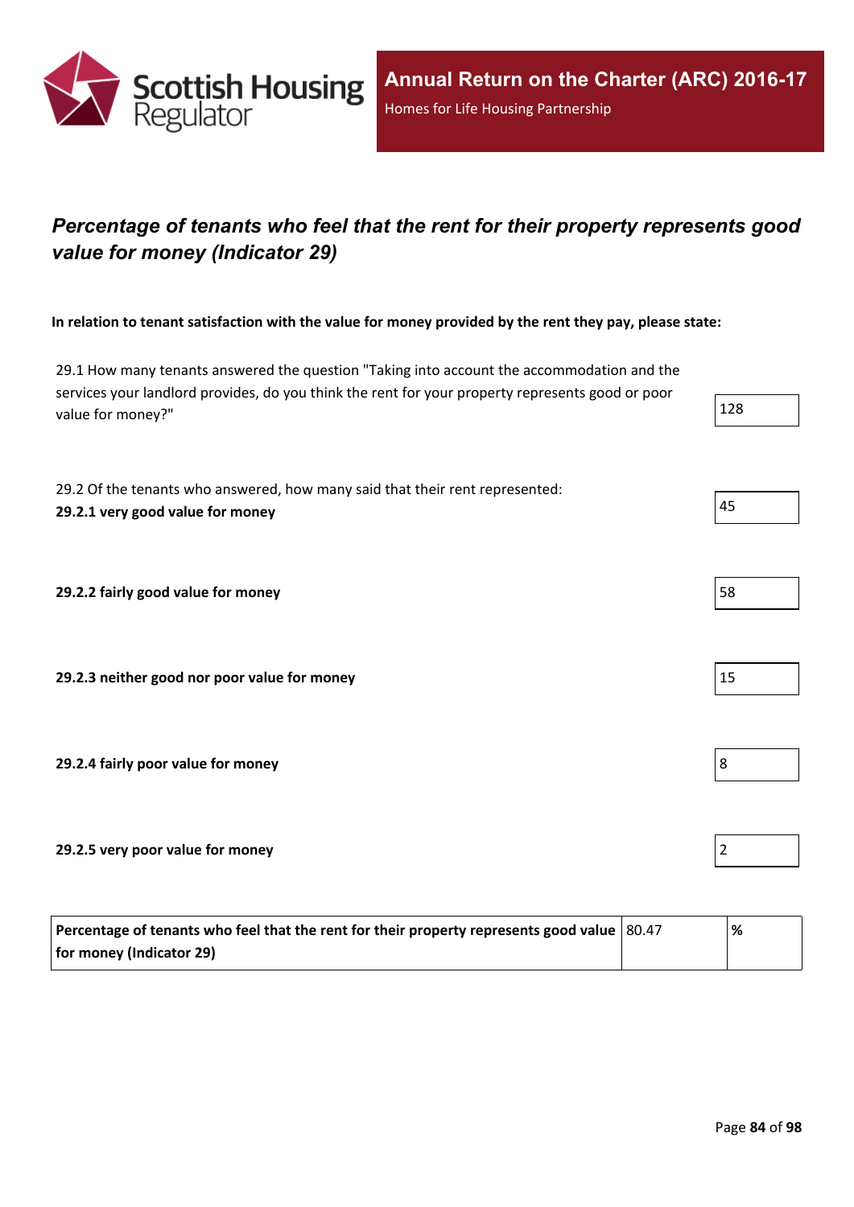## *Percentage of tenants who feel that the rent for their property represents good value for money (Indicator 29)*

**In relation to tenant satisfaction with the value for money provided by the rent they pay, please state:**

| | |
|---|---|
| 29.1 How many tenants answered the question "Taking into account the accommodation and the services your landlord provides, do you think the rent for your property represents good or poor value for money?" | 128 |
| 29.2 Of the tenants who answered, how many said that their rent represented: **29.2.1 very good value for money** | 45 |
| **29.2.2 fairly good value for money** | 58 |
| **29.2.3 neither good nor poor value for money** | 15 |
| **29.2.4 fairly poor value for money** | 8 |
| **29.2.5 very poor value for money** | 2 |

| | | |
|---|---|---|
| **Percentage of tenants who feel that the rent for their property represents good value for money (Indicator 29)** | 80.47 | **%** |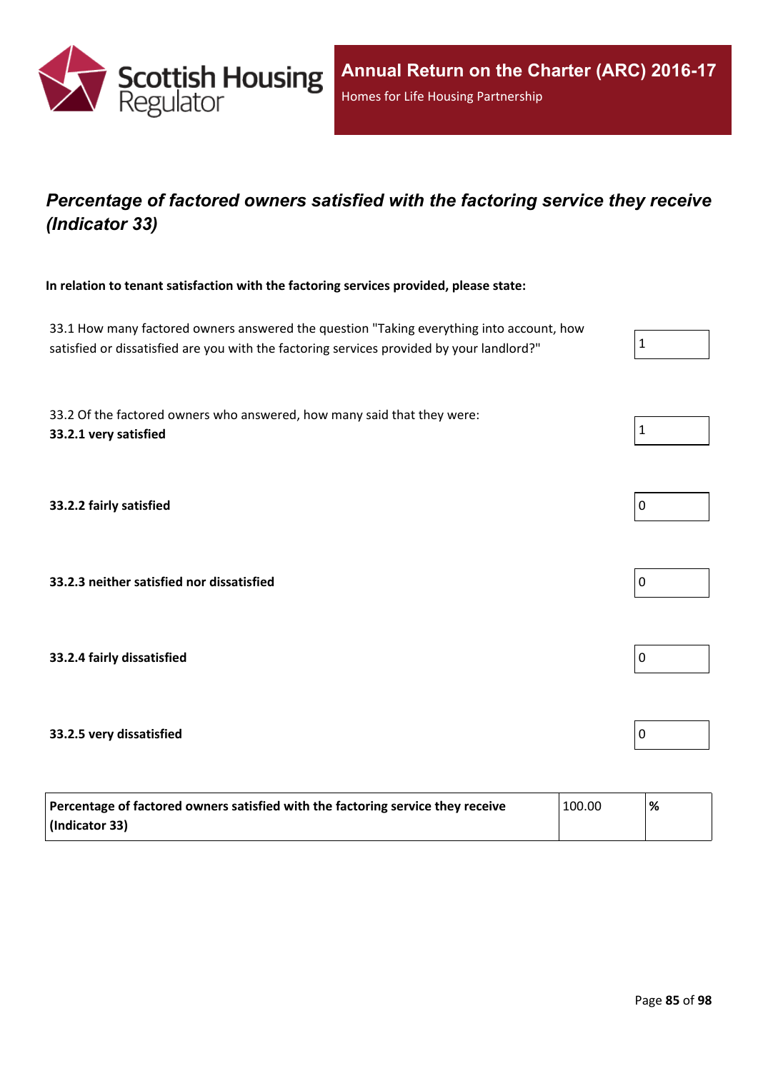*Annual Return on the Charter (ARC) 2016-17*

Homes for Life Housing Partnership

## *Percentage of factored owners satisfied with the factoring service they receive (Indicator 33)*

**In relation to tenant satisfaction with the factoring services provided, please state:**

| | |
|---|---|
| 33.1 How many factored owners answered the question "Taking everything into account, how satisfied or dissatisfied are you with the factoring services provided by your landlord?" | 1 |
| 33.2 Of the factored owners who answered, how many said that they were: **33.2.1 very satisfied** | 1 |
| **33.2.2 fairly satisfied** | 0 |
| **33.2.3 neither satisfied nor dissatisfied** | 0 |
| **33.2.4 fairly dissatisfied** | 0 |
| **33.2.5 very dissatisfied** | 0 |

| | | |
|---|---|---|
| **Percentage of factored owners satisfied with the factoring service they receive (Indicator 33)** | 100.00 | **%** |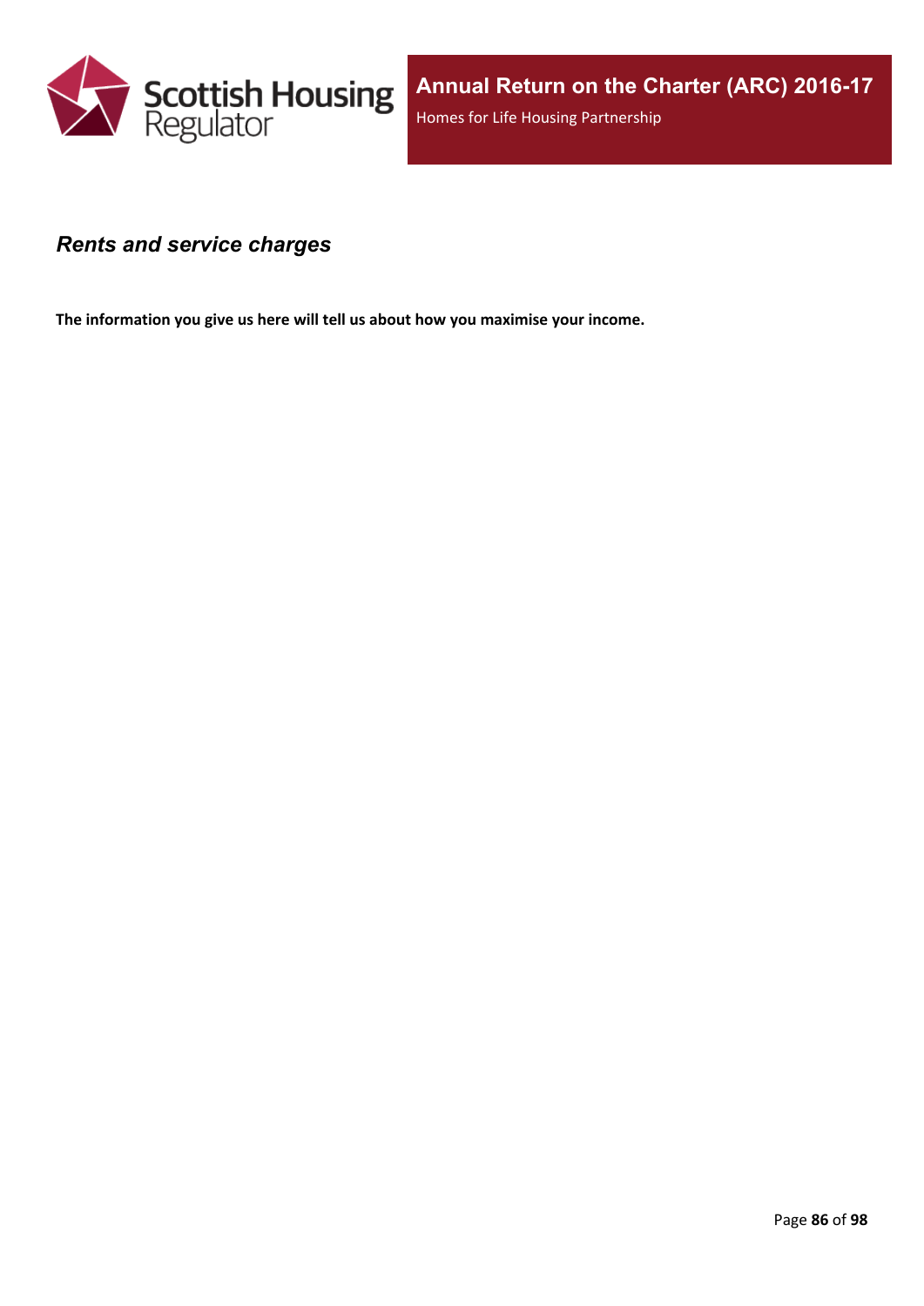## *Rents and service charges*

**The information you give us here will tell us about how you maximise your income.**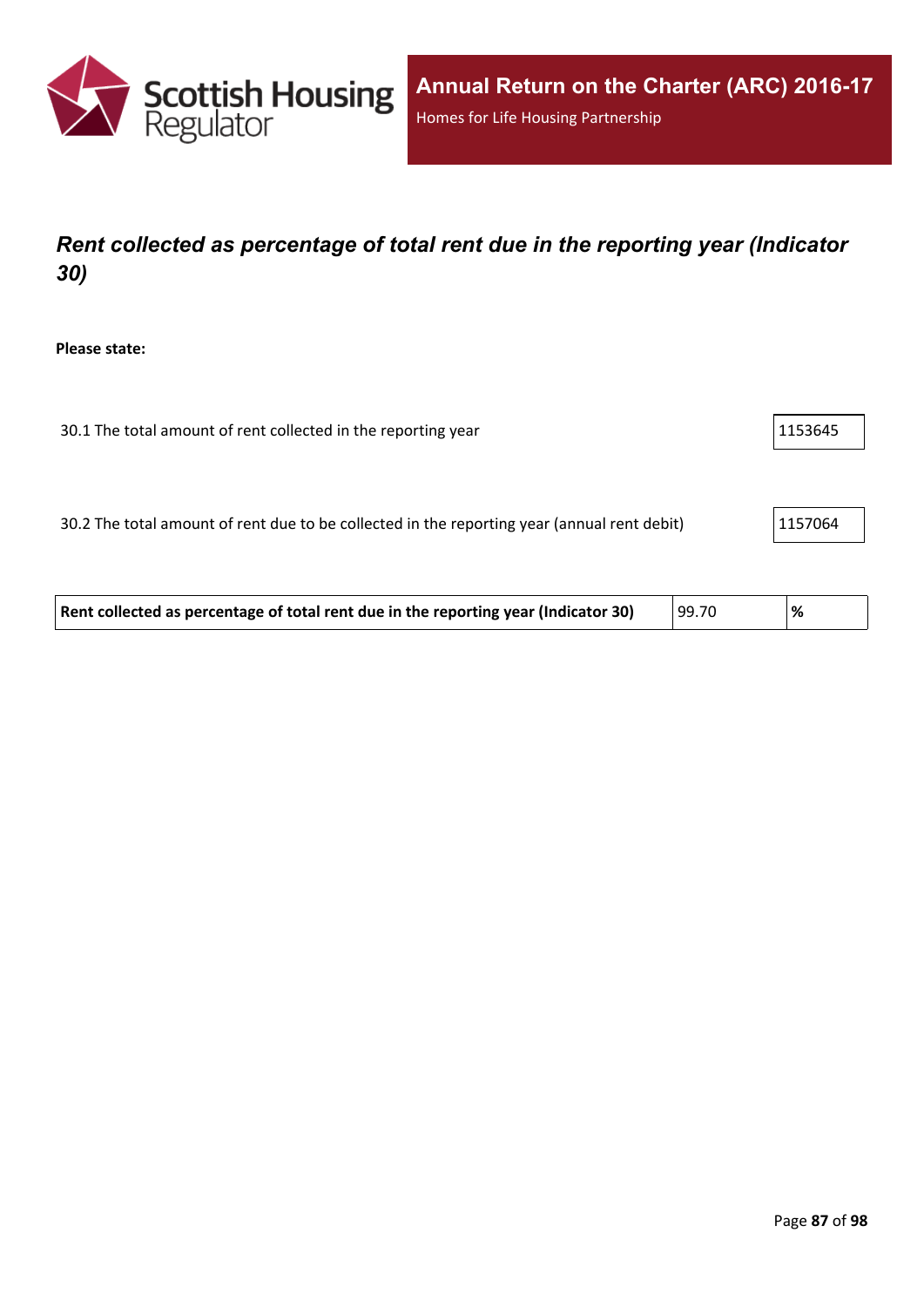## *Rent collected as percentage of total rent due in the reporting year (Indicator 30)*

**Please state:**

| | |
|---|---|
| 30.1 The total amount of rent collected in the reporting year | 1153645 |
| 30.2 The total amount of rent due to be collected in the reporting year (annual rent debit) | 1157064 |

| | | |
|---|---|---|
| **Rent collected as percentage of total rent due in the reporting year (Indicator 30)** | 99.70 | **%** |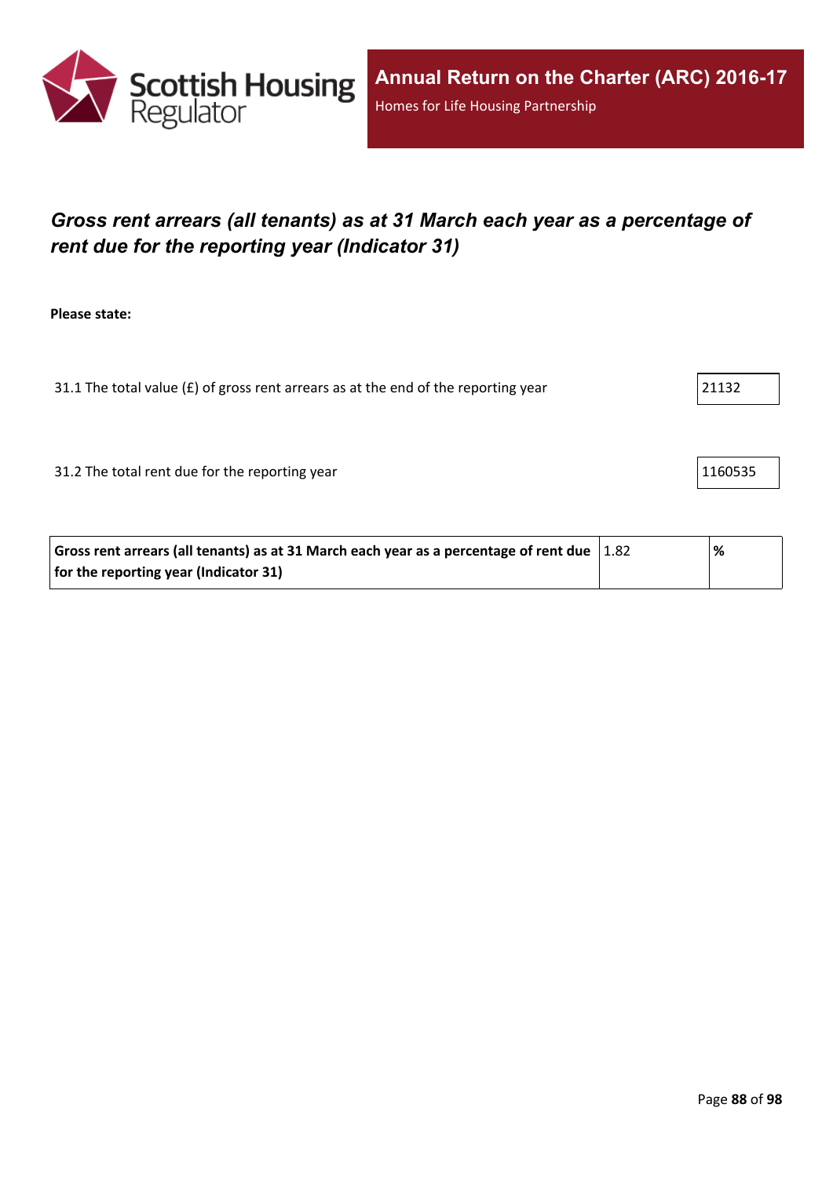## *Gross rent arrears (all tenants) as at 31 March each year as a percentage of rent due for the reporting year (Indicator 31)*

**Please state:**

| | |
|---|---|
| 31.1 The total value (£) of gross rent arrears as at the end of the reporting year | 21132 |
| 31.2 The total rent due for the reporting year | 1160535 |

| | | |
|---|---|---|
| **Gross rent arrears (all tenants) as at 31 March each year as a percentage of rent due for the reporting year (Indicator 31)** | 1.82 | **%** |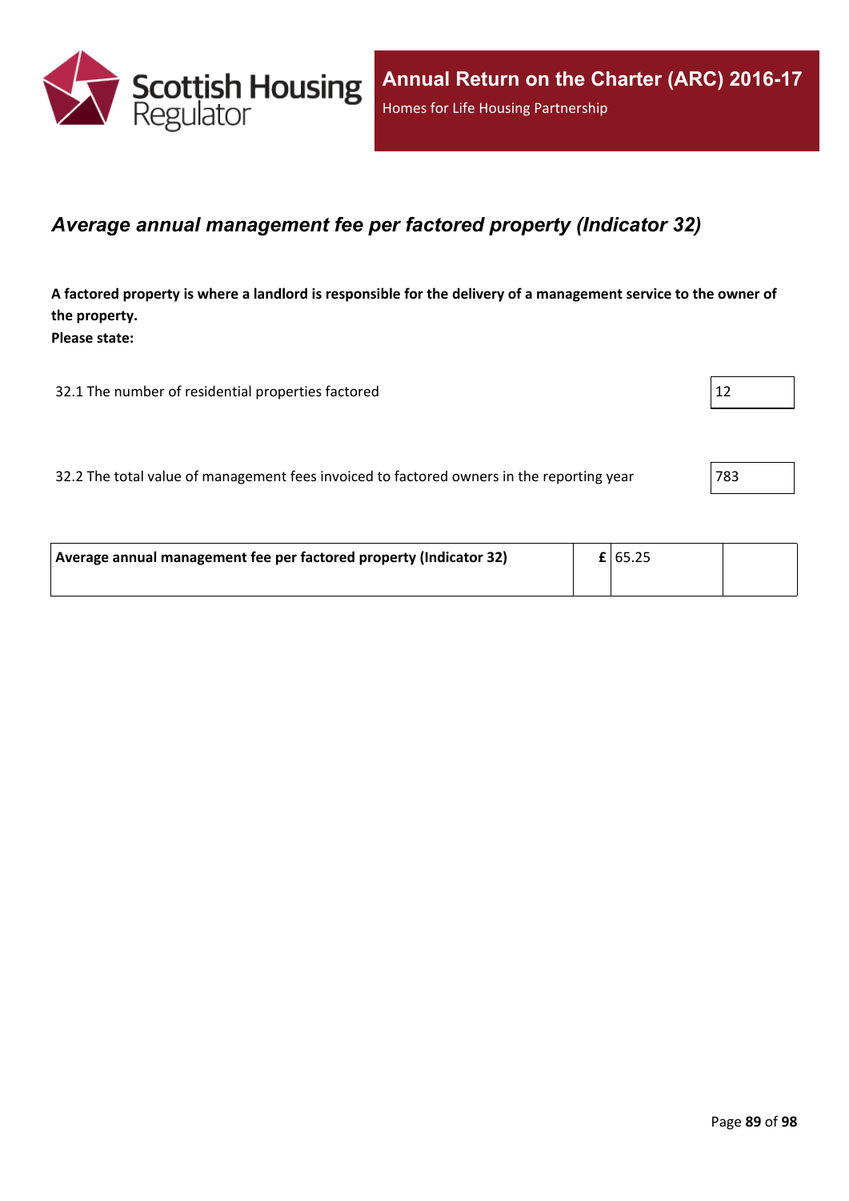## *Average annual management fee per factored property (Indicator 32)*

**A factored property is where a landlord is responsible for the delivery of a management service to the owner of the property.**
**Please state:**

| | |
|---|---|
| 32.1 The number of residential properties factored | 12 |
| 32.2 The total value of management fees invoiced to factored owners in the reporting year | 783 |

| | | | |
|---|---|---|---|
| **Average annual management fee per factored property (Indicator 32)** | **£** | 65.25 | |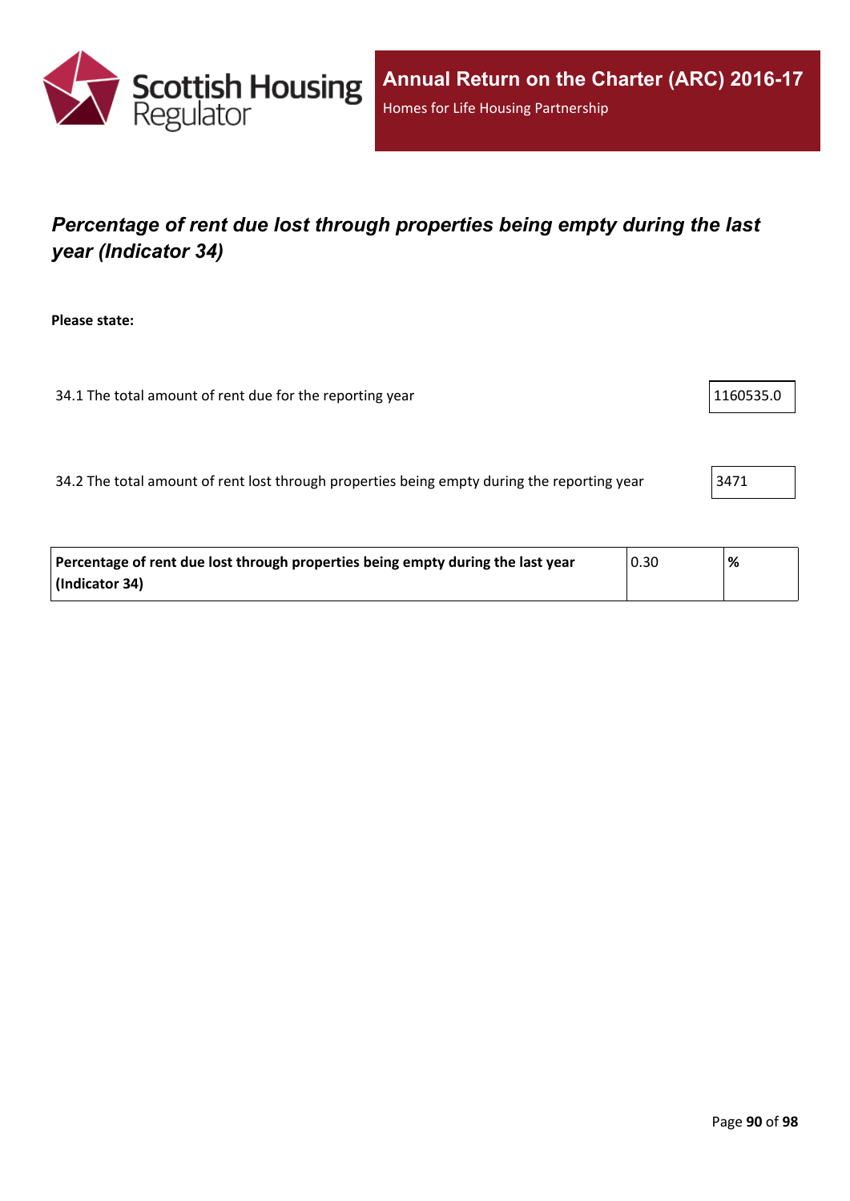## *Percentage of rent due lost through properties being empty during the last year (Indicator 34)*

**Please state:**

34.1 The total amount of rent due for the reporting year: 1160535.0

34.2 The total amount of rent lost through properties being empty during the reporting year: 3471

| **Percentage of rent due lost through properties being empty during the last year (Indicator 34)** | 0.30 | **%** |
|---|---|---|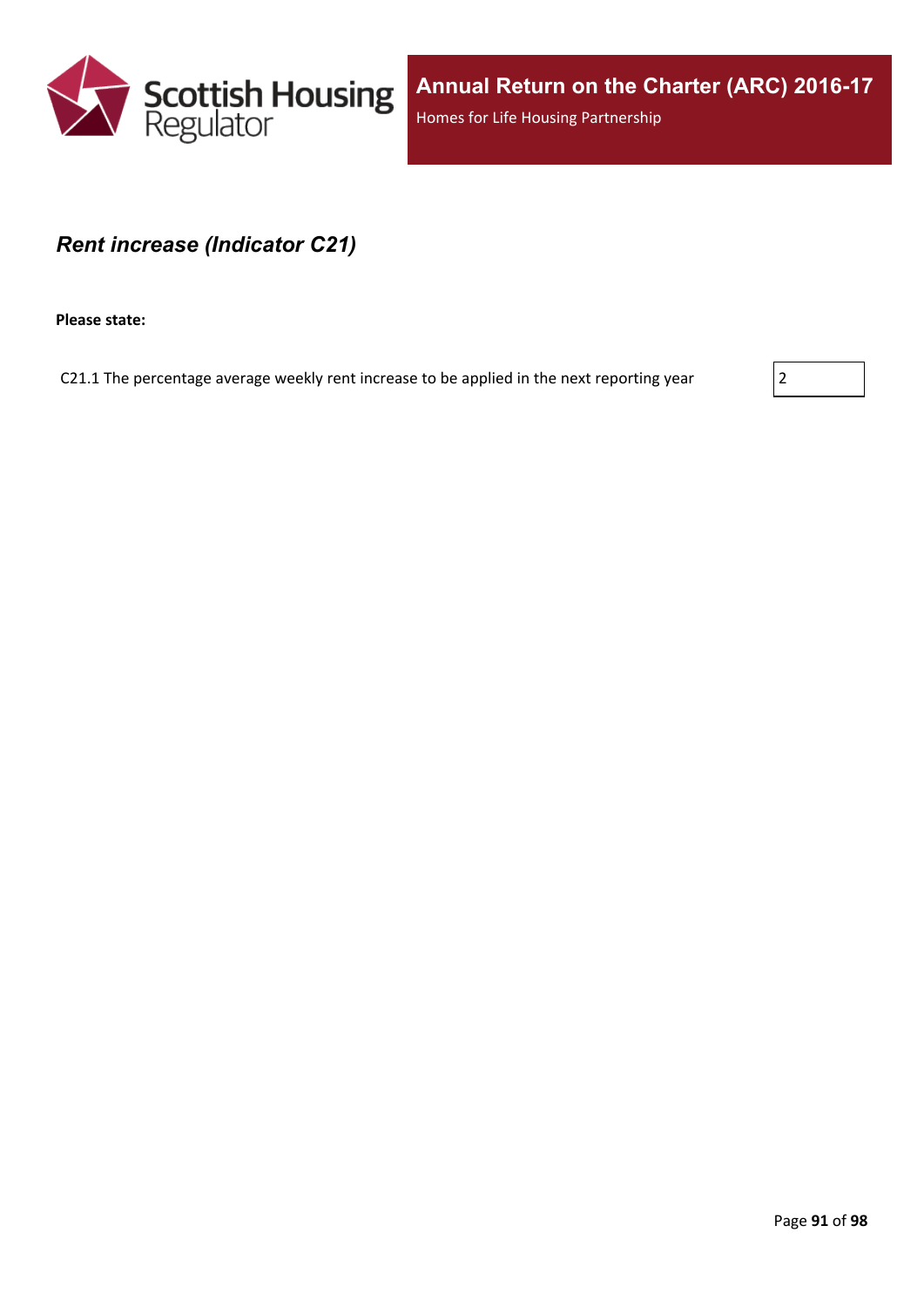## *Rent increase (Indicator C21)*

**Please state:**

| | |
|---|---|
| C21.1 The percentage average weekly rent increase to be applied in the next reporting year | 2 |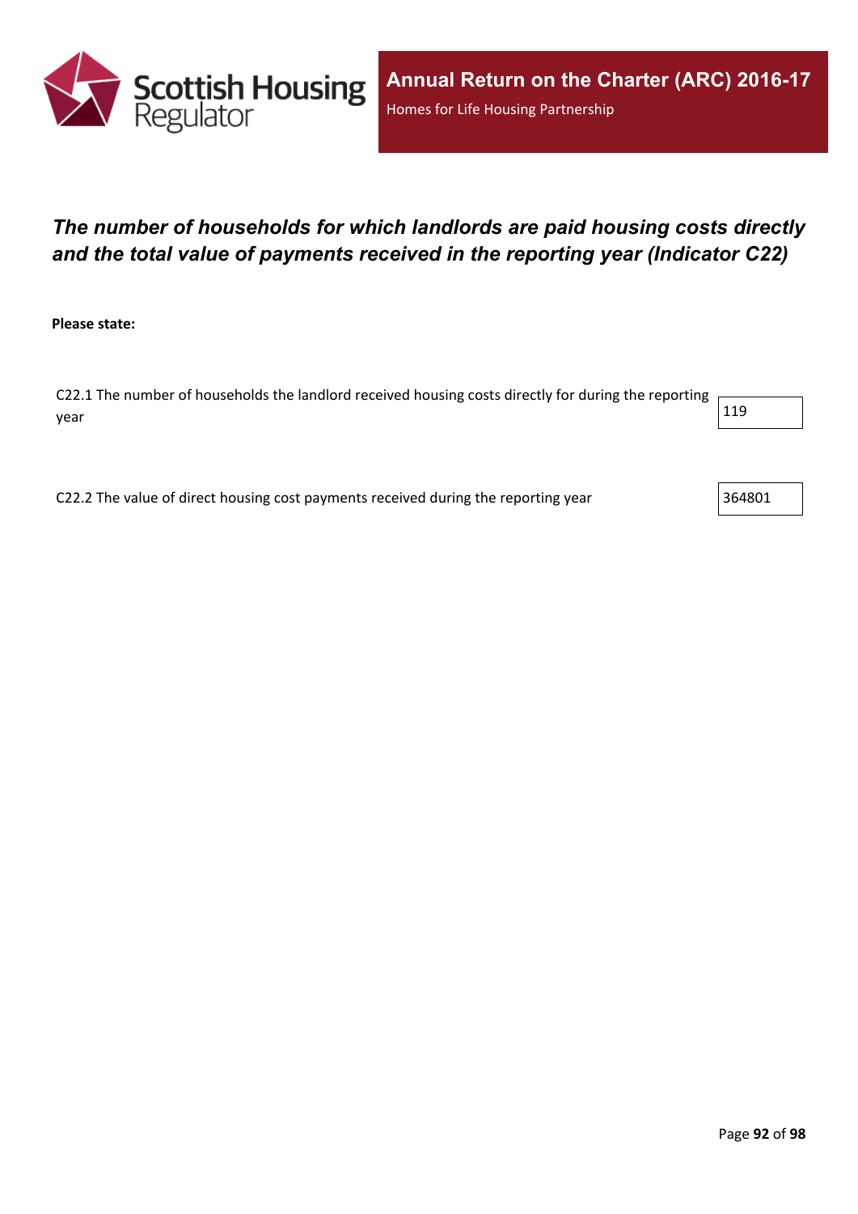## *The number of households for which landlords are paid housing costs directly and the total value of payments received in the reporting year (Indicator C22)*

**Please state:**

| | |
|---|---|
| C22.1 The number of households the landlord received housing costs directly for during the reporting year | 119 |
| C22.2 The value of direct housing cost payments received during the reporting year | 364801 |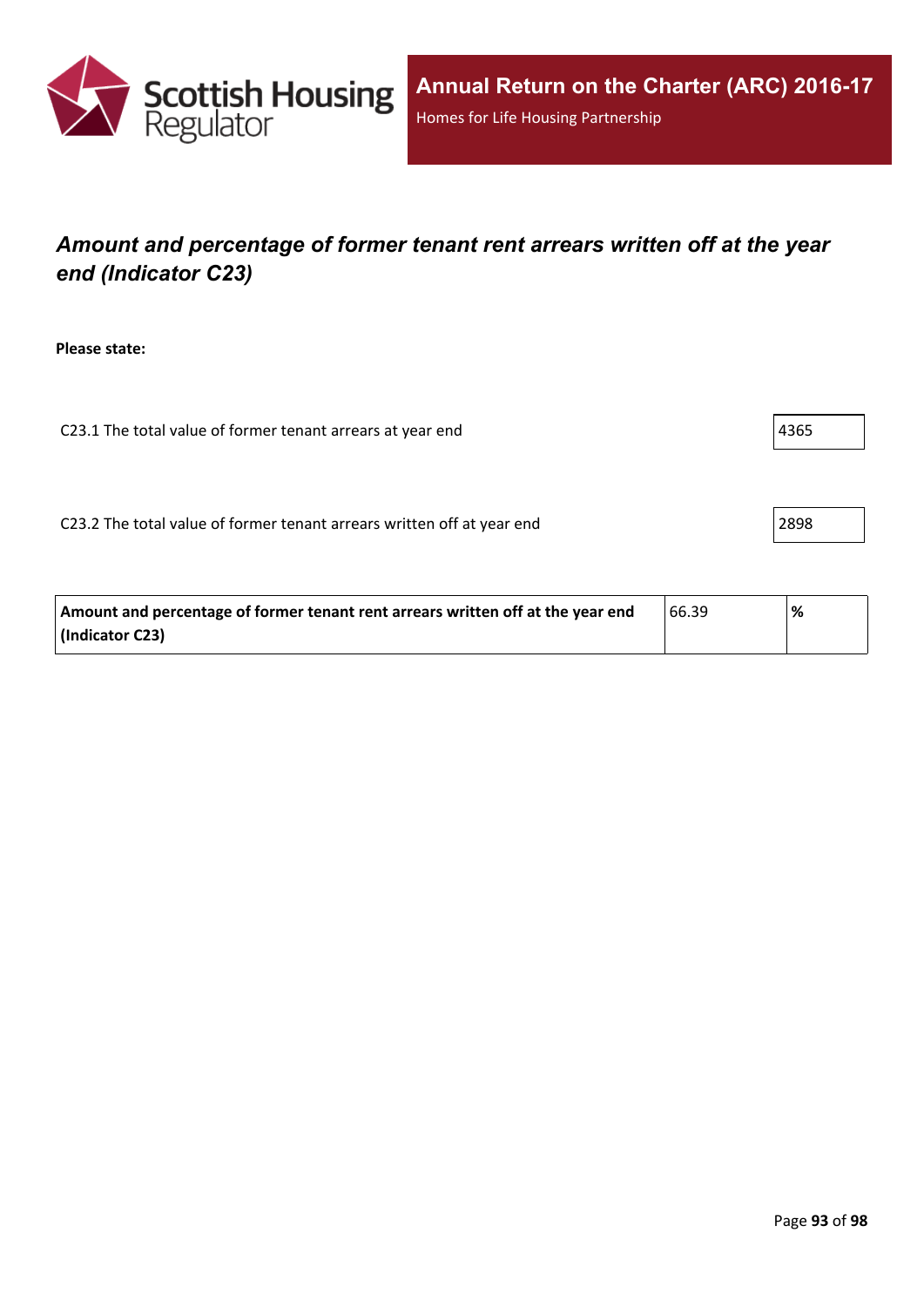## *Amount and percentage of former tenant rent arrears written off at the year end (Indicator C23)*

**Please state:**

| | |
|---|---|
| C23.1 The total value of former tenant arrears at year end | 4365 |
| C23.2 The total value of former tenant arrears written off at year end | 2898 |

| | | |
|---|---|---|
| **Amount and percentage of former tenant rent arrears written off at the year end (Indicator C23)** | 66.39 | **%** |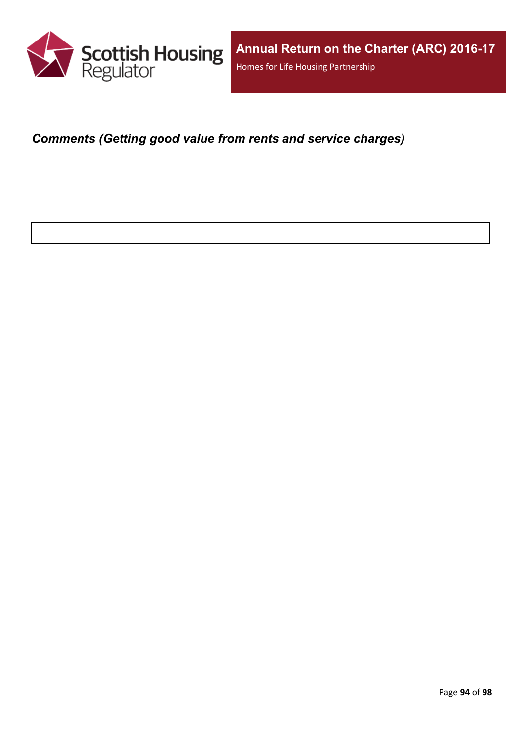### *Comments (Getting good value from rents and service charges)*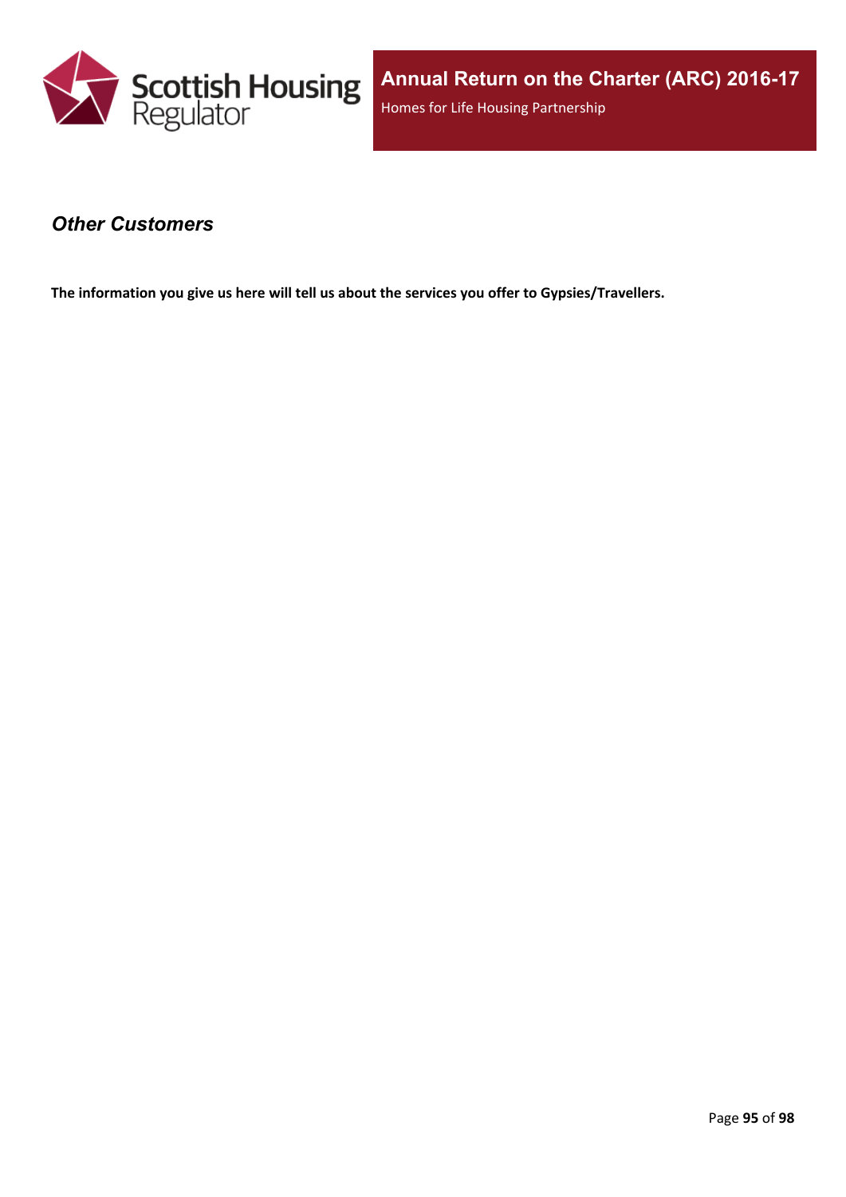## *Other Customers*

**The information you give us here will tell us about the services you offer to Gypsies/Travellers.**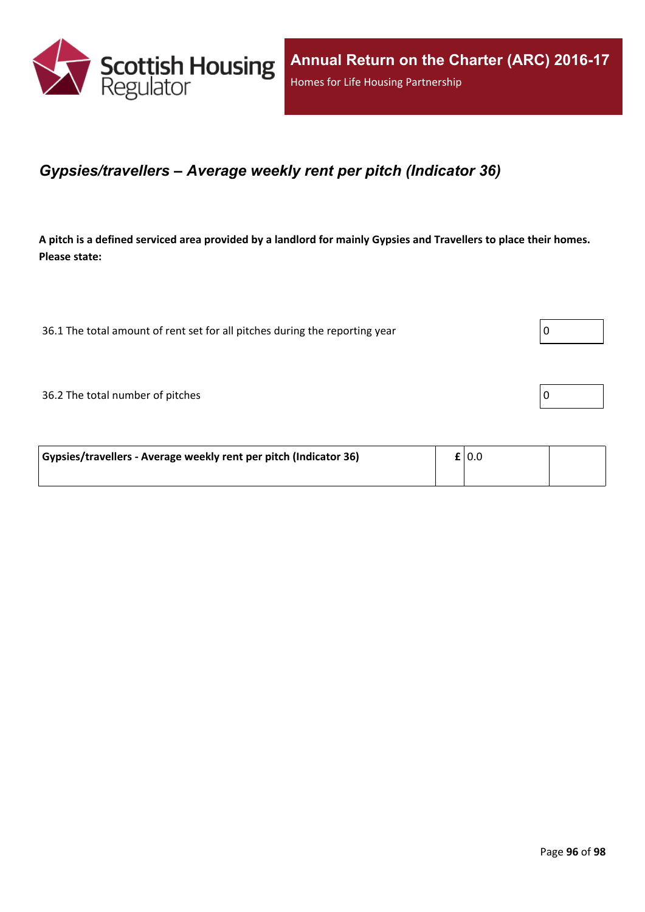## *Gypsies/travellers – Average weekly rent per pitch (Indicator 36)*

**A pitch is a defined serviced area provided by a landlord for mainly Gypsies and Travellers to place their homes. Please state:**

| | |
|---|---|
| 36.1 The total amount of rent set for all pitches during the reporting year | 0 |
| 36.2 The total number of pitches | 0 |

| | | | |
|---|---|---|---|
| **Gypsies/travellers - Average weekly rent per pitch (Indicator 36)** | **£** | 0.0 | |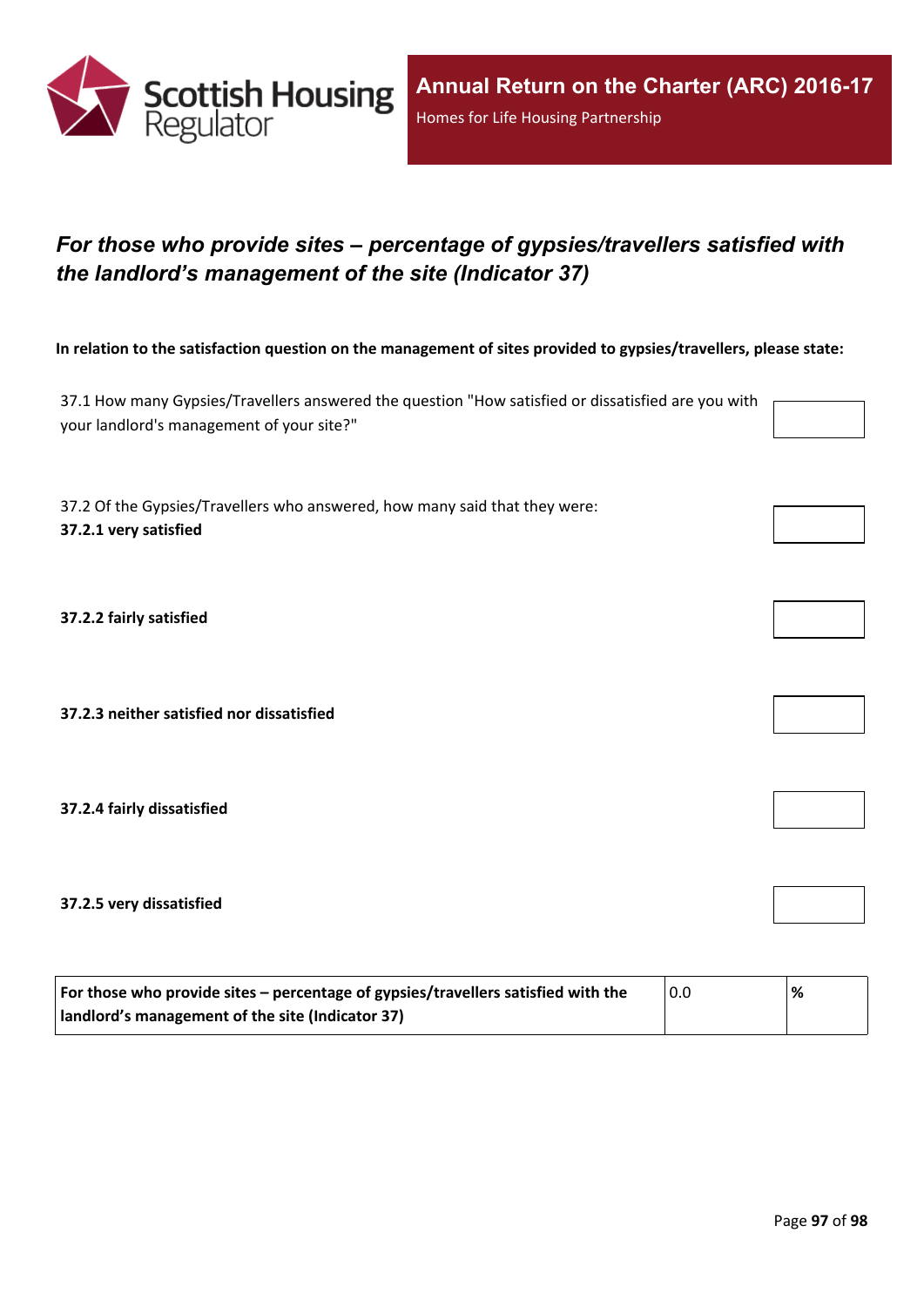## *For those who provide sites – percentage of gypsies/travellers satisfied with the landlord's management of the site (Indicator 37)*

**In relation to the satisfaction question on the management of sites provided to gypsies/travellers, please state:**

37.1 How many Gypsies/Travellers answered the question "How satisfied or dissatisfied are you with your landlord's management of your site?"

37.2 Of the Gypsies/Travellers who answered, how many said that they were:

**37.2.1 very satisfied**

**37.2.2 fairly satisfied**

**37.2.3 neither satisfied nor dissatisfied**

**37.2.4 fairly dissatisfied**

**37.2.5 very dissatisfied**

| | | |
|---|---|---|
| **For those who provide sites – percentage of gypsies/travellers satisfied with the landlord's management of the site (Indicator 37)** | 0.0 | **%** |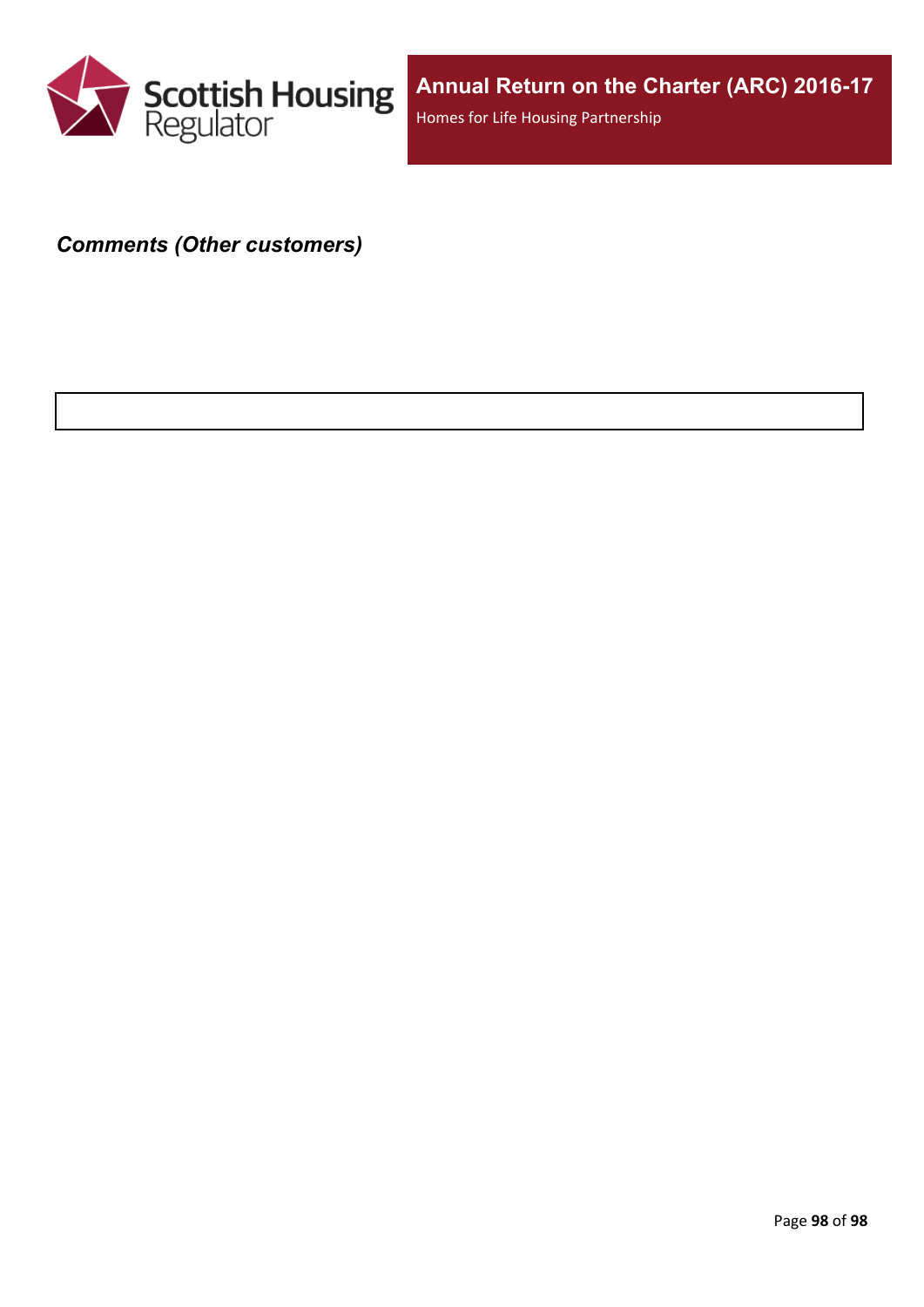***Comments (Other customers)***

| |
|---|
| |